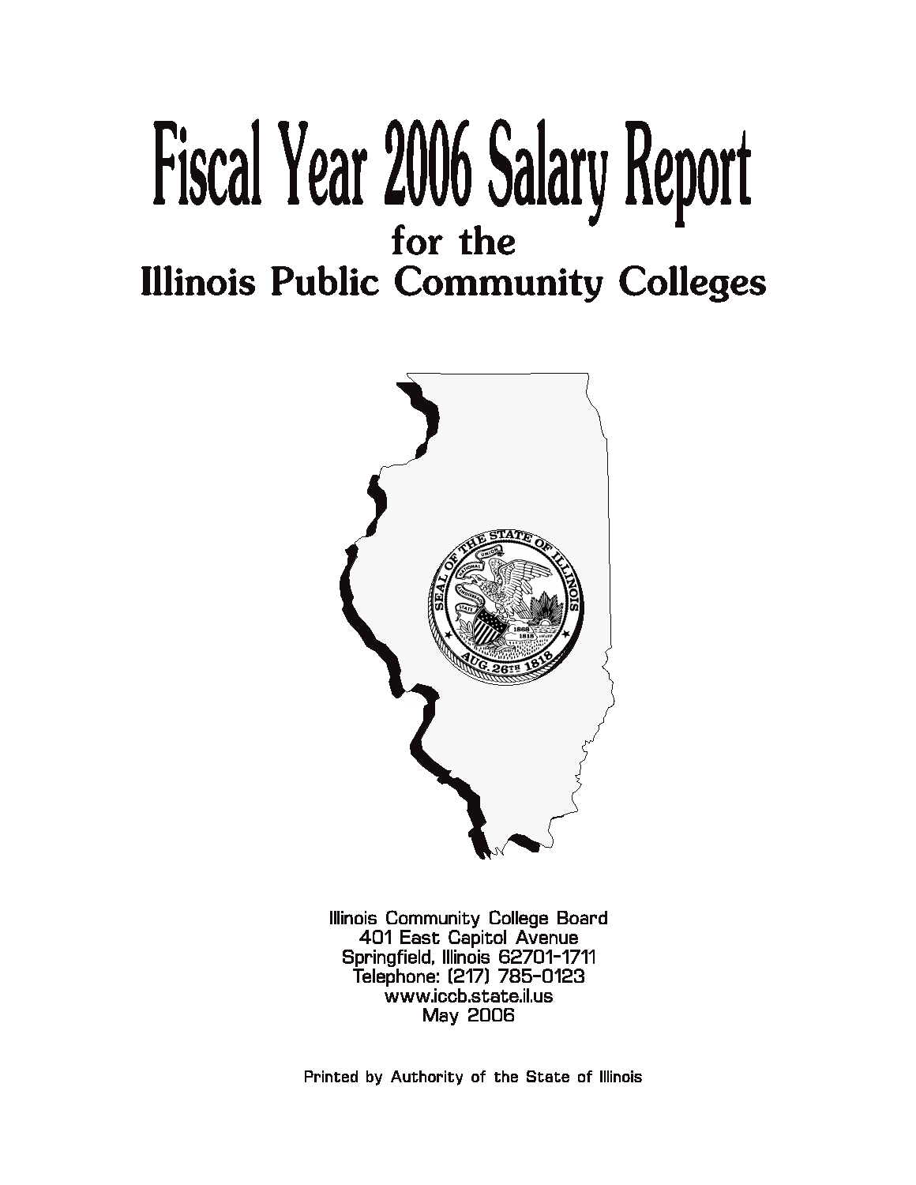# Fiscal Year 2006 Salary Report

## for the

## Illinois Public Community Colleges

Illinois Community College Board
401 East Capitol Avenue
Springfield, Illinois 62701-1711
Telephone: (217) 785-0123
www.iccb.state.il.us
May 2006

Printed by Authority of the State of Illinois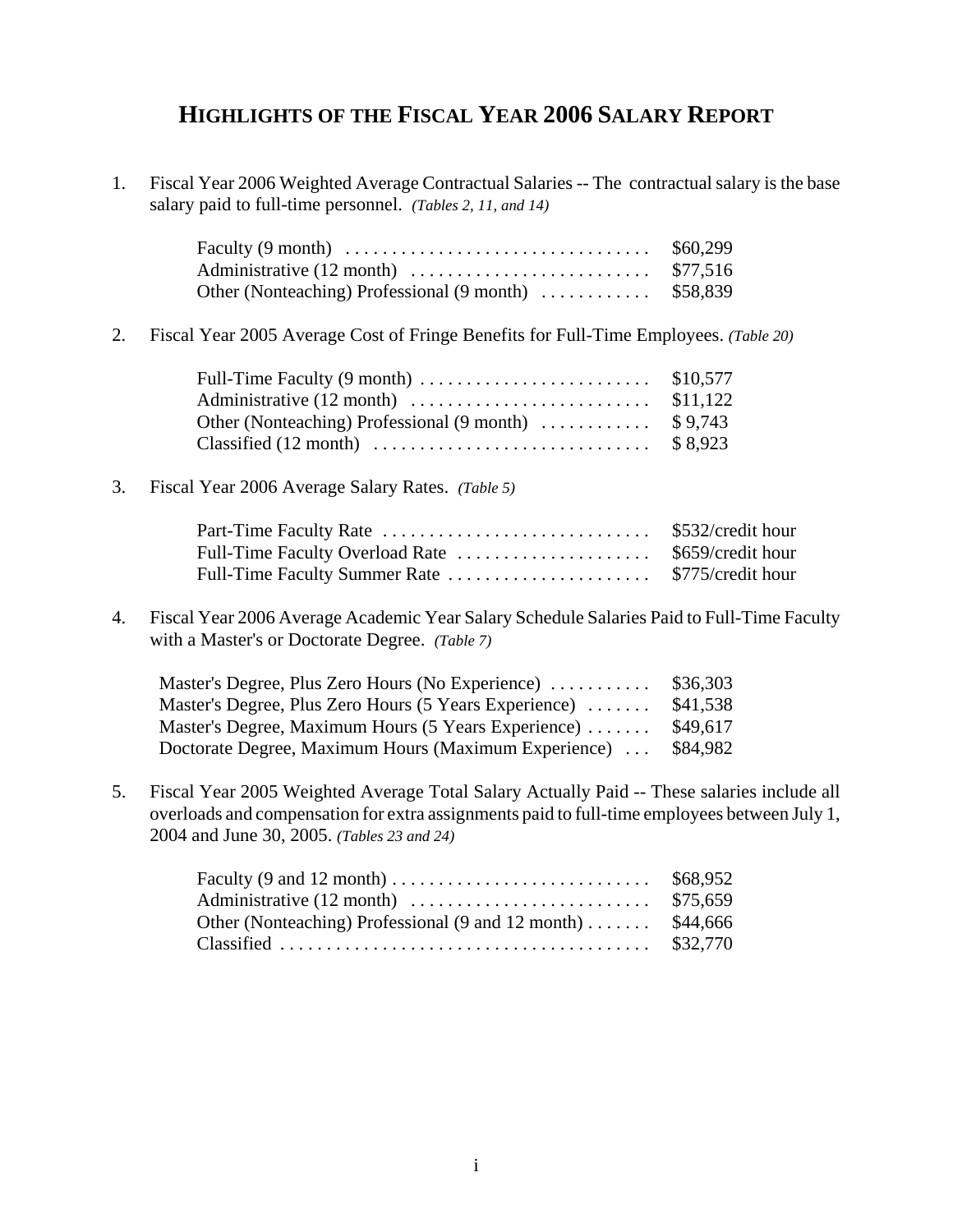# HIGHLIGHTS OF THE FISCAL YEAR 2006 SALARY REPORT

1. Fiscal Year 2006 Weighted Average Contractual Salaries -- The contractual salary is the base salary paid to full-time personnel. *(Tables 2, 11, and 14)*

| | |
|---|---|
| Faculty (9 month) | $60,299 |
| Administrative (12 month) | $77,516 |
| Other (Nonteaching) Professional (9 month) | $58,839 |

2. Fiscal Year 2005 Average Cost of Fringe Benefits for Full-Time Employees. *(Table 20)*

| | |
|---|---|
| Full-Time Faculty (9 month) | $10,577 |
| Administrative (12 month) | $11,122 |
| Other (Nonteaching) Professional (9 month) | $ 9,743 |
| Classified (12 month) | $ 8,923 |

3. Fiscal Year 2006 Average Salary Rates. *(Table 5)*

| | |
|---|---|
| Part-Time Faculty Rate | $532/credit hour |
| Full-Time Faculty Overload Rate | $659/credit hour |
| Full-Time Faculty Summer Rate | $775/credit hour |

4. Fiscal Year 2006 Average Academic Year Salary Schedule Salaries Paid to Full-Time Faculty with a Master's or Doctorate Degree. *(Table 7)*

| | |
|---|---|
| Master's Degree, Plus Zero Hours (No Experience) | $36,303 |
| Master's Degree, Plus Zero Hours (5 Years Experience) | $41,538 |
| Master's Degree, Maximum Hours (5 Years Experience) | $49,617 |
| Doctorate Degree, Maximum Hours (Maximum Experience) | $84,982 |

5. Fiscal Year 2005 Weighted Average Total Salary Actually Paid -- These salaries include all overloads and compensation for extra assignments paid to full-time employees between July 1, 2004 and June 30, 2005. *(Tables 23 and 24)*

| | |
|---|---|
| Faculty (9 and 12 month) | $68,952 |
| Administrative (12 month) | $75,659 |
| Other (Nonteaching) Professional (9 and 12 month) | $44,666 |
| Classified | $32,770 |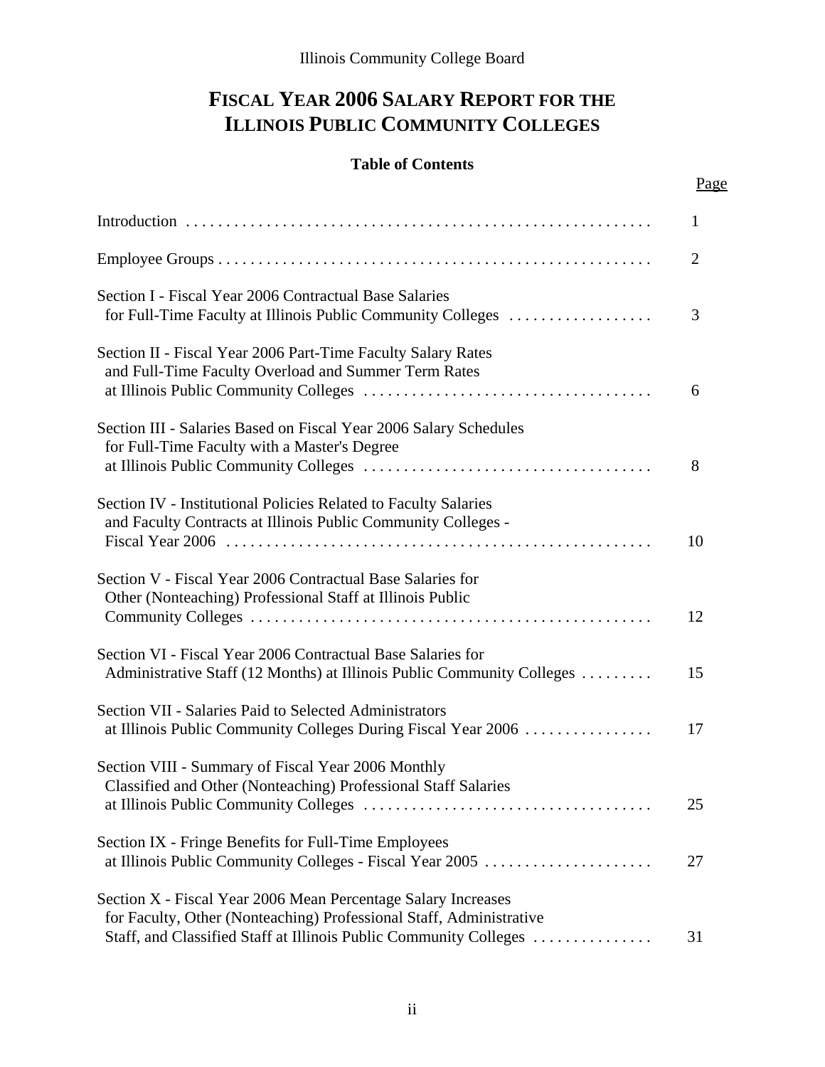Illinois Community College Board

# FISCAL YEAR 2006 SALARY REPORT FOR THE ILLINOIS PUBLIC COMMUNITY COLLEGES

## Table of Contents

| | Page |
|---|---|
| Introduction | 1 |
| Employee Groups | 2 |
| Section I - Fiscal Year 2006 Contractual Base Salaries for Full-Time Faculty at Illinois Public Community Colleges | 3 |
| Section II - Fiscal Year 2006 Part-Time Faculty Salary Rates and Full-Time Faculty Overload and Summer Term Rates at Illinois Public Community Colleges | 6 |
| Section III - Salaries Based on Fiscal Year 2006 Salary Schedules for Full-Time Faculty with a Master's Degree at Illinois Public Community Colleges | 8 |
| Section IV - Institutional Policies Related to Faculty Salaries and Faculty Contracts at Illinois Public Community Colleges - Fiscal Year 2006 | 10 |
| Section V - Fiscal Year 2006 Contractual Base Salaries for Other (Nonteaching) Professional Staff at Illinois Public Community Colleges | 12 |
| Section VI - Fiscal Year 2006 Contractual Base Salaries for Administrative Staff (12 Months) at Illinois Public Community Colleges | 15 |
| Section VII - Salaries Paid to Selected Administrators at Illinois Public Community Colleges During Fiscal Year 2006 | 17 |
| Section VIII - Summary of Fiscal Year 2006 Monthly Classified and Other (Nonteaching) Professional Staff Salaries at Illinois Public Community Colleges | 25 |
| Section IX - Fringe Benefits for Full-Time Employees at Illinois Public Community Colleges - Fiscal Year 2005 | 27 |
| Section X - Fiscal Year 2006 Mean Percentage Salary Increases for Faculty, Other (Nonteaching) Professional Staff, Administrative Staff, and Classified Staff at Illinois Public Community Colleges | 31 |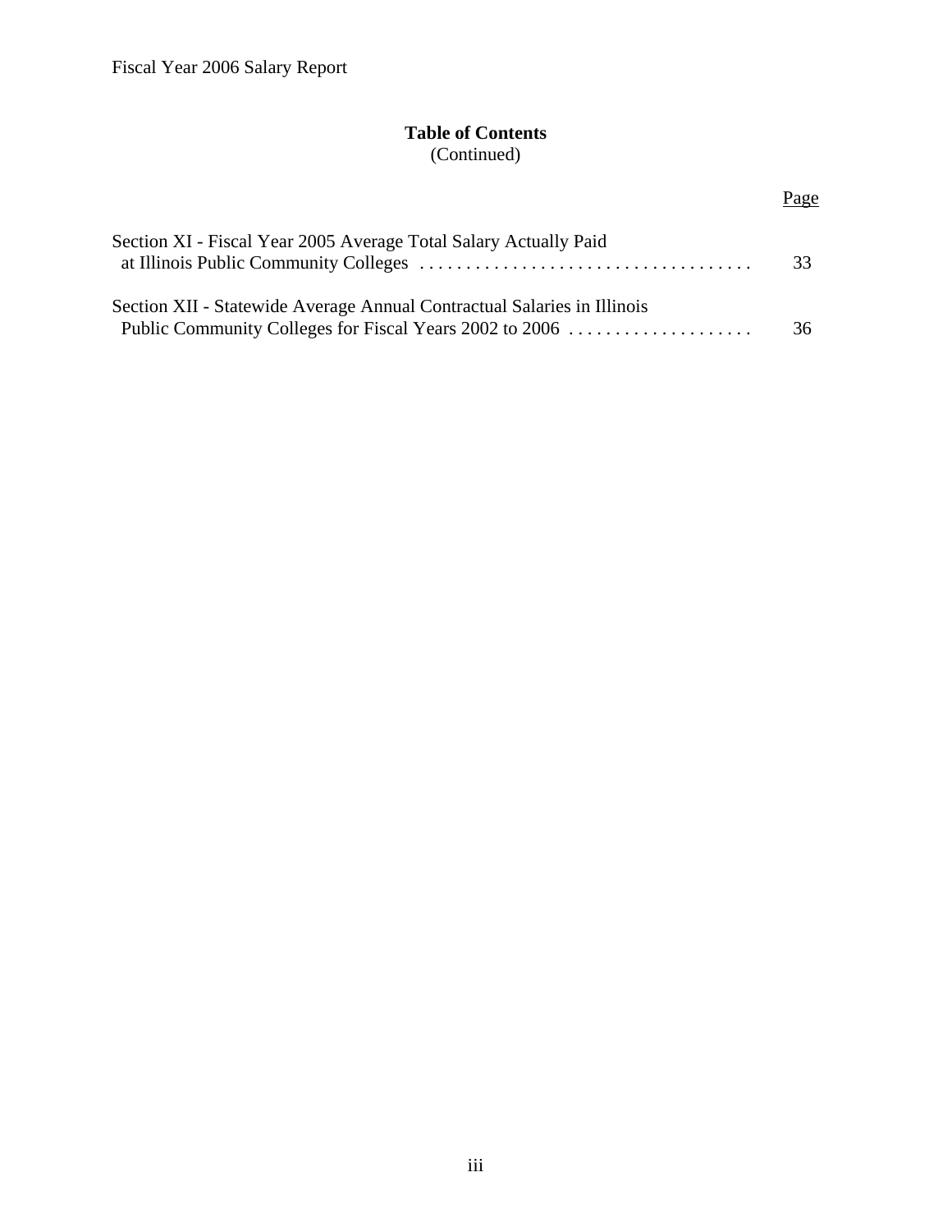## Table of Contents
(Continued)

| | Page |
|---|---|
| Section XI - Fiscal Year 2005 Average Total Salary Actually Paid at Illinois Public Community Colleges | 33 |
| Section XII - Statewide Average Annual Contractual Salaries in Illinois Public Community Colleges for Fiscal Years 2002 to 2006 | 36 |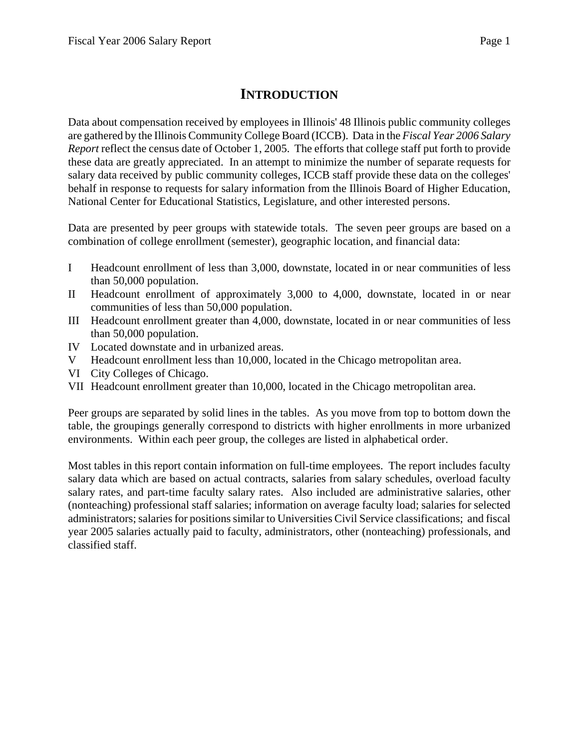# INTRODUCTION

Data about compensation received by employees in Illinois' 48 Illinois public community colleges are gathered by the Illinois Community College Board (ICCB). Data in the *Fiscal Year 2006 Salary Report* reflect the census date of October 1, 2005. The efforts that college staff put forth to provide these data are greatly appreciated. In an attempt to minimize the number of separate requests for salary data received by public community colleges, ICCB staff provide these data on the colleges' behalf in response to requests for salary information from the Illinois Board of Higher Education, National Center for Educational Statistics, Legislature, and other interested persons.

Data are presented by peer groups with statewide totals. The seven peer groups are based on a combination of college enrollment (semester), geographic location, and financial data:

- I Headcount enrollment of less than 3,000, downstate, located in or near communities of less than 50,000 population.
- II Headcount enrollment of approximately 3,000 to 4,000, downstate, located in or near communities of less than 50,000 population.
- III Headcount enrollment greater than 4,000, downstate, located in or near communities of less than 50,000 population.
- IV Located downstate and in urbanized areas.
- V Headcount enrollment less than 10,000, located in the Chicago metropolitan area.
- VI City Colleges of Chicago.
- VII Headcount enrollment greater than 10,000, located in the Chicago metropolitan area.

Peer groups are separated by solid lines in the tables. As you move from top to bottom down the table, the groupings generally correspond to districts with higher enrollments in more urbanized environments. Within each peer group, the colleges are listed in alphabetical order.

Most tables in this report contain information on full-time employees. The report includes faculty salary data which are based on actual contracts, salaries from salary schedules, overload faculty salary rates, and part-time faculty salary rates. Also included are administrative salaries, other (nonteaching) professional staff salaries; information on average faculty load; salaries for selected administrators; salaries for positions similar to Universities Civil Service classifications; and fiscal year 2005 salaries actually paid to faculty, administrators, other (nonteaching) professionals, and classified staff.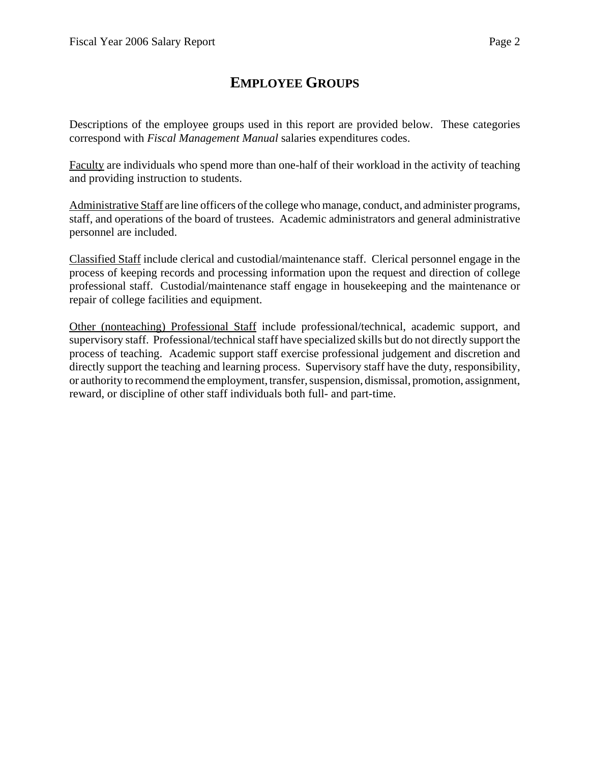# EMPLOYEE GROUPS

Descriptions of the employee groups used in this report are provided below. These categories correspond with *Fiscal Management Manual* salaries expenditures codes.

Faculty are individuals who spend more than one-half of their workload in the activity of teaching and providing instruction to students.

Administrative Staff are line officers of the college who manage, conduct, and administer programs, staff, and operations of the board of trustees. Academic administrators and general administrative personnel are included.

Classified Staff include clerical and custodial/maintenance staff. Clerical personnel engage in the process of keeping records and processing information upon the request and direction of college professional staff. Custodial/maintenance staff engage in housekeeping and the maintenance or repair of college facilities and equipment.

Other (nonteaching) Professional Staff include professional/technical, academic support, and supervisory staff. Professional/technical staff have specialized skills but do not directly support the process of teaching. Academic support staff exercise professional judgement and discretion and directly support the teaching and learning process. Supervisory staff have the duty, responsibility, or authority to recommend the employment, transfer, suspension, dismissal, promotion, assignment, reward, or discipline of other staff individuals both full- and part-time.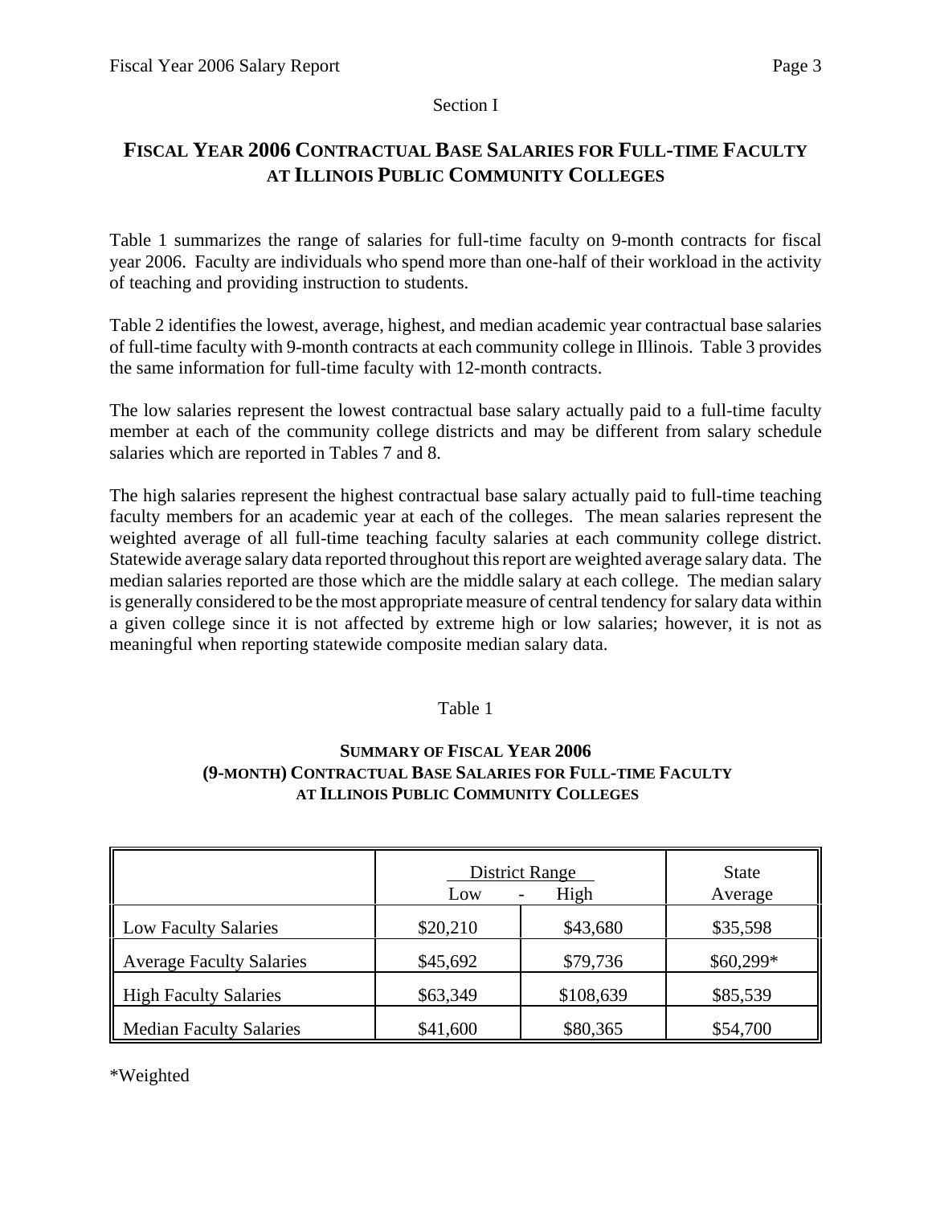Section I

# FISCAL YEAR 2006 CONTRACTUAL BASE SALARIES FOR FULL-TIME FACULTY AT ILLINOIS PUBLIC COMMUNITY COLLEGES

Table 1 summarizes the range of salaries for full-time faculty on 9-month contracts for fiscal year 2006. Faculty are individuals who spend more than one-half of their workload in the activity of teaching and providing instruction to students.

Table 2 identifies the lowest, average, highest, and median academic year contractual base salaries of full-time faculty with 9-month contracts at each community college in Illinois. Table 3 provides the same information for full-time faculty with 12-month contracts.

The low salaries represent the lowest contractual base salary actually paid to a full-time faculty member at each of the community college districts and may be different from salary schedule salaries which are reported in Tables 7 and 8.

The high salaries represent the highest contractual base salary actually paid to full-time teaching faculty members for an academic year at each of the colleges. The mean salaries represent the weighted average of all full-time teaching faculty salaries at each community college district. Statewide average salary data reported throughout this report are weighted average salary data. The median salaries reported are those which are the middle salary at each college. The median salary is generally considered to be the most appropriate measure of central tendency for salary data within a given college since it is not affected by extreme high or low salaries; however, it is not as meaningful when reporting statewide composite median salary data.

Table 1

**SUMMARY OF FISCAL YEAR 2006 (9-MONTH) CONTRACTUAL BASE SALARIES FOR FULL-TIME FACULTY AT ILLINOIS PUBLIC COMMUNITY COLLEGES**

| | District Range | | State |
|---|---|---|---|
| | Low - | High | Average |
| Low Faculty Salaries | $20,210 | $43,680 | $35,598 |
| Average Faculty Salaries | $45,692 | $79,736 | $60,299* |
| High Faculty Salaries | $63,349 | $108,639 | $85,539 |
| Median Faculty Salaries | $41,600 | $80,365 | $54,700 |

*Weighted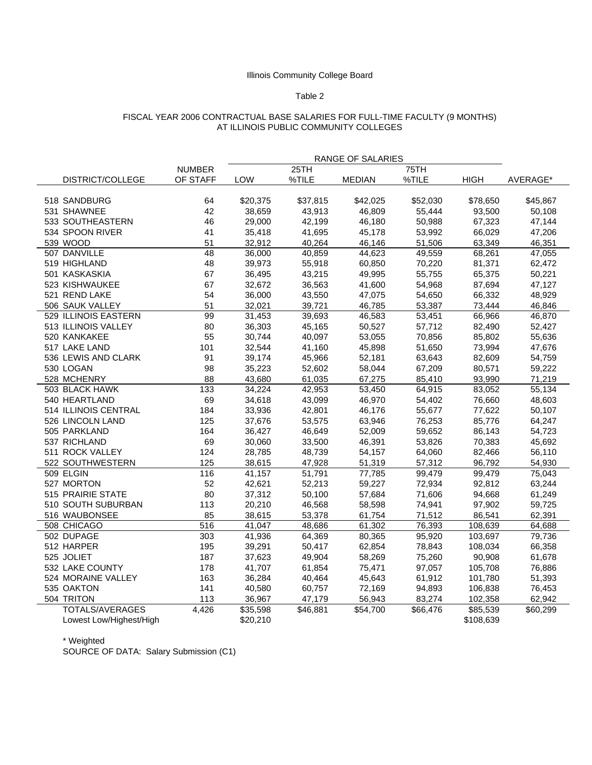Illinois Community College Board

Table 2

FISCAL YEAR 2006 CONTRACTUAL BASE SALARIES FOR FULL-TIME FACULTY (9 MONTHS)
AT ILLINOIS PUBLIC COMMUNITY COLLEGES

| | | RANGE OF SALARIES | | | | | |
|---|---|---|---|---|---|---|---|
| DISTRICT/COLLEGE | NUMBER OF STAFF | LOW | 25TH %TILE | MEDIAN | 75TH %TILE | HIGH | AVERAGE* |
| 518 SANDBURG | 64 | $20,375 | $37,815 | $42,025 | $52,030 | $78,650 | $45,867 |
| 531 SHAWNEE | 42 | 38,659 | 43,913 | 46,809 | 55,444 | 93,500 | 50,108 |
| 533 SOUTHEASTERN | 46 | 29,000 | 42,199 | 46,180 | 50,988 | 67,323 | 47,144 |
| 534 SPOON RIVER | 41 | 35,418 | 41,695 | 45,178 | 53,992 | 66,029 | 47,206 |
| 539 WOOD | 51 | 32,912 | 40,264 | 46,146 | 51,506 | 63,349 | 46,351 |
| 507 DANVILLE | 48 | 36,000 | 40,859 | 44,623 | 49,559 | 68,261 | 47,055 |
| 519 HIGHLAND | 48 | 39,973 | 55,918 | 60,850 | 70,220 | 81,371 | 62,472 |
| 501 KASKASKIA | 67 | 36,495 | 43,215 | 49,995 | 55,755 | 65,375 | 50,221 |
| 523 KISHWAUKEE | 67 | 32,672 | 36,563 | 41,600 | 54,968 | 87,694 | 47,127 |
| 521 REND LAKE | 54 | 36,000 | 43,550 | 47,075 | 54,650 | 66,332 | 48,929 |
| 506 SAUK VALLEY | 51 | 32,021 | 39,721 | 46,785 | 53,387 | 73,444 | 46,846 |
| 529 ILLINOIS EASTERN | 99 | 31,453 | 39,693 | 46,583 | 53,451 | 66,966 | 46,870 |
| 513 ILLINOIS VALLEY | 80 | 36,303 | 45,165 | 50,527 | 57,712 | 82,490 | 52,427 |
| 520 KANKAKEE | 55 | 30,744 | 40,097 | 53,055 | 70,856 | 85,802 | 55,636 |
| 517 LAKE LAND | 101 | 32,544 | 41,160 | 45,898 | 51,650 | 73,994 | 47,676 |
| 536 LEWIS AND CLARK | 91 | 39,174 | 45,966 | 52,181 | 63,643 | 82,609 | 54,759 |
| 530 LOGAN | 98 | 35,223 | 52,602 | 58,044 | 67,209 | 80,571 | 59,222 |
| 528 MCHENRY | 88 | 43,680 | 61,035 | 67,275 | 85,410 | 93,990 | 71,219 |
| 503 BLACK HAWK | 133 | 34,224 | 42,953 | 53,450 | 64,915 | 83,052 | 55,134 |
| 540 HEARTLAND | 69 | 34,618 | 43,099 | 46,970 | 54,402 | 76,660 | 48,603 |
| 514 ILLINOIS CENTRAL | 184 | 33,936 | 42,801 | 46,176 | 55,677 | 77,622 | 50,107 |
| 526 LINCOLN LAND | 125 | 37,676 | 53,575 | 63,946 | 76,253 | 85,776 | 64,247 |
| 505 PARKLAND | 164 | 36,427 | 46,649 | 52,009 | 59,652 | 86,143 | 54,723 |
| 537 RICHLAND | 69 | 30,060 | 33,500 | 46,391 | 53,826 | 70,383 | 45,692 |
| 511 ROCK VALLEY | 124 | 28,785 | 48,739 | 54,157 | 64,060 | 82,466 | 56,110 |
| 522 SOUTHWESTERN | 125 | 38,615 | 47,928 | 51,319 | 57,312 | 96,792 | 54,930 |
| 509 ELGIN | 116 | 41,157 | 51,791 | 77,785 | 99,479 | 99,479 | 75,043 |
| 527 MORTON | 52 | 42,621 | 52,213 | 59,227 | 72,934 | 92,812 | 63,244 |
| 515 PRAIRIE STATE | 80 | 37,312 | 50,100 | 57,684 | 71,606 | 94,668 | 61,249 |
| 510 SOUTH SUBURBAN | 113 | 20,210 | 46,568 | 58,598 | 74,941 | 97,902 | 59,725 |
| 516 WAUBONSEE | 85 | 38,615 | 53,378 | 61,754 | 71,512 | 86,541 | 62,391 |
| 508 CHICAGO | 516 | 41,047 | 48,686 | 61,302 | 76,393 | 108,639 | 64,688 |
| 502 DUPAGE | 303 | 41,936 | 64,369 | 80,365 | 95,920 | 103,697 | 79,736 |
| 512 HARPER | 195 | 39,291 | 50,417 | 62,854 | 78,843 | 108,034 | 66,358 |
| 525 JOLIET | 187 | 37,623 | 49,904 | 58,269 | 75,260 | 90,908 | 61,678 |
| 532 LAKE COUNTY | 178 | 41,707 | 61,854 | 75,471 | 97,057 | 105,708 | 76,886 |
| 524 MORAINE VALLEY | 163 | 36,284 | 40,464 | 45,643 | 61,912 | 101,780 | 51,393 |
| 535 OAKTON | 141 | 40,580 | 60,757 | 72,169 | 94,893 | 106,838 | 76,453 |
| 504 TRITON | 113 | 36,967 | 47,179 | 56,943 | 83,274 | 102,358 | 62,942 |
| TOTALS/AVERAGES | 4,426 | $35,598 | $46,881 | $54,700 | $66,476 | $85,539 | $60,299 |
| Lowest Low/Highest/High | | $20,210 | | | | $108,639 | |

* Weighted

SOURCE OF DATA: Salary Submission (C1)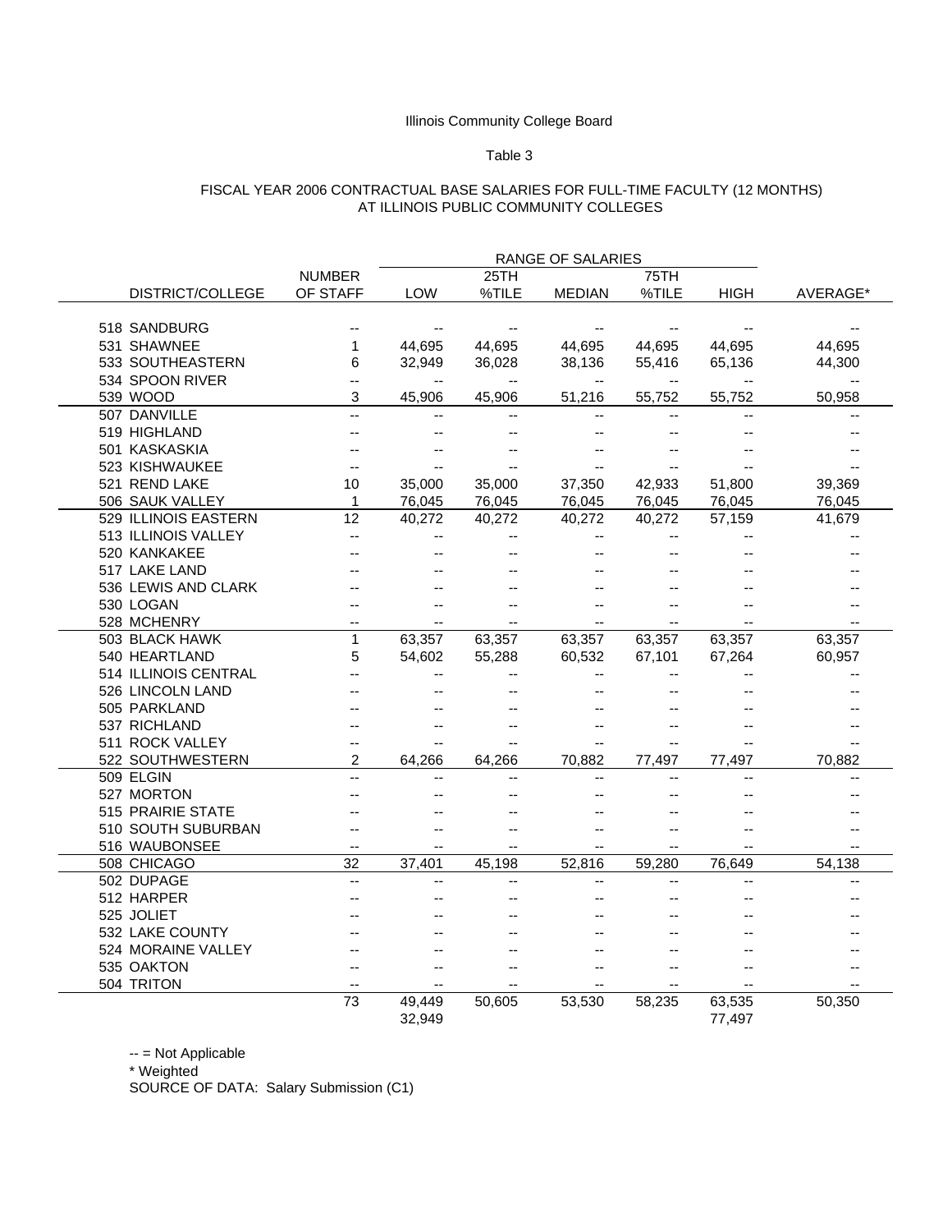Illinois Community College Board

Table 3

FISCAL YEAR 2006 CONTRACTUAL BASE SALARIES FOR FULL-TIME FACULTY (12 MONTHS) AT ILLINOIS PUBLIC COMMUNITY COLLEGES

| DISTRICT/COLLEGE | NUMBER OF STAFF | RANGE OF SALARIES LOW | 25TH %TILE | MEDIAN | 75TH %TILE | HIGH | AVERAGE* |
|---|---|---|---|---|---|---|---|
| 518 SANDBURG | -- | -- | -- | -- | -- | -- | -- |
| 531 SHAWNEE | 1 | 44,695 | 44,695 | 44,695 | 44,695 | 44,695 | 44,695 |
| 533 SOUTHEASTERN | 6 | 32,949 | 36,028 | 38,136 | 55,416 | 65,136 | 44,300 |
| 534 SPOON RIVER | -- | -- | -- | -- | -- | -- | -- |
| 539 WOOD | 3 | 45,906 | 45,906 | 51,216 | 55,752 | 55,752 | 50,958 |
| 507 DANVILLE | -- | -- | -- | -- | -- | -- | -- |
| 519 HIGHLAND | -- | -- | -- | -- | -- | -- | -- |
| 501 KASKASKIA | -- | -- | -- | -- | -- | -- | -- |
| 523 KISHWAUKEE | -- | -- | -- | -- | -- | -- | -- |
| 521 REND LAKE | 10 | 35,000 | 35,000 | 37,350 | 42,933 | 51,800 | 39,369 |
| 506 SAUK VALLEY | 1 | 76,045 | 76,045 | 76,045 | 76,045 | 76,045 | 76,045 |
| 529 ILLINOIS EASTERN | 12 | 40,272 | 40,272 | 40,272 | 40,272 | 57,159 | 41,679 |
| 513 ILLINOIS VALLEY | -- | -- | -- | -- | -- | -- | -- |
| 520 KANKAKEE | -- | -- | -- | -- | -- | -- | -- |
| 517 LAKE LAND | -- | -- | -- | -- | -- | -- | -- |
| 536 LEWIS AND CLARK | -- | -- | -- | -- | -- | -- | -- |
| 530 LOGAN | -- | -- | -- | -- | -- | -- | -- |
| 528 MCHENRY | -- | -- | -- | -- | -- | -- | -- |
| 503 BLACK HAWK | 1 | 63,357 | 63,357 | 63,357 | 63,357 | 63,357 | 63,357 |
| 540 HEARTLAND | 5 | 54,602 | 55,288 | 60,532 | 67,101 | 67,264 | 60,957 |
| 514 ILLINOIS CENTRAL | -- | -- | -- | -- | -- | -- | -- |
| 526 LINCOLN LAND | -- | -- | -- | -- | -- | -- | -- |
| 505 PARKLAND | -- | -- | -- | -- | -- | -- | -- |
| 537 RICHLAND | -- | -- | -- | -- | -- | -- | -- |
| 511 ROCK VALLEY | -- | -- | -- | -- | -- | -- | -- |
| 522 SOUTHWESTERN | 2 | 64,266 | 64,266 | 70,882 | 77,497 | 77,497 | 70,882 |
| 509 ELGIN | -- | -- | -- | -- | -- | -- | -- |
| 527 MORTON | -- | -- | -- | -- | -- | -- | -- |
| 515 PRAIRIE STATE | -- | -- | -- | -- | -- | -- | -- |
| 510 SOUTH SUBURBAN | -- | -- | -- | -- | -- | -- | -- |
| 516 WAUBONSEE | -- | -- | -- | -- | -- | -- | -- |
| 508 CHICAGO | 32 | 37,401 | 45,198 | 52,816 | 59,280 | 76,649 | 54,138 |
| 502 DUPAGE | -- | -- | -- | -- | -- | -- | -- |
| 512 HARPER | -- | -- | -- | -- | -- | -- | -- |
| 525 JOLIET | -- | -- | -- | -- | -- | -- | -- |
| 532 LAKE COUNTY | -- | -- | -- | -- | -- | -- | -- |
| 524 MORAINE VALLEY | -- | -- | -- | -- | -- | -- | -- |
| 535 OAKTON | -- | -- | -- | -- | -- | -- | -- |
| 504 TRITON | -- | -- | -- | -- | -- | -- | -- |
| | 73 | 49,449 | 50,605 | 53,530 | 58,235 | 63,535 | 50,350 |
| | | 32,949 | | | | 77,497 | |

-- = Not Applicable

\* Weighted

SOURCE OF DATA: Salary Submission (C1)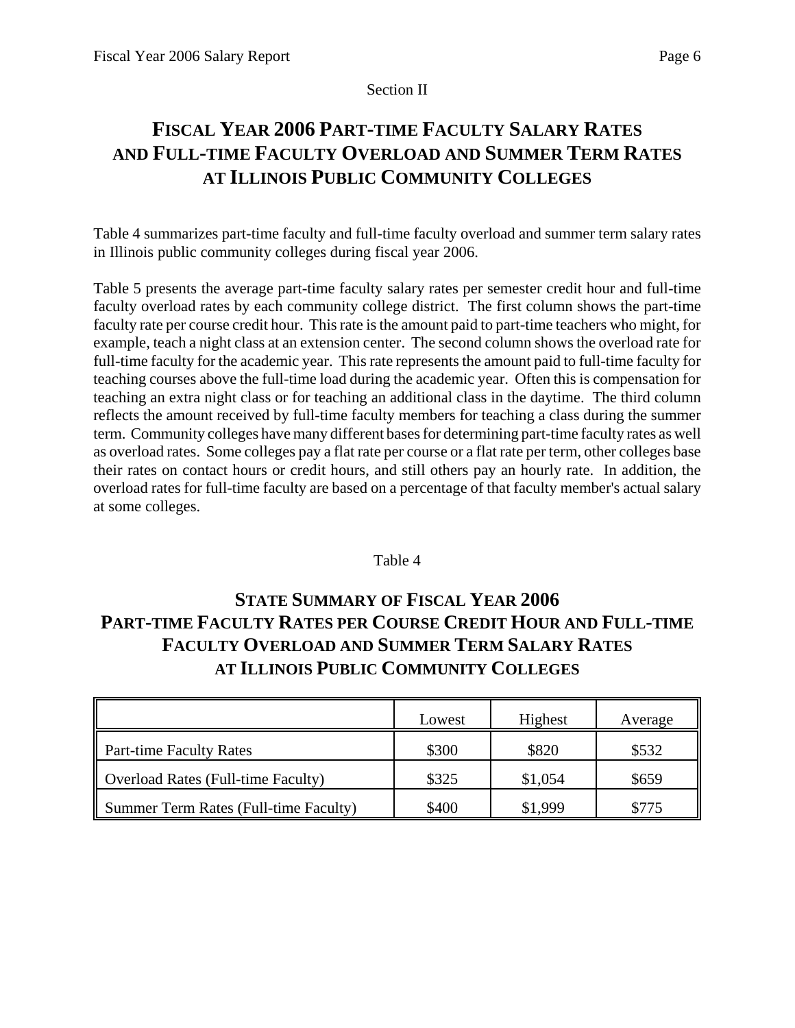Section II

# FISCAL YEAR 2006 PART-TIME FACULTY SALARY RATES AND FULL-TIME FACULTY OVERLOAD AND SUMMER TERM RATES AT ILLINOIS PUBLIC COMMUNITY COLLEGES

Table 4 summarizes part-time faculty and full-time faculty overload and summer term salary rates in Illinois public community colleges during fiscal year 2006.

Table 5 presents the average part-time faculty salary rates per semester credit hour and full-time faculty overload rates by each community college district. The first column shows the part-time faculty rate per course credit hour. This rate is the amount paid to part-time teachers who might, for example, teach a night class at an extension center. The second column shows the overload rate for full-time faculty for the academic year. This rate represents the amount paid to full-time faculty for teaching courses above the full-time load during the academic year. Often this is compensation for teaching an extra night class or for teaching an additional class in the daytime. The third column reflects the amount received by full-time faculty members for teaching a class during the summer term. Community colleges have many different bases for determining part-time faculty rates as well as overload rates. Some colleges pay a flat rate per course or a flat rate per term, other colleges base their rates on contact hours or credit hours, and still others pay an hourly rate. In addition, the overload rates for full-time faculty are based on a percentage of that faculty member's actual salary at some colleges.

Table 4

## STATE SUMMARY OF FISCAL YEAR 2006 PART-TIME FACULTY RATES PER COURSE CREDIT HOUR AND FULL-TIME FACULTY OVERLOAD AND SUMMER TERM SALARY RATES AT ILLINOIS PUBLIC COMMUNITY COLLEGES

| | Lowest | Highest | Average |
|---|---|---|---|
| Part-time Faculty Rates | $300 | $820 | $532 |
| Overload Rates (Full-time Faculty) | $325 | $1,054 | $659 |
| Summer Term Rates (Full-time Faculty) | $400 | $1,999 | $775 |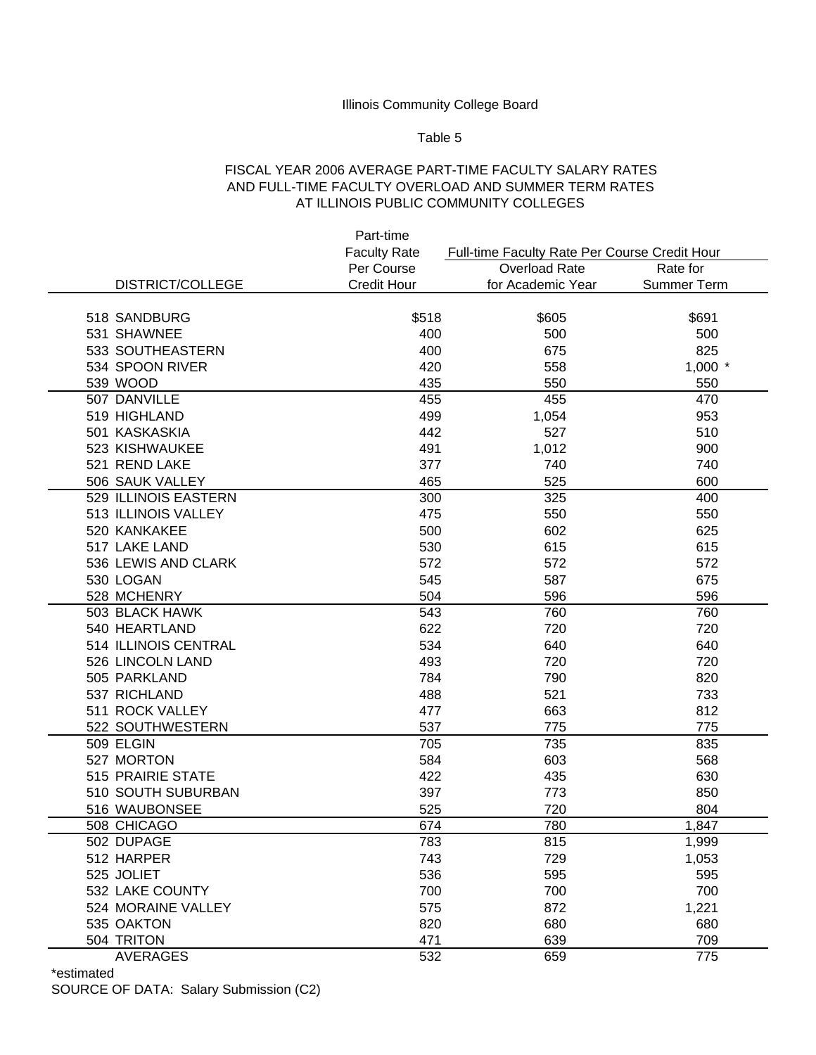Illinois Community College Board

Table 5

FISCAL YEAR 2006 AVERAGE PART-TIME FACULTY SALARY RATES
AND FULL-TIME FACULTY OVERLOAD AND SUMMER TERM RATES
AT ILLINOIS PUBLIC COMMUNITY COLLEGES

| DISTRICT/COLLEGE | Part-time Faculty Rate Per Course Credit Hour | Full-time Faculty Rate Per Course Credit Hour | |
|---|---|---|---|
| | | Overload Rate for Academic Year | Rate for Summer Term |
| 518 SANDBURG | $518 | $605 | $691 |
| 531 SHAWNEE | 400 | 500 | 500 |
| 533 SOUTHEASTERN | 400 | 675 | 825 |
| 534 SPOON RIVER | 420 | 558 | 1,000 * |
| 539 WOOD | 435 | 550 | 550 |
| 507 DANVILLE | 455 | 455 | 470 |
| 519 HIGHLAND | 499 | 1,054 | 953 |
| 501 KASKASKIA | 442 | 527 | 510 |
| 523 KISHWAUKEE | 491 | 1,012 | 900 |
| 521 REND LAKE | 377 | 740 | 740 |
| 506 SAUK VALLEY | 465 | 525 | 600 |
| 529 ILLINOIS EASTERN | 300 | 325 | 400 |
| 513 ILLINOIS VALLEY | 475 | 550 | 550 |
| 520 KANKAKEE | 500 | 602 | 625 |
| 517 LAKE LAND | 530 | 615 | 615 |
| 536 LEWIS AND CLARK | 572 | 572 | 572 |
| 530 LOGAN | 545 | 587 | 675 |
| 528 MCHENRY | 504 | 596 | 596 |
| 503 BLACK HAWK | 543 | 760 | 760 |
| 540 HEARTLAND | 622 | 720 | 720 |
| 514 ILLINOIS CENTRAL | 534 | 640 | 640 |
| 526 LINCOLN LAND | 493 | 720 | 720 |
| 505 PARKLAND | 784 | 790 | 820 |
| 537 RICHLAND | 488 | 521 | 733 |
| 511 ROCK VALLEY | 477 | 663 | 812 |
| 522 SOUTHWESTERN | 537 | 775 | 775 |
| 509 ELGIN | 705 | 735 | 835 |
| 527 MORTON | 584 | 603 | 568 |
| 515 PRAIRIE STATE | 422 | 435 | 630 |
| 510 SOUTH SUBURBAN | 397 | 773 | 850 |
| 516 WAUBONSEE | 525 | 720 | 804 |
| 508 CHICAGO | 674 | 780 | 1,847 |
| 502 DUPAGE | 783 | 815 | 1,999 |
| 512 HARPER | 743 | 729 | 1,053 |
| 525 JOLIET | 536 | 595 | 595 |
| 532 LAKE COUNTY | 700 | 700 | 700 |
| 524 MORAINE VALLEY | 575 | 872 | 1,221 |
| 535 OAKTON | 820 | 680 | 680 |
| 504 TRITON | 471 | 639 | 709 |
| AVERAGES | 532 | 659 | 775 |

*estimated

SOURCE OF DATA: Salary Submission (C2)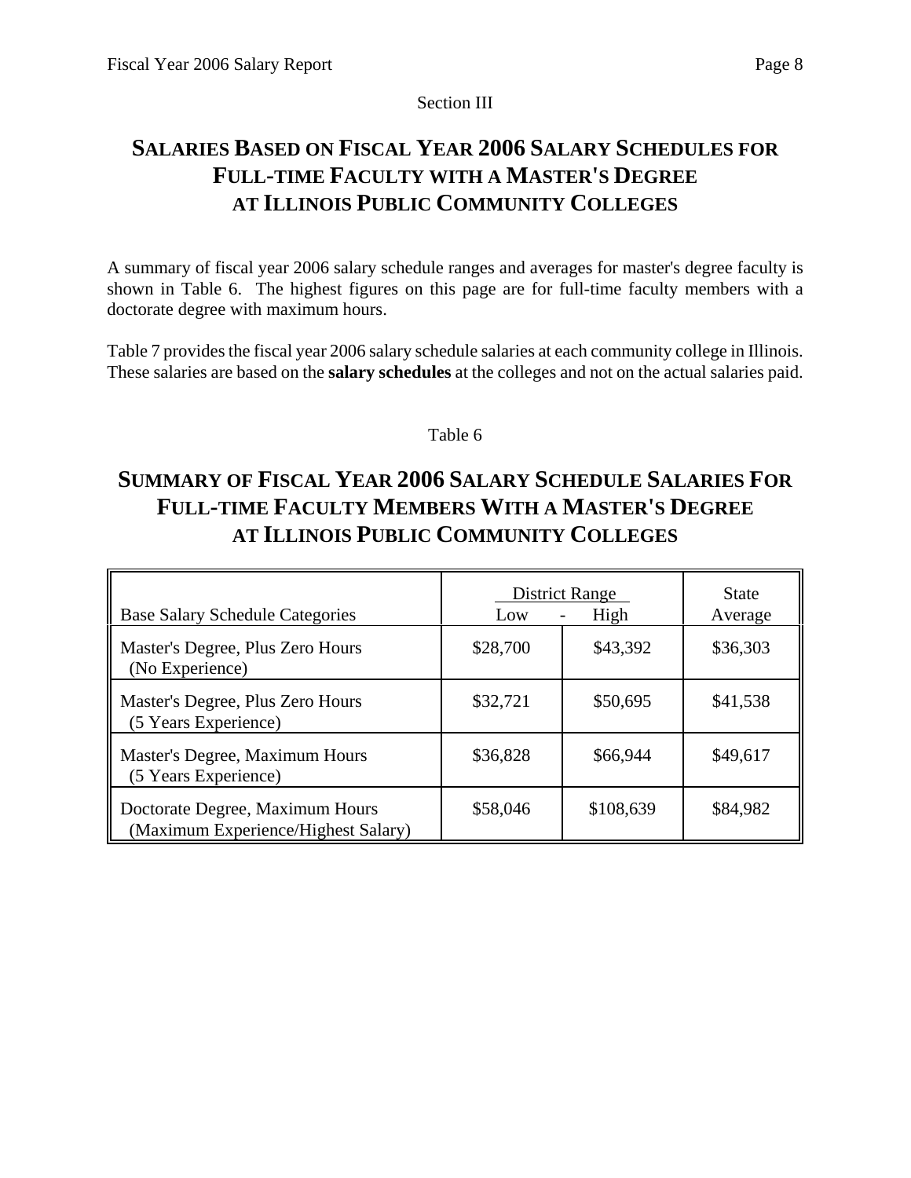Section III

## SALARIES BASED ON FISCAL YEAR 2006 SALARY SCHEDULES FOR FULL-TIME FACULTY WITH A MASTER'S DEGREE AT ILLINOIS PUBLIC COMMUNITY COLLEGES

A summary of fiscal year 2006 salary schedule ranges and averages for master's degree faculty is shown in Table 6. The highest figures on this page are for full-time faculty members with a doctorate degree with maximum hours.

Table 7 provides the fiscal year 2006 salary schedule salaries at each community college in Illinois. These salaries are based on the **salary schedules** at the colleges and not on the actual salaries paid.

Table 6

### SUMMARY OF FISCAL YEAR 2006 SALARY SCHEDULE SALARIES FOR FULL-TIME FACULTY MEMBERS WITH A MASTER'S DEGREE AT ILLINOIS PUBLIC COMMUNITY COLLEGES

| | District Range | | State |
|---|---|---|---|
| Base Salary Schedule Categories | Low | High | Average |
| Master's Degree, Plus Zero Hours (No Experience) | $28,700 | $43,392 | $36,303 |
| Master's Degree, Plus Zero Hours (5 Years Experience) | $32,721 | $50,695 | $41,538 |
| Master's Degree, Maximum Hours (5 Years Experience) | $36,828 | $66,944 | $49,617 |
| Doctorate Degree, Maximum Hours (Maximum Experience/Highest Salary) | $58,046 | $108,639 | $84,982 |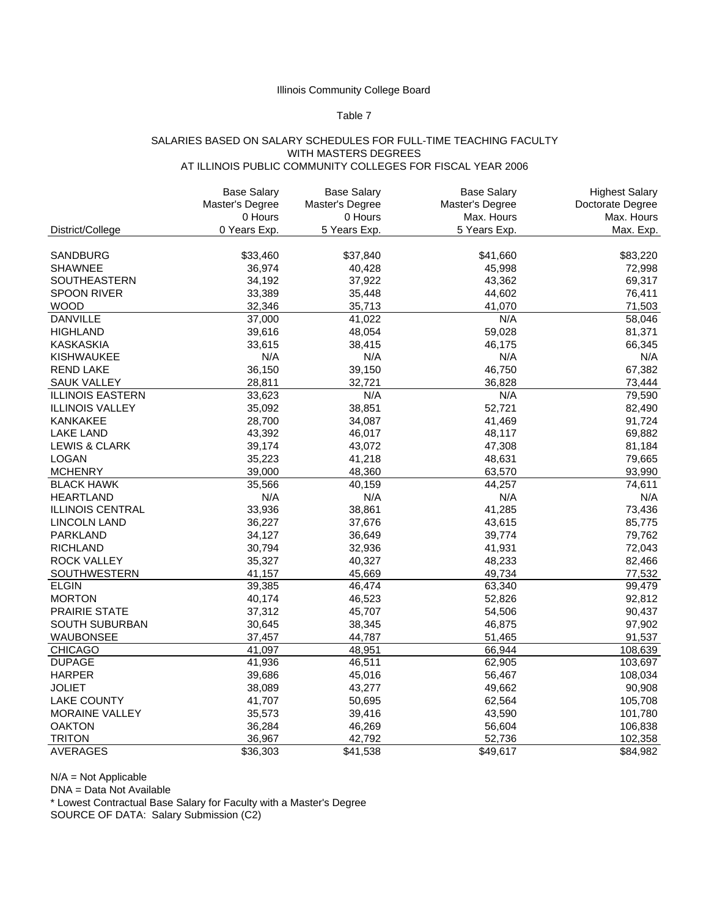Illinois Community College Board

Table 7

SALARIES BASED ON SALARY SCHEDULES FOR FULL-TIME TEACHING FACULTY
WITH MASTERS DEGREES
AT ILLINOIS PUBLIC COMMUNITY COLLEGES FOR FISCAL YEAR 2006

| District/College | Base Salary Master's Degree 0 Hours 0 Years Exp. | Base Salary Master's Degree 0 Hours 5 Years Exp. | Base Salary Master's Degree Max. Hours 5 Years Exp. | Highest Salary Doctorate Degree Max. Hours Max. Exp. |
|---|---|---|---|---|
| SANDBURG | $33,460 | $37,840 | $41,660 | $83,220 |
| SHAWNEE | 36,974 | 40,428 | 45,998 | 72,998 |
| SOUTHEASTERN | 34,192 | 37,922 | 43,362 | 69,317 |
| SPOON RIVER | 33,389 | 35,448 | 44,602 | 76,411 |
| WOOD | 32,346 | 35,713 | 41,070 | 71,503 |
| DANVILLE | 37,000 | 41,022 | N/A | 58,046 |
| HIGHLAND | 39,616 | 48,054 | 59,028 | 81,371 |
| KASKASKIA | 33,615 | 38,415 | 46,175 | 66,345 |
| KISHWAUKEE | N/A | N/A | N/A | N/A |
| REND LAKE | 36,150 | 39,150 | 46,750 | 67,382 |
| SAUK VALLEY | 28,811 | 32,721 | 36,828 | 73,444 |
| ILLINOIS EASTERN | 33,623 | N/A | N/A | 79,590 |
| ILLINOIS VALLEY | 35,092 | 38,851 | 52,721 | 82,490 |
| KANKAKEE | 28,700 | 34,087 | 41,469 | 91,724 |
| LAKE LAND | 43,392 | 46,017 | 48,117 | 69,882 |
| LEWIS & CLARK | 39,174 | 43,072 | 47,308 | 81,184 |
| LOGAN | 35,223 | 41,218 | 48,631 | 79,665 |
| MCHENRY | 39,000 | 48,360 | 63,570 | 93,990 |
| BLACK HAWK | 35,566 | 40,159 | 44,257 | 74,611 |
| HEARTLAND | N/A | N/A | N/A | N/A |
| ILLINOIS CENTRAL | 33,936 | 38,861 | 41,285 | 73,436 |
| LINCOLN LAND | 36,227 | 37,676 | 43,615 | 85,775 |
| PARKLAND | 34,127 | 36,649 | 39,774 | 79,762 |
| RICHLAND | 30,794 | 32,936 | 41,931 | 72,043 |
| ROCK VALLEY | 35,327 | 40,327 | 48,233 | 82,466 |
| SOUTHWESTERN | 41,157 | 45,669 | 49,734 | 77,532 |
| ELGIN | 39,385 | 46,474 | 63,340 | 99,479 |
| MORTON | 40,174 | 46,523 | 52,826 | 92,812 |
| PRAIRIE STATE | 37,312 | 45,707 | 54,506 | 90,437 |
| SOUTH SUBURBAN | 30,645 | 38,345 | 46,875 | 97,902 |
| WAUBONSEE | 37,457 | 44,787 | 51,465 | 91,537 |
| CHICAGO | 41,097 | 48,951 | 66,944 | 108,639 |
| DUPAGE | 41,936 | 46,511 | 62,905 | 103,697 |
| HARPER | 39,686 | 45,016 | 56,467 | 108,034 |
| JOLIET | 38,089 | 43,277 | 49,662 | 90,908 |
| LAKE COUNTY | 41,707 | 50,695 | 62,564 | 105,708 |
| MORAINE VALLEY | 35,573 | 39,416 | 43,590 | 101,780 |
| OAKTON | 36,284 | 46,269 | 56,604 | 106,838 |
| TRITON | 36,967 | 42,792 | 52,736 | 102,358 |
| AVERAGES | $36,303 | $41,538 | $49,617 | $84,982 |

N/A = Not Applicable
DNA = Data Not Available
* Lowest Contractual Base Salary for Faculty with a Master's Degree
SOURCE OF DATA: Salary Submission (C2)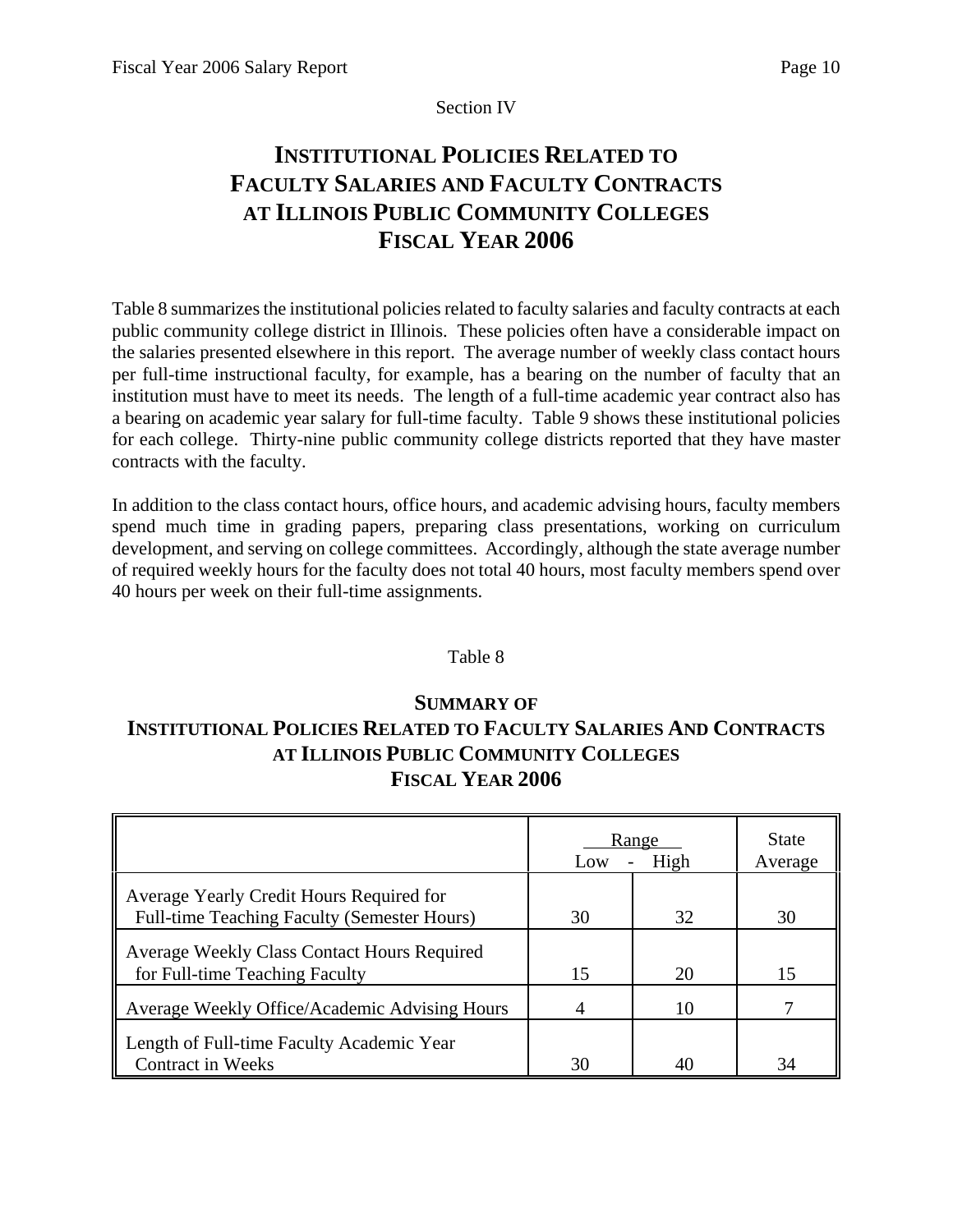Section IV

# INSTITUTIONAL POLICIES RELATED TO FACULTY SALARIES AND FACULTY CONTRACTS AT ILLINOIS PUBLIC COMMUNITY COLLEGES FISCAL YEAR 2006

Table 8 summarizes the institutional policies related to faculty salaries and faculty contracts at each public community college district in Illinois. These policies often have a considerable impact on the salaries presented elsewhere in this report. The average number of weekly class contact hours per full-time instructional faculty, for example, has a bearing on the number of faculty that an institution must have to meet its needs. The length of a full-time academic year contract also has a bearing on academic year salary for full-time faculty. Table 9 shows these institutional policies for each college. Thirty-nine public community college districts reported that they have master contracts with the faculty.

In addition to the class contact hours, office hours, and academic advising hours, faculty members spend much time in grading papers, preparing class presentations, working on curriculum development, and serving on college committees. Accordingly, although the state average number of required weekly hours for the faculty does not total 40 hours, most faculty members spend over 40 hours per week on their full-time assignments.

Table 8

## SUMMARY OF INSTITUTIONAL POLICIES RELATED TO FACULTY SALARIES AND CONTRACTS AT ILLINOIS PUBLIC COMMUNITY COLLEGES FISCAL YEAR 2006

| | Range | | State Average |
|---|---|---|---|
| | Low | High | |
| Average Yearly Credit Hours Required for Full-time Teaching Faculty (Semester Hours) | 30 | 32 | 30 |
| Average Weekly Class Contact Hours Required for Full-time Teaching Faculty | 15 | 20 | 15 |
| Average Weekly Office/Academic Advising Hours | 4 | 10 | 7 |
| Length of Full-time Faculty Academic Year Contract in Weeks | 30 | 40 | 34 |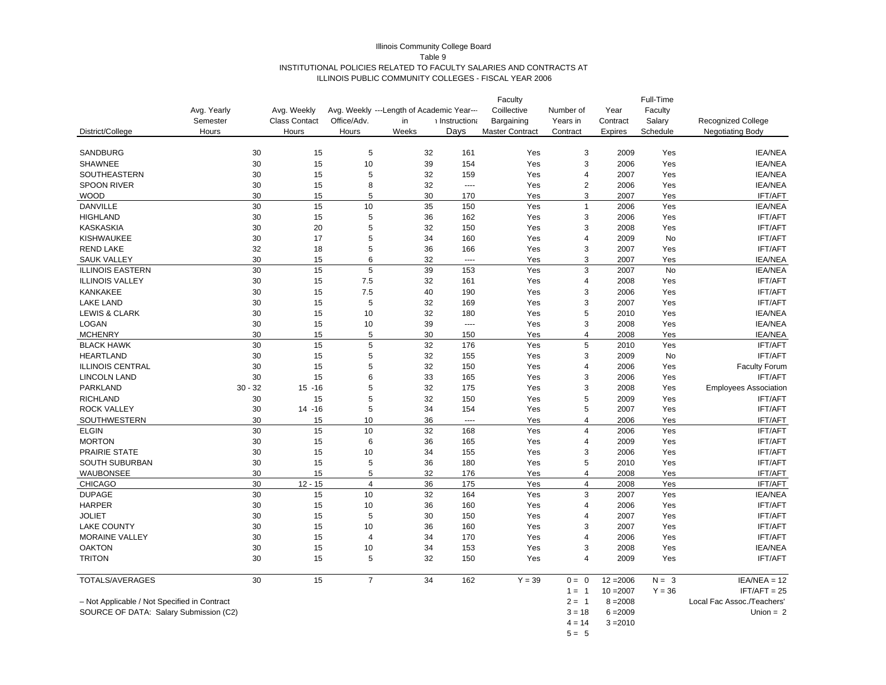Illinois Community College Board

Table 9

INSTITUTIONAL POLICIES RELATED TO FACULTY SALARIES AND CONTRACTS AT ILLINOIS PUBLIC COMMUNITY COLLEGES - FISCAL YEAR 2006

| District/College | Avg. Yearly Semester Hours | Avg. Weekly Class Contact Hours | Avg. Weekly Office/Adv. Hours | ---Length of Academic Year--- in Weeks | Instructional Days | Faculty Coillective Bargaining Master Contract | Number of Years in Contract | Year Contract Expires | Full-Time Faculty Salary Schedule | Recognized College Negotiating Body |
|---|---|---|---|---|---|---|---|---|---|---|
| SANDBURG | 30 | 15 | 5 | 32 | 161 | Yes | 3 | 2009 | Yes | IEA/NEA |
| SHAWNEE | 30 | 15 | 10 | 39 | 154 | Yes | 3 | 2006 | Yes | IEA/NEA |
| SOUTHEASTERN | 30 | 15 | 5 | 32 | 159 | Yes | 4 | 2007 | Yes | IEA/NEA |
| SPOON RIVER | 30 | 15 | 8 | 32 | ---- | Yes | 2 | 2006 | Yes | IEA/NEA |
| WOOD | 30 | 15 | 5 | 30 | 170 | Yes | 3 | 2007 | Yes | IFT/AFT |
| DANVILLE | 30 | 15 | 10 | 35 | 150 | Yes | 1 | 2006 | Yes | IEA/NEA |
| HIGHLAND | 30 | 15 | 5 | 36 | 162 | Yes | 3 | 2006 | Yes | IFT/AFT |
| KASKASKIA | 30 | 20 | 5 | 32 | 150 | Yes | 3 | 2008 | Yes | IFT/AFT |
| KISHWAUKEE | 30 | 17 | 5 | 34 | 160 | Yes | 4 | 2009 | No | IFT/AFT |
| REND LAKE | 32 | 18 | 5 | 36 | 166 | Yes | 3 | 2007 | Yes | IFT/AFT |
| SAUK VALLEY | 30 | 15 | 6 | 32 | ---- | Yes | 3 | 2007 | Yes | IEA/NEA |
| ILLINOIS EASTERN | 30 | 15 | 5 | 39 | 153 | Yes | 3 | 2007 | No | IEA/NEA |
| ILLINOIS VALLEY | 30 | 15 | 7.5 | 32 | 161 | Yes | 4 | 2008 | Yes | IFT/AFT |
| KANKAKEE | 30 | 15 | 7.5 | 40 | 190 | Yes | 3 | 2006 | Yes | IFT/AFT |
| LAKE LAND | 30 | 15 | 5 | 32 | 169 | Yes | 3 | 2007 | Yes | IFT/AFT |
| LEWIS & CLARK | 30 | 15 | 10 | 32 | 180 | Yes | 5 | 2010 | Yes | IEA/NEA |
| LOGAN | 30 | 15 | 10 | 39 | ---- | Yes | 3 | 2008 | Yes | IEA/NEA |
| MCHENRY | 30 | 15 | 5 | 30 | 150 | Yes | 4 | 2008 | Yes | IEA/NEA |
| BLACK HAWK | 30 | 15 | 5 | 32 | 176 | Yes | 5 | 2010 | Yes | IFT/AFT |
| HEARTLAND | 30 | 15 | 5 | 32 | 155 | Yes | 3 | 2009 | No | IFT/AFT |
| ILLINOIS CENTRAL | 30 | 15 | 5 | 32 | 150 | Yes | 4 | 2006 | Yes | Faculty Forum |
| LINCOLN LAND | 30 | 15 | 6 | 33 | 165 | Yes | 3 | 2006 | Yes | IFT/AFT |
| PARKLAND | 30 - 32 | 15 -16 | 5 | 32 | 175 | Yes | 3 | 2008 | Yes | Employees Association |
| RICHLAND | 30 | 15 | 5 | 32 | 150 | Yes | 5 | 2009 | Yes | IFT/AFT |
| ROCK VALLEY | 30 | 14 -16 | 5 | 34 | 154 | Yes | 5 | 2007 | Yes | IFT/AFT |
| SOUTHWESTERN | 30 | 15 | 10 | 36 | ---- | Yes | 4 | 2006 | Yes | IFT/AFT |
| ELGIN | 30 | 15 | 10 | 32 | 168 | Yes | 4 | 2006 | Yes | IFT/AFT |
| MORTON | 30 | 15 | 6 | 36 | 165 | Yes | 4 | 2009 | Yes | IFT/AFT |
| PRAIRIE STATE | 30 | 15 | 10 | 34 | 155 | Yes | 3 | 2006 | Yes | IFT/AFT |
| SOUTH SUBURBAN | 30 | 15 | 5 | 36 | 180 | Yes | 5 | 2010 | Yes | IFT/AFT |
| WAUBONSEE | 30 | 15 | 5 | 32 | 176 | Yes | 4 | 2008 | Yes | IFT/AFT |
| CHICAGO | 30 | 12 - 15 | 4 | 36 | 175 | Yes | 4 | 2008 | Yes | IFT/AFT |
| DUPAGE | 30 | 15 | 10 | 32 | 164 | Yes | 3 | 2007 | Yes | IEA/NEA |
| HARPER | 30 | 15 | 10 | 36 | 160 | Yes | 4 | 2006 | Yes | IFT/AFT |
| JOLIET | 30 | 15 | 5 | 30 | 150 | Yes | 4 | 2007 | Yes | IFT/AFT |
| LAKE COUNTY | 30 | 15 | 10 | 36 | 160 | Yes | 3 | 2007 | Yes | IFT/AFT |
| MORAINE VALLEY | 30 | 15 | 4 | 34 | 170 | Yes | 4 | 2006 | Yes | IFT/AFT |
| OAKTON | 30 | 15 | 10 | 34 | 153 | Yes | 3 | 2008 | Yes | IEA/NEA |
| TRITON | 30 | 15 | 5 | 32 | 150 | Yes | 4 | 2009 | Yes | IFT/AFT |
| TOTALS/AVERAGES | 30 | 15 | 7 | 34 | 162 | Y = 39 | 0 = 0 | 12 =2006 | N = 3 | IEA/NEA = 12 |
| | | | | | | | 1 = 1 | 10 =2007 | Y = 36 | IFT/AFT = 25 |
| | | | | | | | 2 = 1 | 8 =2008 | | Local Fac Assoc./Teachers' |
| | | | | | | | 3 = 18 | 6 =2009 | | Union = 2 |
| | | | | | | | 4 = 14 | 3 =2010 | | |
| | | | | | | | 5 = 5 | | | |

– Not Applicable / Not Specified in Contract

SOURCE OF DATA: Salary Submission (C2)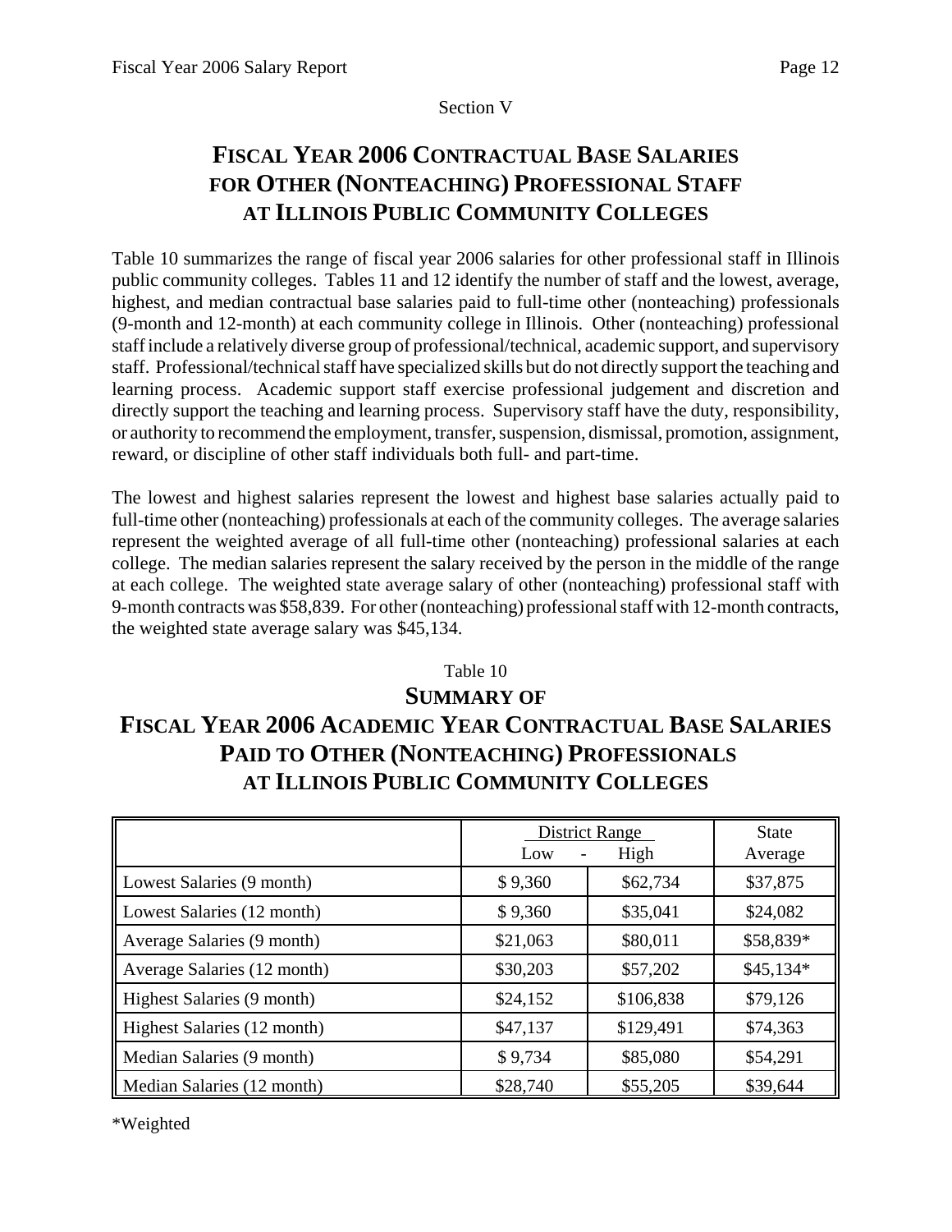Section V

# FISCAL YEAR 2006 CONTRACTUAL BASE SALARIES FOR OTHER (NONTEACHING) PROFESSIONAL STAFF AT ILLINOIS PUBLIC COMMUNITY COLLEGES

Table 10 summarizes the range of fiscal year 2006 salaries for other professional staff in Illinois public community colleges. Tables 11 and 12 identify the number of staff and the lowest, average, highest, and median contractual base salaries paid to full-time other (nonteaching) professionals (9-month and 12-month) at each community college in Illinois. Other (nonteaching) professional staff include a relatively diverse group of professional/technical, academic support, and supervisory staff. Professional/technical staff have specialized skills but do not directly support the teaching and learning process. Academic support staff exercise professional judgement and discretion and directly support the teaching and learning process. Supervisory staff have the duty, responsibility, or authority to recommend the employment, transfer, suspension, dismissal, promotion, assignment, reward, or discipline of other staff individuals both full- and part-time.

The lowest and highest salaries represent the lowest and highest base salaries actually paid to full-time other (nonteaching) professionals at each of the community colleges. The average salaries represent the weighted average of all full-time other (nonteaching) professional salaries at each college. The median salaries represent the salary received by the person in the middle of the range at each college. The weighted state average salary of other (nonteaching) professional staff with 9-month contracts was $58,839. For other (nonteaching) professional staff with 12-month contracts, the weighted state average salary was $45,134.

Table 10

## SUMMARY OF FISCAL YEAR 2006 ACADEMIC YEAR CONTRACTUAL BASE SALARIES PAID TO OTHER (NONTEACHING) PROFESSIONALS AT ILLINOIS PUBLIC COMMUNITY COLLEGES

| | District Range | | State |
|---|---|---|---|
| | Low - | High | Average |
| Lowest Salaries (9 month) | $ 9,360 | $62,734 | $37,875 |
| Lowest Salaries (12 month) | $ 9,360 | $35,041 | $24,082 |
| Average Salaries (9 month) | $21,063 | $80,011 | $58,839* |
| Average Salaries (12 month) | $30,203 | $57,202 | $45,134* |
| Highest Salaries (9 month) | $24,152 | $106,838 | $79,126 |
| Highest Salaries (12 month) | $47,137 | $129,491 | $74,363 |
| Median Salaries (9 month) | $ 9,734 | $85,080 | $54,291 |
| Median Salaries (12 month) | $28,740 | $55,205 | $39,644 |

*Weighted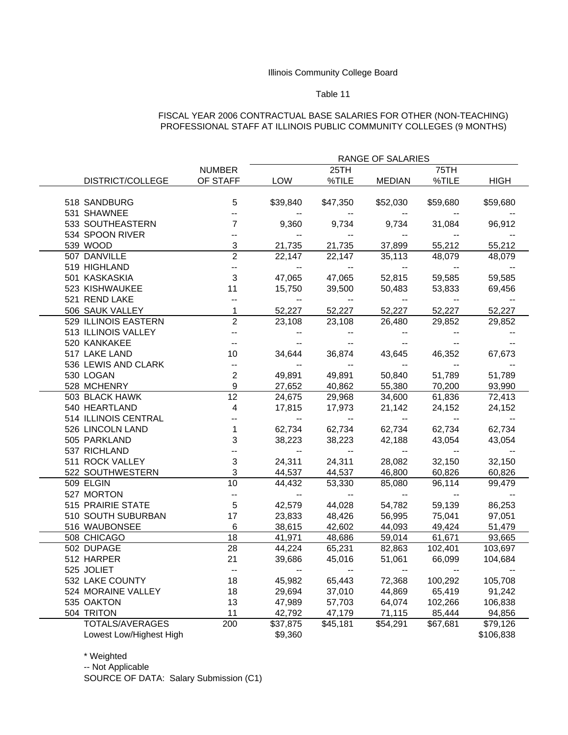Illinois Community College Board

Table 11

FISCAL YEAR 2006 CONTRACTUAL BASE SALARIES FOR OTHER (NON-TEACHING) PROFESSIONAL STAFF AT ILLINOIS PUBLIC COMMUNITY COLLEGES (9 MONTHS)

| DISTRICT/COLLEGE | NUMBER OF STAFF | RANGE OF SALARIES LOW | 25TH %TILE | MEDIAN | 75TH %TILE | HIGH |
|---|---|---|---|---|---|---|
| 518 SANDBURG | 5 | $39,840 | $47,350 | $52,030 | $59,680 | $59,680 |
| 531 SHAWNEE | -- | -- | -- | -- | -- | -- |
| 533 SOUTHEASTERN | 7 | 9,360 | 9,734 | 9,734 | 31,084 | 96,912 |
| 534 SPOON RIVER | -- | -- | -- | -- | -- | -- |
| 539 WOOD | 3 | 21,735 | 21,735 | 37,899 | 55,212 | 55,212 |
| 507 DANVILLE | 2 | 22,147 | 22,147 | 35,113 | 48,079 | 48,079 |
| 519 HIGHLAND | -- | -- | -- | -- | -- | -- |
| 501 KASKASKIA | 3 | 47,065 | 47,065 | 52,815 | 59,585 | 59,585 |
| 523 KISHWAUKEE | 11 | 15,750 | 39,500 | 50,483 | 53,833 | 69,456 |
| 521 REND LAKE | -- | -- | -- | -- | -- | -- |
| 506 SAUK VALLEY | 1 | 52,227 | 52,227 | 52,227 | 52,227 | 52,227 |
| 529 ILLINOIS EASTERN | 2 | 23,108 | 23,108 | 26,480 | 29,852 | 29,852 |
| 513 ILLINOIS VALLEY | -- | -- | -- | -- | -- | -- |
| 520 KANKAKEE | -- | -- | -- | -- | -- | -- |
| 517 LAKE LAND | 10 | 34,644 | 36,874 | 43,645 | 46,352 | 67,673 |
| 536 LEWIS AND CLARK | -- | -- | -- | -- | -- | -- |
| 530 LOGAN | 2 | 49,891 | 49,891 | 50,840 | 51,789 | 51,789 |
| 528 MCHENRY | 9 | 27,652 | 40,862 | 55,380 | 70,200 | 93,990 |
| 503 BLACK HAWK | 12 | 24,675 | 29,968 | 34,600 | 61,836 | 72,413 |
| 540 HEARTLAND | 4 | 17,815 | 17,973 | 21,142 | 24,152 | 24,152 |
| 514 ILLINOIS CENTRAL | -- | -- | -- | -- | -- | -- |
| 526 LINCOLN LAND | 1 | 62,734 | 62,734 | 62,734 | 62,734 | 62,734 |
| 505 PARKLAND | 3 | 38,223 | 38,223 | 42,188 | 43,054 | 43,054 |
| 537 RICHLAND | -- | -- | -- | -- | -- | -- |
| 511 ROCK VALLEY | 3 | 24,311 | 24,311 | 28,082 | 32,150 | 32,150 |
| 522 SOUTHWESTERN | 3 | 44,537 | 44,537 | 46,800 | 60,826 | 60,826 |
| 509 ELGIN | 10 | 44,432 | 53,330 | 85,080 | 96,114 | 99,479 |
| 527 MORTON | -- | -- | -- | -- | -- | -- |
| 515 PRAIRIE STATE | 5 | 42,579 | 44,028 | 54,782 | 59,139 | 86,253 |
| 510 SOUTH SUBURBAN | 17 | 23,833 | 48,426 | 56,995 | 75,041 | 97,051 |
| 516 WAUBONSEE | 6 | 38,615 | 42,602 | 44,093 | 49,424 | 51,479 |
| 508 CHICAGO | 18 | 41,971 | 48,686 | 59,014 | 61,671 | 93,665 |
| 502 DUPAGE | 28 | 44,224 | 65,231 | 82,863 | 102,401 | 103,697 |
| 512 HARPER | 21 | 39,686 | 45,016 | 51,061 | 66,099 | 104,684 |
| 525 JOLIET | -- | -- | -- | -- | -- | -- |
| 532 LAKE COUNTY | 18 | 45,982 | 65,443 | 72,368 | 100,292 | 105,708 |
| 524 MORAINE VALLEY | 18 | 29,694 | 37,010 | 44,869 | 65,419 | 91,242 |
| 535 OAKTON | 13 | 47,989 | 57,703 | 64,074 | 102,266 | 106,838 |
| 504 TRITON | 11 | 42,792 | 47,179 | 71,115 | 85,444 | 94,856 |
| TOTALS/AVERAGES | 200 | $37,875 | $45,181 | $54,291 | $67,681 | $79,126 |
| Lowest Low/Highest High | | $9,360 | | | | $106,838 |

\* Weighted

-- Not Applicable

SOURCE OF DATA: Salary Submission (C1)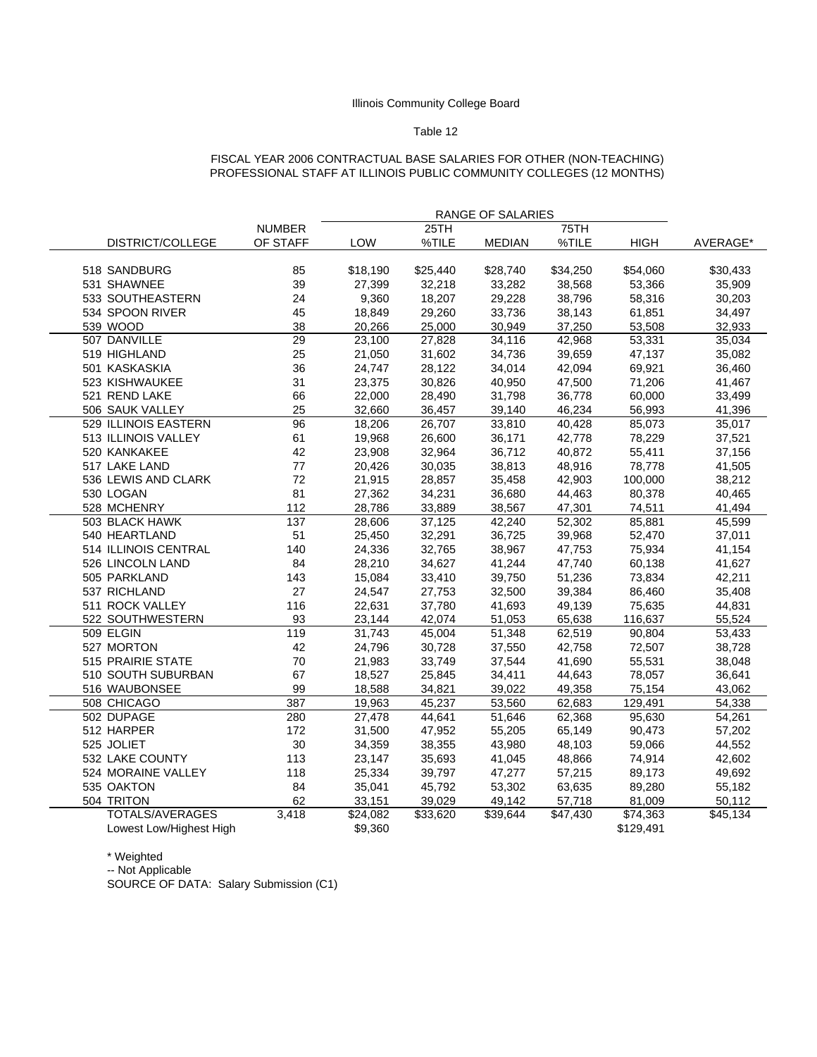Illinois Community College Board

Table 12

FISCAL YEAR 2006 CONTRACTUAL BASE SALARIES FOR OTHER (NON-TEACHING) PROFESSIONAL STAFF AT ILLINOIS PUBLIC COMMUNITY COLLEGES (12 MONTHS)

| DISTRICT/COLLEGE | NUMBER OF STAFF | RANGE OF SALARIES LOW | 25TH %TILE | MEDIAN | 75TH %TILE | HIGH | AVERAGE* |
|---|---|---|---|---|---|---|---|
| 518 SANDBURG | 85 | $18,190 | $25,440 | $28,740 | $34,250 | $54,060 | $30,433 |
| 531 SHAWNEE | 39 | 27,399 | 32,218 | 33,282 | 38,568 | 53,366 | 35,909 |
| 533 SOUTHEASTERN | 24 | 9,360 | 18,207 | 29,228 | 38,796 | 58,316 | 30,203 |
| 534 SPOON RIVER | 45 | 18,849 | 29,260 | 33,736 | 38,143 | 61,851 | 34,497 |
| 539 WOOD | 38 | 20,266 | 25,000 | 30,949 | 37,250 | 53,508 | 32,933 |
| 507 DANVILLE | 29 | 23,100 | 27,828 | 34,116 | 42,968 | 53,331 | 35,034 |
| 519 HIGHLAND | 25 | 21,050 | 31,602 | 34,736 | 39,659 | 47,137 | 35,082 |
| 501 KASKASKIA | 36 | 24,747 | 28,122 | 34,014 | 42,094 | 69,921 | 36,460 |
| 523 KISHWAUKEE | 31 | 23,375 | 30,826 | 40,950 | 47,500 | 71,206 | 41,467 |
| 521 REND LAKE | 66 | 22,000 | 28,490 | 31,798 | 36,778 | 60,000 | 33,499 |
| 506 SAUK VALLEY | 25 | 32,660 | 36,457 | 39,140 | 46,234 | 56,993 | 41,396 |
| 529 ILLINOIS EASTERN | 96 | 18,206 | 26,707 | 33,810 | 40,428 | 85,073 | 35,017 |
| 513 ILLINOIS VALLEY | 61 | 19,968 | 26,600 | 36,171 | 42,778 | 78,229 | 37,521 |
| 520 KANKAKEE | 42 | 23,908 | 32,964 | 36,712 | 40,872 | 55,411 | 37,156 |
| 517 LAKE LAND | 77 | 20,426 | 30,035 | 38,813 | 48,916 | 78,778 | 41,505 |
| 536 LEWIS AND CLARK | 72 | 21,915 | 28,857 | 35,458 | 42,903 | 100,000 | 38,212 |
| 530 LOGAN | 81 | 27,362 | 34,231 | 36,680 | 44,463 | 80,378 | 40,465 |
| 528 MCHENRY | 112 | 28,786 | 33,889 | 38,567 | 47,301 | 74,511 | 41,494 |
| 503 BLACK HAWK | 137 | 28,606 | 37,125 | 42,240 | 52,302 | 85,881 | 45,599 |
| 540 HEARTLAND | 51 | 25,450 | 32,291 | 36,725 | 39,968 | 52,470 | 37,011 |
| 514 ILLINOIS CENTRAL | 140 | 24,336 | 32,765 | 38,967 | 47,753 | 75,934 | 41,154 |
| 526 LINCOLN LAND | 84 | 28,210 | 34,627 | 41,244 | 47,740 | 60,138 | 41,627 |
| 505 PARKLAND | 143 | 15,084 | 33,410 | 39,750 | 51,236 | 73,834 | 42,211 |
| 537 RICHLAND | 27 | 24,547 | 27,753 | 32,500 | 39,384 | 86,460 | 35,408 |
| 511 ROCK VALLEY | 116 | 22,631 | 37,780 | 41,693 | 49,139 | 75,635 | 44,831 |
| 522 SOUTHWESTERN | 93 | 23,144 | 42,074 | 51,053 | 65,638 | 116,637 | 55,524 |
| 509 ELGIN | 119 | 31,743 | 45,004 | 51,348 | 62,519 | 90,804 | 53,433 |
| 527 MORTON | 42 | 24,796 | 30,728 | 37,550 | 42,758 | 72,507 | 38,728 |
| 515 PRAIRIE STATE | 70 | 21,983 | 33,749 | 37,544 | 41,690 | 55,531 | 38,048 |
| 510 SOUTH SUBURBAN | 67 | 18,527 | 25,845 | 34,411 | 44,643 | 78,057 | 36,641 |
| 516 WAUBONSEE | 99 | 18,588 | 34,821 | 39,022 | 49,358 | 75,154 | 43,062 |
| 508 CHICAGO | 387 | 19,963 | 45,237 | 53,560 | 62,683 | 129,491 | 54,338 |
| 502 DUPAGE | 280 | 27,478 | 44,641 | 51,646 | 62,368 | 95,630 | 54,261 |
| 512 HARPER | 172 | 31,500 | 47,952 | 55,205 | 65,149 | 90,473 | 57,202 |
| 525 JOLIET | 30 | 34,359 | 38,355 | 43,980 | 48,103 | 59,066 | 44,552 |
| 532 LAKE COUNTY | 113 | 23,147 | 35,693 | 41,045 | 48,866 | 74,914 | 42,602 |
| 524 MORAINE VALLEY | 118 | 25,334 | 39,797 | 47,277 | 57,215 | 89,173 | 49,692 |
| 535 OAKTON | 84 | 35,041 | 45,792 | 53,302 | 63,635 | 89,280 | 55,182 |
| 504 TRITON | 62 | 33,151 | 39,029 | 49,142 | 57,718 | 81,009 | 50,112 |
| TOTALS/AVERAGES | 3,418 | $24,082 | $33,620 | $39,644 | $47,430 | $74,363 | $45,134 |
| Lowest Low/Highest High | | $9,360 | | | | $129,491 | |

* Weighted

-- Not Applicable

SOURCE OF DATA: Salary Submission (C1)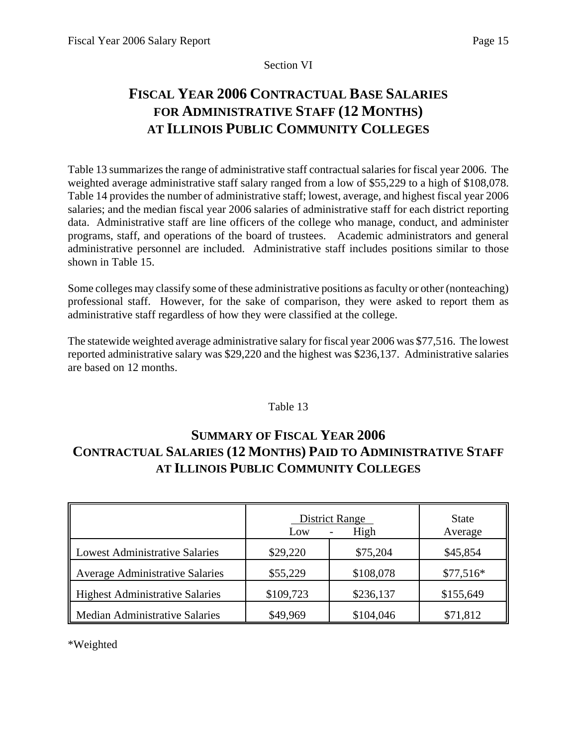Section VI

# Fiscal Year 2006 Contractual Base Salaries for Administrative Staff (12 Months) at Illinois Public Community Colleges

Table 13 summarizes the range of administrative staff contractual salaries for fiscal year 2006. The weighted average administrative staff salary ranged from a low of $55,229 to a high of $108,078. Table 14 provides the number of administrative staff; lowest, average, and highest fiscal year 2006 salaries; and the median fiscal year 2006 salaries of administrative staff for each district reporting data. Administrative staff are line officers of the college who manage, conduct, and administer programs, staff, and operations of the board of trustees. Academic administrators and general administrative personnel are included. Administrative staff includes positions similar to those shown in Table 15.

Some colleges may classify some of these administrative positions as faculty or other (nonteaching) professional staff. However, for the sake of comparison, they were asked to report them as administrative staff regardless of how they were classified at the college.

The statewide weighted average administrative salary for fiscal year 2006 was $77,516. The lowest reported administrative salary was $29,220 and the highest was $236,137. Administrative salaries are based on 12 months.

Table 13

## Summary of Fiscal Year 2006 Contractual Salaries (12 Months) Paid to Administrative Staff at Illinois Public Community Colleges

| | District Range | | State |
|---|---|---|---|
| | Low | High | Average |
| Lowest Administrative Salaries | $29,220 | $75,204 | $45,854 |
| Average Administrative Salaries | $55,229 | $108,078 | $77,516* |
| Highest Administrative Salaries | $109,723 | $236,137 | $155,649 |
| Median Administrative Salaries | $49,969 | $104,046 | $71,812 |

*Weighted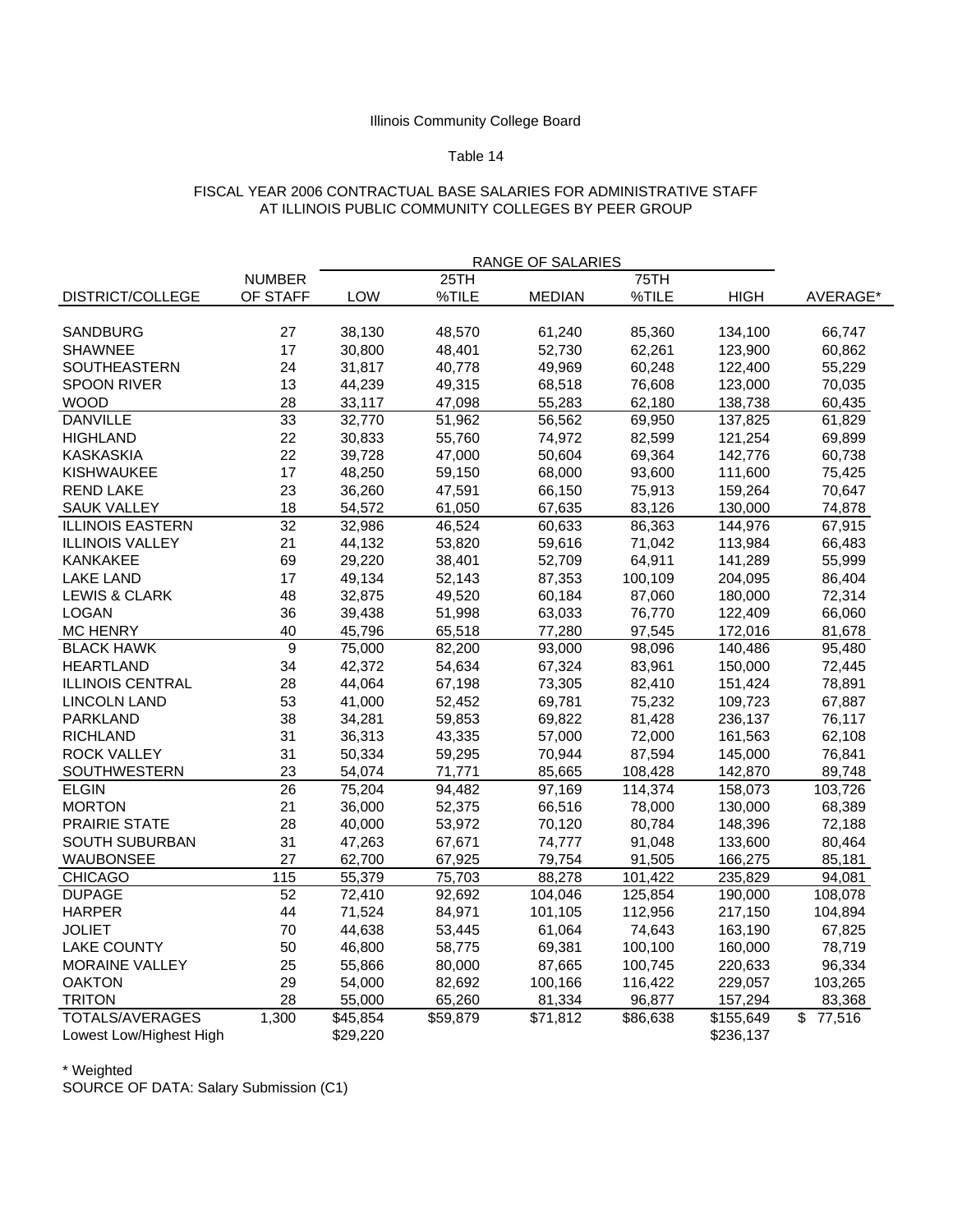Illinois Community College Board

Table 14

FISCAL YEAR 2006 CONTRACTUAL BASE SALARIES FOR ADMINISTRATIVE STAFF
AT ILLINOIS PUBLIC COMMUNITY COLLEGES BY PEER GROUP

| | | RANGE OF SALARIES | | | | | |
|---|---|---|---|---|---|---|---|
| DISTRICT/COLLEGE | NUMBER OF STAFF | LOW | 25TH %TILE | MEDIAN | 75TH %TILE | HIGH | AVERAGE* |
| SANDBURG | 27 | 38,130 | 48,570 | 61,240 | 85,360 | 134,100 | 66,747 |
| SHAWNEE | 17 | 30,800 | 48,401 | 52,730 | 62,261 | 123,900 | 60,862 |
| SOUTHEASTERN | 24 | 31,817 | 40,778 | 49,969 | 60,248 | 122,400 | 55,229 |
| SPOON RIVER | 13 | 44,239 | 49,315 | 68,518 | 76,608 | 123,000 | 70,035 |
| WOOD | 28 | 33,117 | 47,098 | 55,283 | 62,180 | 138,738 | 60,435 |
| DANVILLE | 33 | 32,770 | 51,962 | 56,562 | 69,950 | 137,825 | 61,829 |
| HIGHLAND | 22 | 30,833 | 55,760 | 74,972 | 82,599 | 121,254 | 69,899 |
| KASKASKIA | 22 | 39,728 | 47,000 | 50,604 | 69,364 | 142,776 | 60,738 |
| KISHWAUKEE | 17 | 48,250 | 59,150 | 68,000 | 93,600 | 111,600 | 75,425 |
| REND LAKE | 23 | 36,260 | 47,591 | 66,150 | 75,913 | 159,264 | 70,647 |
| SAUK VALLEY | 18 | 54,572 | 61,050 | 67,635 | 83,126 | 130,000 | 74,878 |
| ILLINOIS EASTERN | 32 | 32,986 | 46,524 | 60,633 | 86,363 | 144,976 | 67,915 |
| ILLINOIS VALLEY | 21 | 44,132 | 53,820 | 59,616 | 71,042 | 113,984 | 66,483 |
| KANKAKEE | 69 | 29,220 | 38,401 | 52,709 | 64,911 | 141,289 | 55,999 |
| LAKE LAND | 17 | 49,134 | 52,143 | 87,353 | 100,109 | 204,095 | 86,404 |
| LEWIS & CLARK | 48 | 32,875 | 49,520 | 60,184 | 87,060 | 180,000 | 72,314 |
| LOGAN | 36 | 39,438 | 51,998 | 63,033 | 76,770 | 122,409 | 66,060 |
| MC HENRY | 40 | 45,796 | 65,518 | 77,280 | 97,545 | 172,016 | 81,678 |
| BLACK HAWK | 9 | 75,000 | 82,200 | 93,000 | 98,096 | 140,486 | 95,480 |
| HEARTLAND | 34 | 42,372 | 54,634 | 67,324 | 83,961 | 150,000 | 72,445 |
| ILLINOIS CENTRAL | 28 | 44,064 | 67,198 | 73,305 | 82,410 | 151,424 | 78,891 |
| LINCOLN LAND | 53 | 41,000 | 52,452 | 69,781 | 75,232 | 109,723 | 67,887 |
| PARKLAND | 38 | 34,281 | 59,853 | 69,822 | 81,428 | 236,137 | 76,117 |
| RICHLAND | 31 | 36,313 | 43,335 | 57,000 | 72,000 | 161,563 | 62,108 |
| ROCK VALLEY | 31 | 50,334 | 59,295 | 70,944 | 87,594 | 145,000 | 76,841 |
| SOUTHWESTERN | 23 | 54,074 | 71,771 | 85,665 | 108,428 | 142,870 | 89,748 |
| ELGIN | 26 | 75,204 | 94,482 | 97,169 | 114,374 | 158,073 | 103,726 |
| MORTON | 21 | 36,000 | 52,375 | 66,516 | 78,000 | 130,000 | 68,389 |
| PRAIRIE STATE | 28 | 40,000 | 53,972 | 70,120 | 80,784 | 148,396 | 72,188 |
| SOUTH SUBURBAN | 31 | 47,263 | 67,671 | 74,777 | 91,048 | 133,600 | 80,464 |
| WAUBONSEE | 27 | 62,700 | 67,925 | 79,754 | 91,505 | 166,275 | 85,181 |
| CHICAGO | 115 | 55,379 | 75,703 | 88,278 | 101,422 | 235,829 | 94,081 |
| DUPAGE | 52 | 72,410 | 92,692 | 104,046 | 125,854 | 190,000 | 108,078 |
| HARPER | 44 | 71,524 | 84,971 | 101,105 | 112,956 | 217,150 | 104,894 |
| JOLIET | 70 | 44,638 | 53,445 | 61,064 | 74,643 | 163,190 | 67,825 |
| LAKE COUNTY | 50 | 46,800 | 58,775 | 69,381 | 100,100 | 160,000 | 78,719 |
| MORAINE VALLEY | 25 | 55,866 | 80,000 | 87,665 | 100,745 | 220,633 | 96,334 |
| OAKTON | 29 | 54,000 | 82,692 | 100,166 | 116,422 | 229,057 | 103,265 |
| TRITON | 28 | 55,000 | 65,260 | 81,334 | 96,877 | 157,294 | 83,368 |
| TOTALS/AVERAGES | 1,300 | $45,854 | $59,879 | $71,812 | $86,638 | $155,649 | $ 77,516 |
| Lowest Low/Highest High | | $29,220 | | | | $236,137 | |

\* Weighted

SOURCE OF DATA: Salary Submission (C1)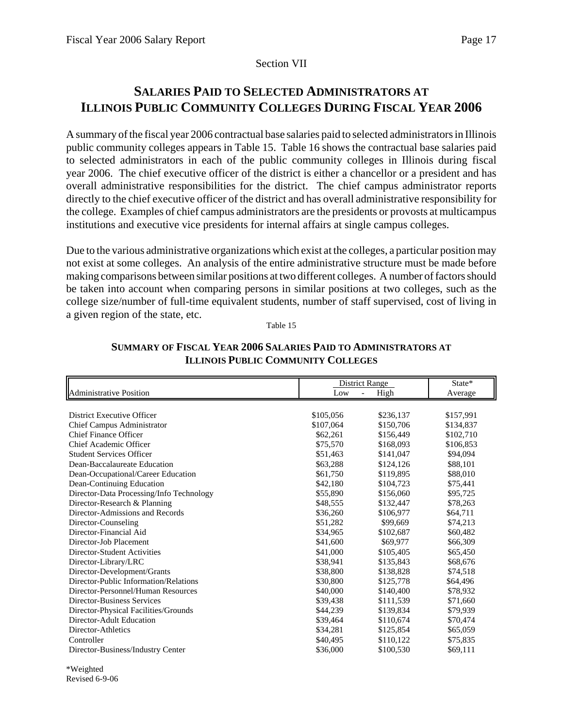Section VII

# SALARIES PAID TO SELECTED ADMINISTRATORS AT ILLINOIS PUBLIC COMMUNITY COLLEGES DURING FISCAL YEAR 2006

A summary of the fiscal year 2006 contractual base salaries paid to selected administrators in Illinois public community colleges appears in Table 15. Table 16 shows the contractual base salaries paid to selected administrators in each of the public community colleges in Illinois during fiscal year 2006. The chief executive officer of the district is either a chancellor or a president and has overall administrative responsibilities for the district. The chief campus administrator reports directly to the chief executive officer of the district and has overall administrative responsibility for the college. Examples of chief campus administrators are the presidents or provosts at multicampus institutions and executive vice presidents for internal affairs at single campus colleges.

Due to the various administrative organizations which exist at the colleges, a particular position may not exist at some colleges. An analysis of the entire administrative structure must be made before making comparisons between similar positions at two different colleges. A number of factors should be taken into account when comparing persons in similar positions at two colleges, such as the college size/number of full-time equivalent students, number of staff supervised, cost of living in a given region of the state, etc.

Table 15

## SUMMARY OF FISCAL YEAR 2006 SALARIES PAID TO ADMINISTRATORS AT ILLINOIS PUBLIC COMMUNITY COLLEGES

| Administrative Position | District Range Low | High | State* Average |
|---|---|---|---|
| District Executive Officer | $105,056 | $236,137 | $157,991 |
| Chief Campus Administrator | $107,064 | $150,706 | $134,837 |
| Chief Finance Officer | $62,261 | $156,449 | $102,710 |
| Chief Academic Officer | $75,570 | $168,093 | $106,853 |
| Student Services Officer | $51,463 | $141,047 | $94,094 |
| Dean-Baccalaureate Education | $63,288 | $124,126 | $88,101 |
| Dean-Occupational/Career Education | $61,750 | $119,895 | $88,010 |
| Dean-Continuing Education | $42,180 | $104,723 | $75,441 |
| Director-Data Processing/Info Technology | $55,890 | $156,060 | $95,725 |
| Director-Research & Planning | $48,555 | $132,447 | $78,263 |
| Director-Admissions and Records | $36,260 | $106,977 | $64,711 |
| Director-Counseling | $51,282 | $99,669 | $74,213 |
| Director-Financial Aid | $34,965 | $102,687 | $60,482 |
| Director-Job Placement | $41,600 | $69,977 | $66,309 |
| Director-Student Activities | $41,000 | $105,405 | $65,450 |
| Director-Library/LRC | $38,941 | $135,843 | $68,676 |
| Director-Development/Grants | $38,800 | $138,828 | $74,518 |
| Director-Public Information/Relations | $30,800 | $125,778 | $64,496 |
| Director-Personnel/Human Resources | $40,000 | $140,400 | $78,932 |
| Director-Business Services | $39,438 | $111,539 | $71,660 |
| Director-Physical Facilities/Grounds | $44,239 | $139,834 | $79,939 |
| Director-Adult Education | $39,464 | $110,674 | $70,474 |
| Director-Athletics | $34,281 | $125,854 | $65,059 |
| Controller | $40,495 | $110,122 | $75,835 |
| Director-Business/Industry Center | $36,000 | $100,530 | $69,111 |

*Weighted

Revised 6-9-06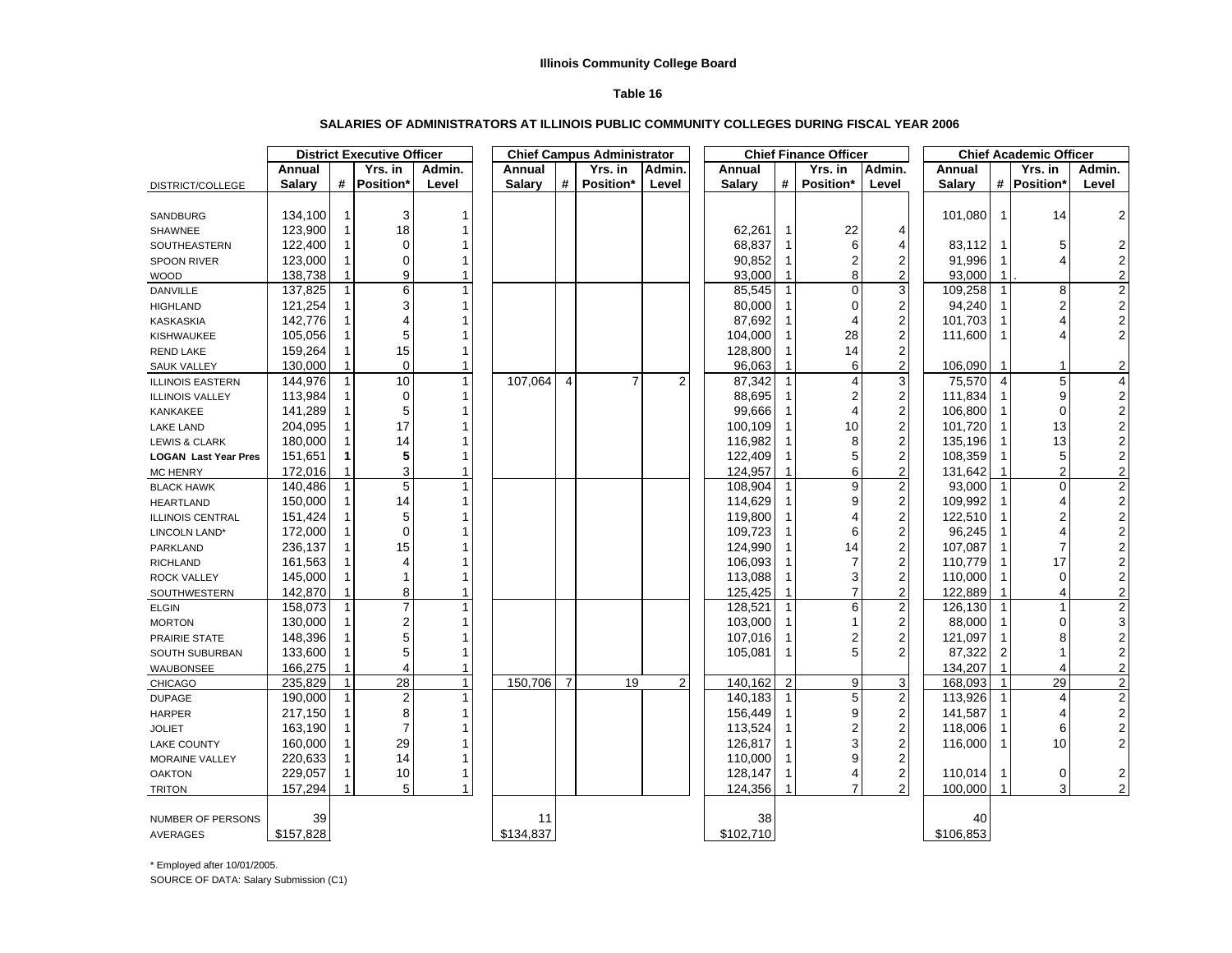**Illinois Community College Board**

**Table 16**

**SALARIES OF ADMINISTRATORS AT ILLINOIS PUBLIC COMMUNITY COLLEGES DURING FISCAL YEAR 2006**

| | District Executive Officer | | | | Chief Campus Administrator | | | | Chief Finance Officer | | | | Chief Academic Officer | | | |
|---|---|---|---|---|---|---|---|---|---|---|---|---|---|---|---|---|
| DISTRICT/COLLEGE | Annual Salary | # | Yrs. in Position* | Admin. Level | Annual Salary | # | Yrs. in Position* | Admin. Level | Annual Salary | # | Yrs. in Position* | Admin. Level | Annual Salary | # | Yrs. in Position* | Admin. Level |
| SANDBURG | 134,100 | 1 | 3 | 1 | | | | | | | | | 101,080 | 1 | 14 | 2 |
| SHAWNEE | 123,900 | 1 | 18 | 1 | | | | | 62,261 | 1 | 22 | 4 | | | | |
| SOUTHEASTERN | 122,400 | 1 | 0 | 1 | | | | | 68,837 | 1 | 6 | 4 | 83,112 | 1 | 5 | 2 |
| SPOON RIVER | 123,000 | 1 | 0 | 1 | | | | | 90,852 | 1 | 2 | 2 | 91,996 | 1 | 4 | 2 |
| WOOD | 138,738 | 1 | 9 | 1 | | | | | 93,000 | 1 | 8 | 2 | 93,000 | 1 | . | 2 |
| DANVILLE | 137,825 | 1 | 6 | 1 | | | | | 85,545 | 1 | 0 | 3 | 109,258 | 1 | 8 | 2 |
| HIGHLAND | 121,254 | 1 | 3 | 1 | | | | | 80,000 | 1 | 0 | 2 | 94,240 | 1 | 2 | 2 |
| KASKASKIA | 142,776 | 1 | 4 | 1 | | | | | 87,692 | 1 | 4 | 2 | 101,703 | 1 | 4 | 2 |
| KISHWAUKEE | 105,056 | 1 | 5 | 1 | | | | | 104,000 | 1 | 28 | 2 | 111,600 | 1 | 4 | 2 |
| REND LAKE | 159,264 | 1 | 15 | 1 | | | | | 128,800 | 1 | 14 | 2 | | | | |
| SAUK VALLEY | 130,000 | 1 | 0 | 1 | | | | | 96,063 | 1 | 6 | 2 | 106,090 | 1 | 1 | 2 |
| ILLINOIS EASTERN | 144,976 | 1 | 10 | 1 | 107,064 | 4 | 7 | 2 | 87,342 | 1 | 4 | 3 | 75,570 | 4 | 5 | 4 |
| ILLINOIS VALLEY | 113,984 | 1 | 0 | 1 | | | | | 88,695 | 1 | 2 | 2 | 111,834 | 1 | 9 | 2 |
| KANKAKEE | 141,289 | 1 | 5 | 1 | | | | | 99,666 | 1 | 4 | 2 | 106,800 | 1 | 0 | 2 |
| LAKE LAND | 204,095 | 1 | 17 | 1 | | | | | 100,109 | 1 | 10 | 2 | 101,720 | 1 | 13 | 2 |
| LEWIS & CLARK | 180,000 | 1 | 14 | 1 | | | | | 116,982 | 1 | 8 | 2 | 135,196 | 1 | 13 | 2 |
| **LOGAN Last Year Pres** | 151,651 | **1** | **5** | 1 | | | | | 122,409 | 1 | 5 | 2 | 108,359 | 1 | 5 | 2 |
| MC HENRY | 172,016 | 1 | 3 | 1 | | | | | 124,957 | 1 | 6 | 2 | 131,642 | 1 | 2 | 2 |
| BLACK HAWK | 140,486 | 1 | 5 | 1 | | | | | 108,904 | 1 | 9 | 2 | 93,000 | 1 | 0 | 2 |
| HEARTLAND | 150,000 | 1 | 14 | 1 | | | | | 114,629 | 1 | 9 | 2 | 109,992 | 1 | 4 | 2 |
| ILLINOIS CENTRAL | 151,424 | 1 | 5 | 1 | | | | | 119,800 | 1 | 4 | 2 | 122,510 | 1 | 2 | 2 |
| LINCOLN LAND* | 172,000 | 1 | 0 | 1 | | | | | 109,723 | 1 | 6 | 2 | 96,245 | 1 | 4 | 2 |
| PARKLAND | 236,137 | 1 | 15 | 1 | | | | | 124,990 | 1 | 14 | 2 | 107,087 | 1 | 7 | 2 |
| RICHLAND | 161,563 | 1 | 4 | 1 | | | | | 106,093 | 1 | 7 | 2 | 110,779 | 1 | 17 | 2 |
| ROCK VALLEY | 145,000 | 1 | 1 | 1 | | | | | 113,088 | 1 | 3 | 2 | 110,000 | 1 | 0 | 2 |
| SOUTHWESTERN | 142,870 | 1 | 8 | 1 | | | | | 125,425 | 1 | 7 | 2 | 122,889 | 1 | 4 | 2 |
| ELGIN | 158,073 | 1 | 7 | 1 | | | | | 128,521 | 1 | 6 | 2 | 126,130 | 1 | 1 | 2 |
| MORTON | 130,000 | 1 | 2 | 1 | | | | | 103,000 | 1 | 1 | 2 | 88,000 | 1 | 0 | 3 |
| PRAIRIE STATE | 148,396 | 1 | 5 | 1 | | | | | 107,016 | 1 | 2 | 2 | 121,097 | 1 | 8 | 2 |
| SOUTH SUBURBAN | 133,600 | 1 | 5 | 1 | | | | | 105,081 | 1 | 5 | 2 | 87,322 | 2 | 1 | 2 |
| WAUBONSEE | 166,275 | 1 | 4 | 1 | | | | | | | | | 134,207 | 1 | 4 | 2 |
| CHICAGO | 235,829 | 1 | 28 | 1 | 150,706 | 7 | 19 | 2 | 140,162 | 2 | 9 | 3 | 168,093 | 1 | 29 | 2 |
| DUPAGE | 190,000 | 1 | 2 | 1 | | | | | 140,183 | 1 | 5 | 2 | 113,926 | 1 | 4 | 2 |
| HARPER | 217,150 | 1 | 8 | 1 | | | | | 156,449 | 1 | 9 | 2 | 141,587 | 1 | 4 | 2 |
| JOLIET | 163,190 | 1 | 7 | 1 | | | | | 113,524 | 1 | 2 | 2 | 118,006 | 1 | 6 | 2 |
| LAKE COUNTY | 160,000 | 1 | 29 | 1 | | | | | 126,817 | 1 | 3 | 2 | 116,000 | 1 | 10 | 2 |
| MORAINE VALLEY | 220,633 | 1 | 14 | 1 | | | | | 110,000 | 1 | 9 | 2 | | | | |
| OAKTON | 229,057 | 1 | 10 | 1 | | | | | 128,147 | 1 | 4 | 2 | 110,014 | 1 | 0 | 2 |
| TRITON | 157,294 | 1 | 5 | 1 | | | | | 124,356 | 1 | 7 | 2 | 100,000 | 1 | 3 | 2 |
| NUMBER OF PERSONS | 39 | | | | 11 | | | | 38 | | | | 40 | | | |
| AVERAGES | $157,828 | | | | $134,837 | | | | $102,710 | | | | $106,853 | | | |

\* Employed after 10/01/2005.

SOURCE OF DATA: Salary Submission (C1)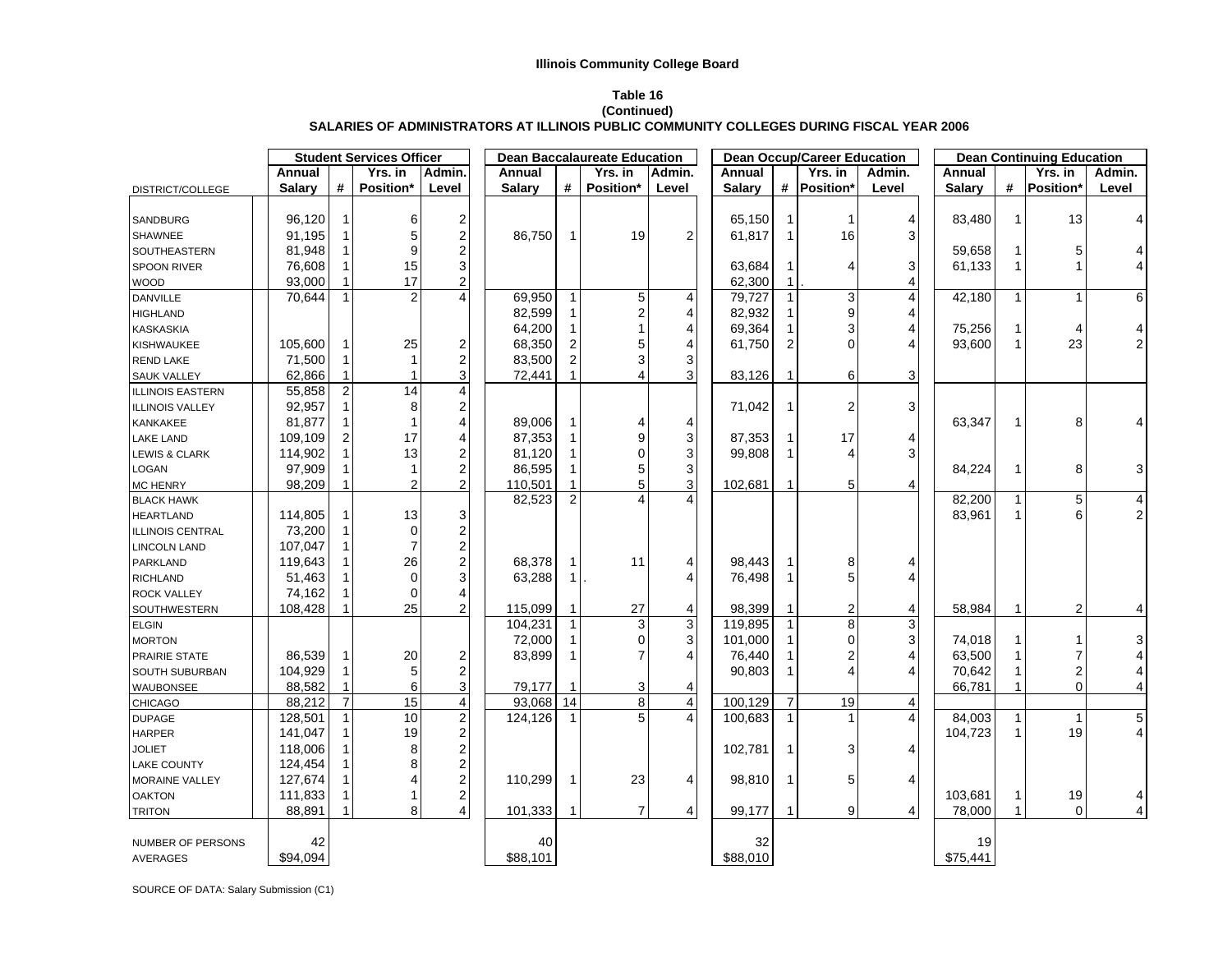**Illinois Community College Board**

**Table 16**
**(Continued)**
**SALARIES OF ADMINISTRATORS AT ILLINOIS PUBLIC COMMUNITY COLLEGES DURING FISCAL YEAR 2006**

| | Student Services Officer | | | | Dean Baccalaureate Education | | | | Dean Occup/Career Education | | | | Dean Continuing Education | | | |
|---|---|---|---|---|---|---|---|---|---|---|---|---|---|---|---|---|
| DISTRICT/COLLEGE | Annual Salary | # | Yrs. in Position* | Admin. Level | Annual Salary | # | Yrs. in Position* | Admin. Level | Annual Salary | # | Yrs. in Position* | Admin. Level | Annual Salary | # | Yrs. in Position* | Admin. Level |
| SANDBURG | 96,120 | 1 | 6 | 2 | | | | | 65,150 | 1 | 1 | 4 | 83,480 | 1 | 13 | 4 |
| SHAWNEE | 91,195 | 1 | 5 | 2 | 86,750 | 1 | 19 | 2 | 61,817 | 1 | 16 | 3 | | | | |
| SOUTHEASTERN | 81,948 | 1 | 9 | 2 | | | | | | | | | 59,658 | 1 | 5 | 4 |
| SPOON RIVER | 76,608 | 1 | 15 | 3 | | | | | 63,684 | 1 | 4 | 3 | 61,133 | 1 | 1 | 4 |
| WOOD | 93,000 | 1 | 17 | 2 | | | | | 62,300 | 1 | . | 4 | | | | |
| DANVILLE | 70,644 | 1 | 2 | 4 | 69,950 | 1 | 5 | 4 | 79,727 | 1 | 3 | 4 | 42,180 | 1 | 1 | 6 |
| HIGHLAND | | | | | 82,599 | 1 | 2 | 4 | 82,932 | 1 | 9 | 4 | | | | |
| KASKASKIA | | | | | 64,200 | 1 | 1 | 4 | 69,364 | 1 | 3 | 4 | 75,256 | 1 | 4 | 4 |
| KISHWAUKEE | 105,600 | 1 | 25 | 2 | 68,350 | 2 | 5 | 4 | 61,750 | 2 | 0 | 4 | 93,600 | 1 | 23 | 2 |
| REND LAKE | 71,500 | 1 | 1 | 2 | 83,500 | 2 | 3 | 3 | | | | | | | | |
| SAUK VALLEY | 62,866 | 1 | 1 | 3 | 72,441 | 1 | 4 | 3 | 83,126 | 1 | 6 | 3 | | | | |
| ILLINOIS EASTERN | 55,858 | 2 | 14 | 4 | | | | | | | | | | | | |
| ILLINOIS VALLEY | 92,957 | 1 | 8 | 2 | | | | | 71,042 | 1 | 2 | 3 | | | | |
| KANKAKEE | 81,877 | 1 | 1 | 4 | 89,006 | 1 | 4 | 4 | | | | | 63,347 | 1 | 8 | 4 |
| LAKE LAND | 109,109 | 2 | 17 | 4 | 87,353 | 1 | 9 | 3 | 87,353 | 1 | 17 | 4 | | | | |
| LEWIS & CLARK | 114,902 | 1 | 13 | 2 | 81,120 | 1 | 0 | 3 | 99,808 | 1 | 4 | 3 | | | | |
| LOGAN | 97,909 | 1 | 1 | 2 | 86,595 | 1 | 5 | 3 | | | | | 84,224 | 1 | 8 | 3 |
| MC HENRY | 98,209 | 1 | 2 | 2 | 110,501 | 1 | 5 | 3 | 102,681 | 1 | 5 | 4 | | | | |
| BLACK HAWK | | | | | 82,523 | 2 | 4 | 4 | | | | | 82,200 | 1 | 5 | 4 |
| HEARTLAND | 114,805 | 1 | 13 | 3 | | | | | | | | | 83,961 | 1 | 6 | 2 |
| ILLINOIS CENTRAL | 73,200 | 1 | 0 | 2 | | | | | | | | | | | | |
| LINCOLN LAND | 107,047 | 1 | 7 | 2 | | | | | | | | | | | | |
| PARKLAND | 119,643 | 1 | 26 | 2 | 68,378 | 1 | 11 | 4 | 98,443 | 1 | 8 | 4 | | | | |
| RICHLAND | 51,463 | 1 | 0 | 3 | 63,288 | 1 | . | 4 | 76,498 | 1 | 5 | 4 | | | | |
| ROCK VALLEY | 74,162 | 1 | 0 | 4 | | | | | | | | | | | | |
| SOUTHWESTERN | 108,428 | 1 | 25 | 2 | 115,099 | 1 | 27 | 4 | 98,399 | 1 | 2 | 4 | 58,984 | 1 | 2 | 4 |
| ELGIN | | | | | 104,231 | 1 | 3 | 3 | 119,895 | 1 | 8 | 3 | | | | |
| MORTON | | | | | 72,000 | 1 | 0 | 3 | 101,000 | 1 | 0 | 3 | 74,018 | 1 | 1 | 3 |
| PRAIRIE STATE | 86,539 | 1 | 20 | 2 | 83,899 | 1 | 7 | 4 | 76,440 | 1 | 2 | 4 | 63,500 | 1 | 7 | 4 |
| SOUTH SUBURBAN | 104,929 | 1 | 5 | 2 | | | | | 90,803 | 1 | 4 | 4 | 70,642 | 1 | 2 | 4 |
| WAUBONSEE | 88,582 | 1 | 6 | 3 | 79,177 | 1 | 3 | 4 | | | | | 66,781 | 1 | 0 | 4 |
| CHICAGO | 88,212 | 7 | 15 | 4 | 93,068 | 14 | 8 | 4 | 100,129 | 7 | 19 | 4 | | | | |
| DUPAGE | 128,501 | 1 | 10 | 2 | 124,126 | 1 | 5 | 4 | 100,683 | 1 | 1 | 4 | 84,003 | 1 | 1 | 5 |
| HARPER | 141,047 | 1 | 19 | 2 | | | | | | | | | 104,723 | 1 | 19 | 4 |
| JOLIET | 118,006 | 1 | 8 | 2 | | | | | 102,781 | 1 | 3 | 4 | | | | |
| LAKE COUNTY | 124,454 | 1 | 8 | 2 | | | | | | | | | | | | |
| MORAINE VALLEY | 127,674 | 1 | 4 | 2 | 110,299 | 1 | 23 | 4 | 98,810 | 1 | 5 | 4 | | | | |
| OAKTON | 111,833 | 1 | 1 | 2 | | | | | | | | | 103,681 | 1 | 19 | 4 |
| TRITON | 88,891 | 1 | 8 | 4 | 101,333 | 1 | 7 | 4 | 99,177 | 1 | 9 | 4 | 78,000 | 1 | 0 | 4 |
| NUMBER OF PERSONS | 42 | | | | 40 | | | | 32 | | | | 19 | | | |
| AVERAGES | $94,094 | | | | $88,101 | | | | $88,010 | | | | $75,441 | | | |

SOURCE OF DATA: Salary Submission (C1)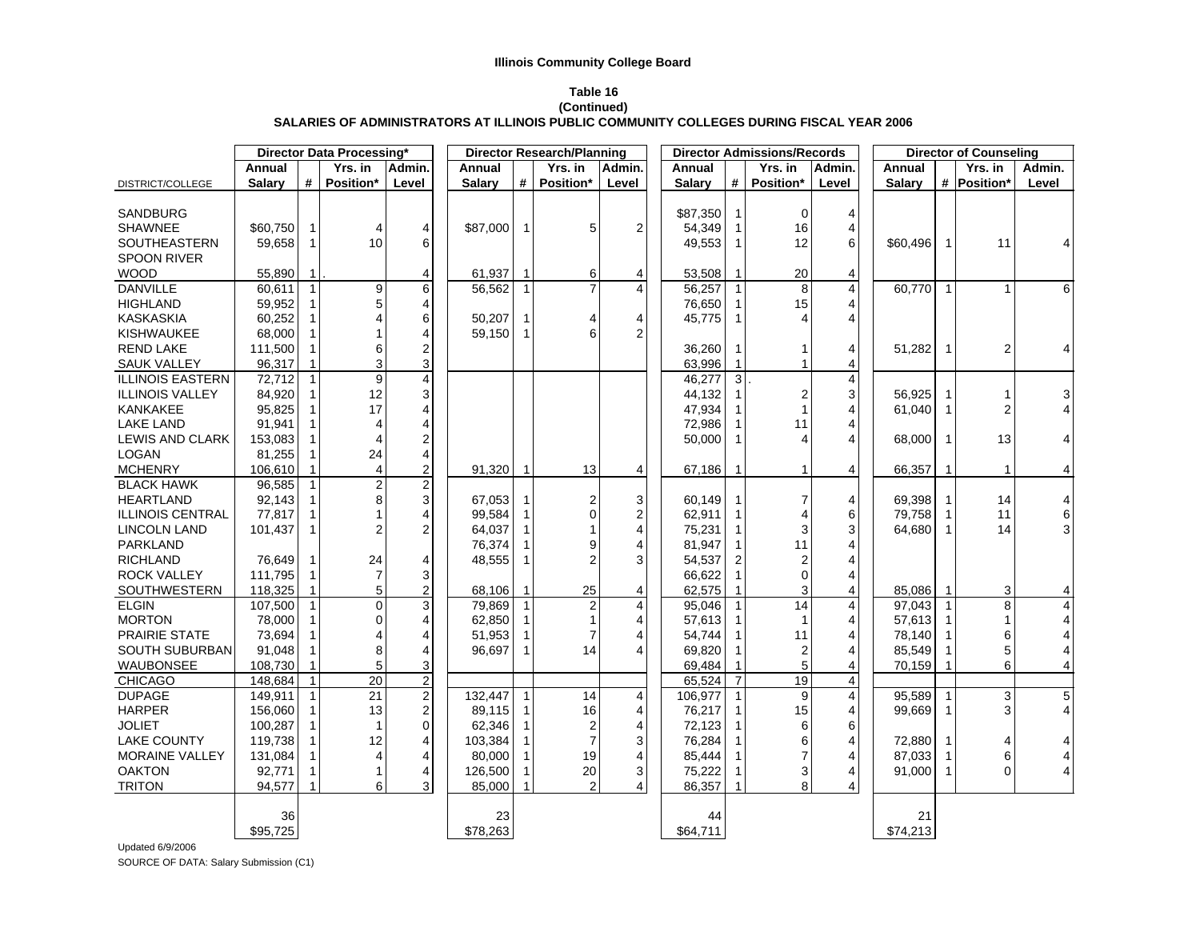**Illinois Community College Board**

**Table 16**
**(Continued)**
**SALARIES OF ADMINISTRATORS AT ILLINOIS PUBLIC COMMUNITY COLLEGES DURING FISCAL YEAR 2006**

| | Director Data Processing* | | | | Director Research/Planning | | | | Director Admissions/Records | | | | Director of Counseling | | | |
|---|---|---|---|---|---|---|---|---|---|---|---|---|---|---|---|---|
| DISTRICT/COLLEGE | Annual Salary | # | Yrs. in Position* | Admin. Level | Annual Salary | # | Yrs. in Position* | Admin. Level | Annual Salary | # | Yrs. in Position* | Admin. Level | Annual Salary | # | Yrs. in Position* | Admin. Level |
| SANDBURG | | | | | | | | | $87,350 | 1 | 0 | 4 | | | | |
| SHAWNEE | $60,750 | 1 | 4 | 4 | $87,000 | 1 | 5 | 2 | 54,349 | 1 | 16 | 4 | | | | |
| SOUTHEASTERN | 59,658 | 1 | 10 | 6 | | | | | 49,553 | 1 | 12 | 6 | $60,496 | 1 | 11 | 4 |
| SPOON RIVER | | | | | | | | | | | | | | | | |
| WOOD | 55,890 | 1 | . | 4 | 61,937 | 1 | 6 | 4 | 53,508 | 1 | 20 | 4 | | | | |
| DANVILLE | 60,611 | 1 | 9 | 6 | 56,562 | 1 | 7 | 4 | 56,257 | 1 | 8 | 4 | 60,770 | 1 | 1 | 6 |
| HIGHLAND | 59,952 | 1 | 5 | 4 | | | | | 76,650 | 1 | 15 | 4 | | | | |
| KASKASKIA | 60,252 | 1 | 4 | 6 | 50,207 | 1 | 4 | 4 | 45,775 | 1 | 4 | 4 | | | | |
| KISHWAUKEE | 68,000 | 1 | 1 | 4 | 59,150 | 1 | 6 | 2 | | | | | | | | |
| REND LAKE | 111,500 | 1 | 6 | 2 | | | | | 36,260 | 1 | 1 | 4 | 51,282 | 1 | 2 | 4 |
| SAUK VALLEY | 96,317 | 1 | 3 | 3 | | | | | 63,996 | 1 | 1 | 4 | | | | |
| ILLINOIS EASTERN | 72,712 | 1 | 9 | 4 | | | | | 46,277 | 3 | . | 4 | | | | |
| ILLINOIS VALLEY | 84,920 | 1 | 12 | 3 | | | | | 44,132 | 1 | 2 | 3 | 56,925 | 1 | 1 | 3 |
| KANKAKEE | 95,825 | 1 | 17 | 4 | | | | | 47,934 | 1 | 1 | 4 | 61,040 | 1 | 2 | 4 |
| LAKE LAND | 91,941 | 1 | 4 | 4 | | | | | 72,986 | 1 | 11 | 4 | | | | |
| LEWIS AND CLARK | 153,083 | 1 | 4 | 2 | | | | | 50,000 | 1 | 4 | 4 | 68,000 | 1 | 13 | 4 |
| LOGAN | 81,255 | 1 | 24 | 4 | | | | | | | | | | | | |
| MCHENRY | 106,610 | 1 | 4 | 2 | 91,320 | 1 | 13 | 4 | 67,186 | 1 | 1 | 4 | 66,357 | 1 | 1 | 4 |
| BLACK HAWK | 96,585 | 1 | 2 | 2 | | | | | | | | | | | | |
| HEARTLAND | 92,143 | 1 | 8 | 3 | 67,053 | 1 | 2 | 3 | 60,149 | 1 | 7 | 4 | 69,398 | 1 | 14 | 4 |
| ILLINOIS CENTRAL | 77,817 | 1 | 1 | 4 | 99,584 | 1 | 0 | 2 | 62,911 | 1 | 4 | 6 | 79,758 | 1 | 11 | 6 |
| LINCOLN LAND | 101,437 | 1 | 2 | 2 | 64,037 | 1 | 1 | 4 | 75,231 | 1 | 3 | 3 | 64,680 | 1 | 14 | 3 |
| PARKLAND | | | | | 76,374 | 1 | 9 | 4 | 81,947 | 1 | 11 | 4 | | | | |
| RICHLAND | 76,649 | 1 | 24 | 4 | 48,555 | 1 | 2 | 3 | 54,537 | 2 | 2 | 4 | | | | |
| ROCK VALLEY | 111,795 | 1 | 7 | 3 | | | | | 66,622 | 1 | 0 | 4 | | | | |
| SOUTHWESTERN | 118,325 | 1 | 5 | 2 | 68,106 | 1 | 25 | 4 | 62,575 | 1 | 3 | 4 | 85,086 | 1 | 3 | 4 |
| ELGIN | 107,500 | 1 | 0 | 3 | 79,869 | 1 | 2 | 4 | 95,046 | 1 | 14 | 4 | 97,043 | 1 | 8 | 4 |
| MORTON | 78,000 | 1 | 0 | 4 | 62,850 | 1 | 1 | 4 | 57,613 | 1 | 1 | 4 | 57,613 | 1 | 1 | 4 |
| PRAIRIE STATE | 73,694 | 1 | 4 | 4 | 51,953 | 1 | 7 | 4 | 54,744 | 1 | 11 | 4 | 78,140 | 1 | 6 | 4 |
| SOUTH SUBURBAN | 91,048 | 1 | 8 | 4 | 96,697 | 1 | 14 | 4 | 69,820 | 1 | 2 | 4 | 85,549 | 1 | 5 | 4 |
| WAUBONSEE | 108,730 | 1 | 5 | 3 | | | | | 69,484 | 1 | 5 | 4 | 70,159 | 1 | 6 | 4 |
| CHICAGO | 148,684 | 1 | 20 | 2 | | | | | 65,524 | 7 | 19 | 4 | | | | |
| DUPAGE | 149,911 | 1 | 21 | 2 | 132,447 | 1 | 14 | 4 | 106,977 | 1 | 9 | 4 | 95,589 | 1 | 3 | 5 |
| HARPER | 156,060 | 1 | 13 | 2 | 89,115 | 1 | 16 | 4 | 76,217 | 1 | 15 | 4 | 99,669 | 1 | 3 | 4 |
| JOLIET | 100,287 | 1 | 1 | 0 | 62,346 | 1 | 2 | 4 | 72,123 | 1 | 6 | 6 | | | | |
| LAKE COUNTY | 119,738 | 1 | 12 | 4 | 103,384 | 1 | 7 | 3 | 76,284 | 1 | 6 | 4 | 72,880 | 1 | 4 | 4 |
| MORAINE VALLEY | 131,084 | 1 | 4 | 4 | 80,000 | 1 | 19 | 4 | 85,444 | 1 | 7 | 4 | 87,033 | 1 | 6 | 4 |
| OAKTON | 92,771 | 1 | 1 | 4 | 126,500 | 1 | 20 | 3 | 75,222 | 1 | 3 | 4 | 91,000 | 1 | 0 | 4 |
| TRITON | 94,577 | 1 | 6 | 3 | 85,000 | 1 | 2 | 4 | 86,357 | 1 | 8 | 4 | | | | |
| | 36 | | | | 23 | | | | 44 | | | | 21 | | | |
| | $95,725 | | | | $78,263 | | | | $64,711 | | | | $74,213 | | | |

Updated 6/9/2006

SOURCE OF DATA: Salary Submission (C1)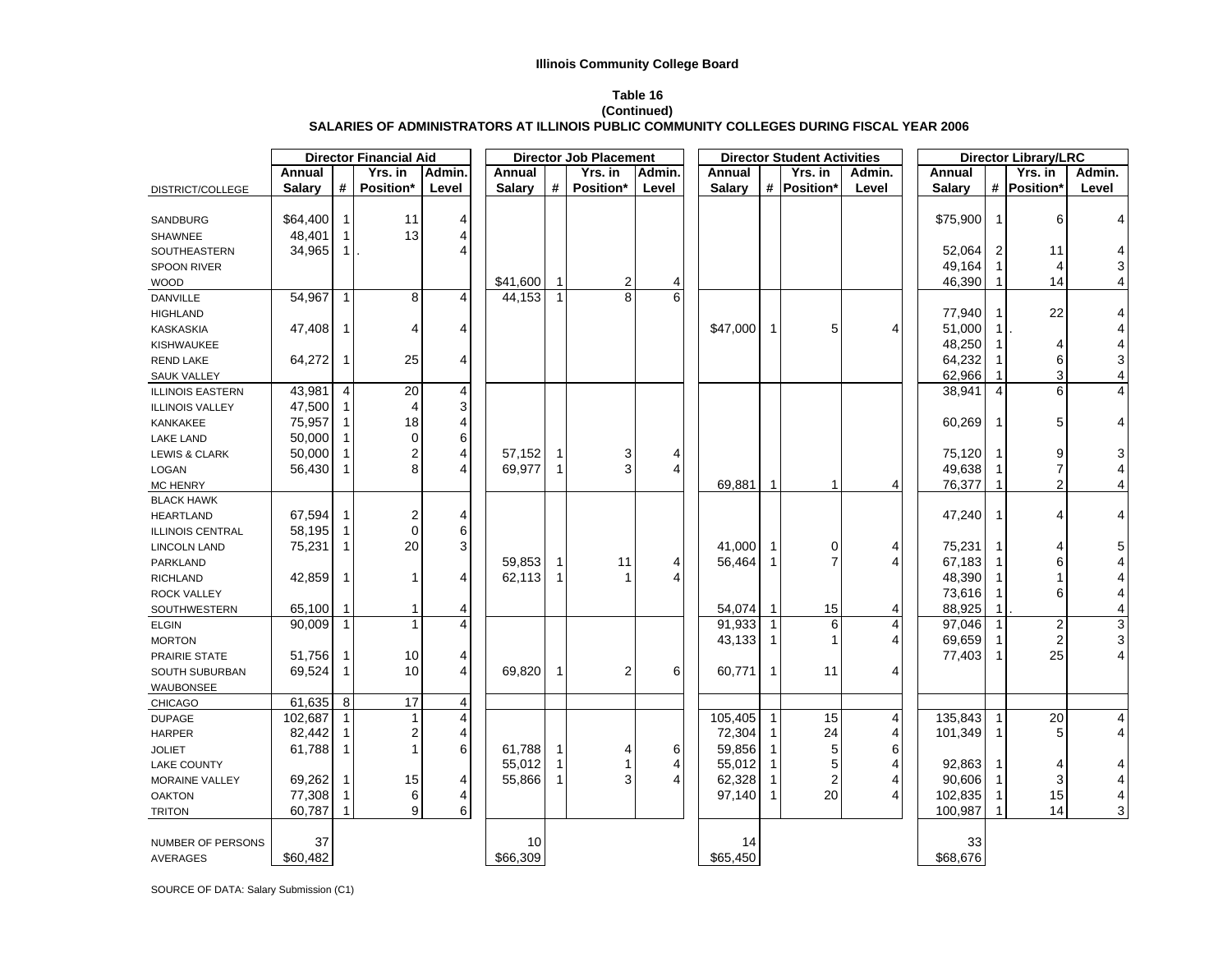**Illinois Community College Board**

**Table 16**
**(Continued)**
**SALARIES OF ADMINISTRATORS AT ILLINOIS PUBLIC COMMUNITY COLLEGES DURING FISCAL YEAR 2006**

| | Director Financial Aid | | | | Director Job Placement | | | | Director Student Activities | | | | Director Library/LRC | | | |
|---|---|---|---|---|---|---|---|---|---|---|---|---|---|---|---|---|
| DISTRICT/COLLEGE | Annual Salary | # | Yrs. in Position* | Admin. Level | Annual Salary | # | Yrs. in Position* | Admin. Level | Annual Salary | # | Yrs. in Position* | Admin. Level | Annual Salary | # | Yrs. in Position* | Admin. Level |
| SANDBURG | $64,400 | 1 | 11 | 4 | | | | | | | | | $75,900 | 1 | 6 | 4 |
| SHAWNEE | 48,401 | 1 | 13 | 4 | | | | | | | | | | | | |
| SOUTHEASTERN | 34,965 | 1 | . | 4 | | | | | | | | | 52,064 | 2 | 11 | 4 |
| SPOON RIVER | | | | | | | | | | | | | 49,164 | 1 | 4 | 3 |
| WOOD | | | | | $41,600 | 1 | 2 | 4 | | | | | 46,390 | 1 | 14 | 4 |
| DANVILLE | 54,967 | 1 | 8 | 4 | 44,153 | 1 | 8 | 6 | | | | | | | | |
| HIGHLAND | | | | | | | | | | | | | 77,940 | 1 | 22 | 4 |
| KASKASKIA | 47,408 | 1 | 4 | 4 | | | | | $47,000 | 1 | 5 | 4 | 51,000 | 1 | . | 4 |
| KISHWAUKEE | | | | | | | | | | | | | 48,250 | 1 | 4 | 4 |
| REND LAKE | 64,272 | 1 | 25 | 4 | | | | | | | | | 64,232 | 1 | 6 | 3 |
| SAUK VALLEY | | | | | | | | | | | | | 62,966 | 1 | 3 | 4 |
| ILLINOIS EASTERN | 43,981 | 4 | 20 | 4 | | | | | | | | | 38,941 | 4 | 6 | 4 |
| ILLINOIS VALLEY | 47,500 | 1 | 4 | 3 | | | | | | | | | | | | |
| KANKAKEE | 75,957 | 1 | 18 | 4 | | | | | | | | | 60,269 | 1 | 5 | 4 |
| LAKE LAND | 50,000 | 1 | 0 | 6 | | | | | | | | | | | | |
| LEWIS & CLARK | 50,000 | 1 | 2 | 4 | 57,152 | 1 | 3 | 4 | | | | | 75,120 | 1 | 9 | 3 |
| LOGAN | 56,430 | 1 | 8 | 4 | 69,977 | 1 | 3 | 4 | | | | | 49,638 | 1 | 7 | 4 |
| MC HENRY | | | | | | | | | 69,881 | 1 | 1 | 4 | 76,377 | 1 | 2 | 4 |
| BLACK HAWK | | | | | | | | | | | | | | | | |
| HEARTLAND | 67,594 | 1 | 2 | 4 | | | | | | | | | 47,240 | 1 | 4 | 4 |
| ILLINOIS CENTRAL | 58,195 | 1 | 0 | 6 | | | | | | | | | | | | |
| LINCOLN LAND | 75,231 | 1 | 20 | 3 | | | | | 41,000 | 1 | 0 | 4 | 75,231 | 1 | 4 | 5 |
| PARKLAND | | | | | 59,853 | 1 | 11 | 4 | 56,464 | 1 | 7 | 4 | 67,183 | 1 | 6 | 4 |
| RICHLAND | 42,859 | 1 | 1 | 4 | 62,113 | 1 | 1 | 4 | | | | | 48,390 | 1 | 1 | 4 |
| ROCK VALLEY | | | | | | | | | | | | | 73,616 | 1 | 6 | 4 |
| SOUTHWESTERN | 65,100 | 1 | 1 | 4 | | | | | 54,074 | 1 | 15 | 4 | 88,925 | 1 | . | 4 |
| ELGIN | 90,009 | 1 | 1 | 4 | | | | | 91,933 | 1 | 6 | 4 | 97,046 | 1 | 2 | 3 |
| MORTON | | | | | | | | | 43,133 | 1 | 1 | 4 | 69,659 | 1 | 2 | 3 |
| PRAIRIE STATE | 51,756 | 1 | 10 | 4 | | | | | | | | | 77,403 | 1 | 25 | 4 |
| SOUTH SUBURBAN | 69,524 | 1 | 10 | 4 | 69,820 | 1 | 2 | 6 | 60,771 | 1 | 11 | 4 | | | | |
| WAUBONSEE | | | | | | | | | | | | | | | | |
| CHICAGO | 61,635 | 8 | 17 | 4 | | | | | | | | | | | | |
| DUPAGE | 102,687 | 1 | 1 | 4 | | | | | 105,405 | 1 | 15 | 4 | 135,843 | 1 | 20 | 4 |
| HARPER | 82,442 | 1 | 2 | 4 | | | | | 72,304 | 1 | 24 | 4 | 101,349 | 1 | 5 | 4 |
| JOLIET | 61,788 | 1 | 1 | 6 | 61,788 | 1 | 4 | 6 | 59,856 | 1 | 5 | 6 | | | | |
| LAKE COUNTY | | | | | 55,012 | 1 | 1 | 4 | 55,012 | 1 | 5 | 4 | 92,863 | 1 | 4 | 4 |
| MORAINE VALLEY | 69,262 | 1 | 15 | 4 | 55,866 | 1 | 3 | 4 | 62,328 | 1 | 2 | 4 | 90,606 | 1 | 3 | 4 |
| OAKTON | 77,308 | 1 | 6 | 4 | | | | | 97,140 | 1 | 20 | 4 | 102,835 | 1 | 15 | 4 |
| TRITON | 60,787 | 1 | 9 | 6 | | | | | | | | | 100,987 | 1 | 14 | 3 |
| NUMBER OF PERSONS | 37 | | | | 10 | | | | 14 | | | | 33 | | | |
| AVERAGES | $60,482 | | | | $66,309 | | | | $65,450 | | | | $68,676 | | | |

SOURCE OF DATA: Salary Submission (C1)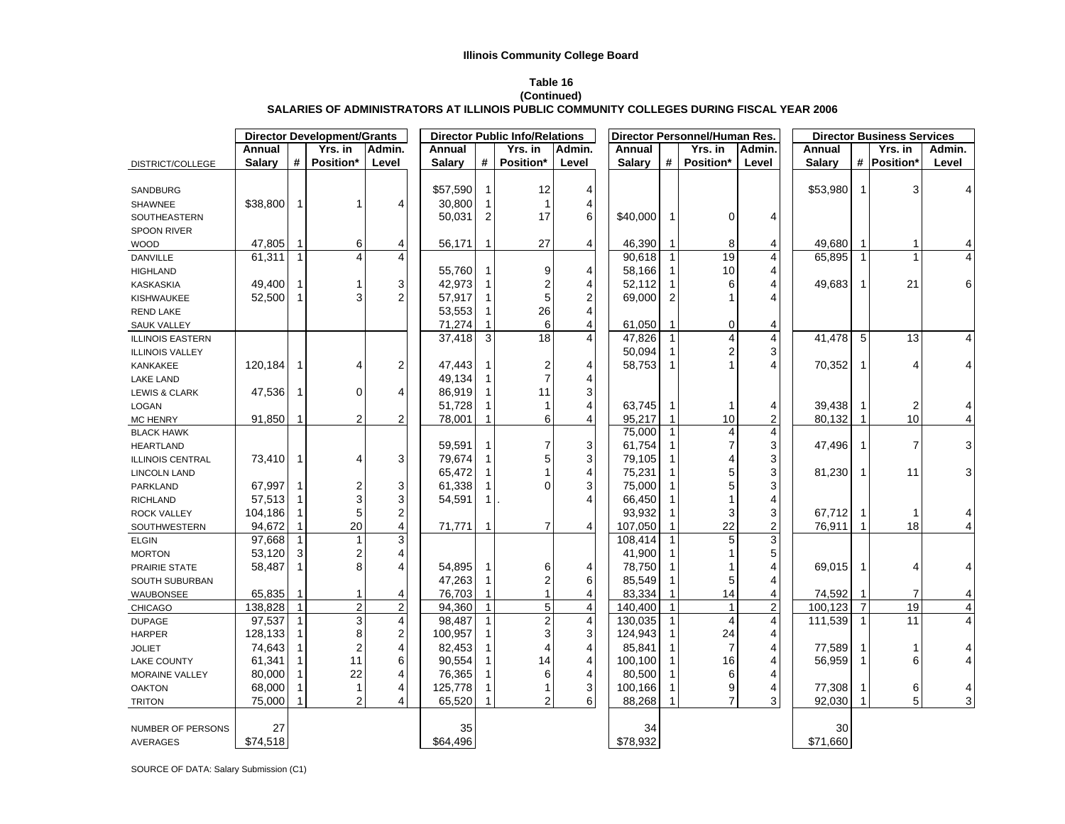**Illinois Community College Board**

**Table 16**
**(Continued)**
**SALARIES OF ADMINISTRATORS AT ILLINOIS PUBLIC COMMUNITY COLLEGES DURING FISCAL YEAR 2006**

| | Director Development/Grants | | | | Director Public Info/Relations | | | | Director Personnel/Human Res. | | | | Director Business Services | | | |
|---|---|---|---|---|---|---|---|---|---|---|---|---|---|---|---|---|
| DISTRICT/COLLEGE | Annual Salary | # | Yrs. in Position* | Admin. Level | Annual Salary | # | Yrs. in Position* | Admin. Level | Annual Salary | # | Yrs. in Position* | Admin. Level | Annual Salary | # | Yrs. in Position* | Admin. Level |
| SANDBURG | | | | | $57,590 | 1 | 12 | 4 | | | | | $53,980 | 1 | 3 | 4 |
| SHAWNEE | $38,800 | 1 | 1 | 4 | 30,800 | 1 | 1 | 4 | | | | | | | | |
| SOUTHEASTERN | | | | | 50,031 | 2 | 17 | 6 | $40,000 | 1 | 0 | 4 | | | | |
| SPOON RIVER | | | | | | | | | | | | | | | | |
| WOOD | 47,805 | 1 | 6 | 4 | 56,171 | 1 | 27 | 4 | 46,390 | 1 | 8 | 4 | 49,680 | 1 | 1 | 4 |
| DANVILLE | 61,311 | 1 | 4 | 4 | | | | | 90,618 | 1 | 19 | 4 | 65,895 | 1 | 1 | 4 |
| HIGHLAND | | | | | 55,760 | 1 | 9 | 4 | 58,166 | 1 | 10 | 4 | | | | |
| KASKASKIA | 49,400 | 1 | 1 | 3 | 42,973 | 1 | 2 | 4 | 52,112 | 1 | 6 | 4 | 49,683 | 1 | 21 | 6 |
| KISHWAUKEE | 52,500 | 1 | 3 | 2 | 57,917 | 1 | 5 | 2 | 69,000 | 2 | 1 | 4 | | | | |
| REND LAKE | | | | | 53,553 | 1 | 26 | 4 | | | | | | | | |
| SAUK VALLEY | | | | | 71,274 | 1 | 6 | 4 | 61,050 | 1 | 0 | 4 | | | | |
| ILLINOIS EASTERN | | | | | 37,418 | 3 | 18 | 4 | 47,826 | 1 | 4 | 4 | 41,478 | 5 | 13 | 4 |
| ILLINOIS VALLEY | | | | | | | | | 50,094 | 1 | 2 | 3 | | | | |
| KANKAKEE | 120,184 | 1 | 4 | 2 | 47,443 | 1 | 2 | 4 | 58,753 | 1 | 1 | 4 | 70,352 | 1 | 4 | 4 |
| LAKE LAND | | | | | 49,134 | 1 | 7 | 4 | | | | | | | | |
| LEWIS & CLARK | 47,536 | 1 | 0 | 4 | 86,919 | 1 | 11 | 3 | | | | | | | | |
| LOGAN | | | | | 51,728 | 1 | 1 | 4 | 63,745 | 1 | 1 | 4 | 39,438 | 1 | 2 | 4 |
| MC HENRY | 91,850 | 1 | 2 | 2 | 78,001 | 1 | 6 | 4 | 95,217 | 1 | 10 | 2 | 80,132 | 1 | 10 | 4 |
| BLACK HAWK | | | | | | | | | 75,000 | 1 | 4 | 4 | | | | |
| HEARTLAND | | | | | 59,591 | 1 | 7 | 3 | 61,754 | 1 | 7 | 3 | 47,496 | 1 | 7 | 3 |
| ILLINOIS CENTRAL | 73,410 | 1 | 4 | 3 | 79,674 | 1 | 5 | 3 | 79,105 | 1 | 4 | 3 | | | | |
| LINCOLN LAND | | | | | 65,472 | 1 | 1 | 4 | 75,231 | 1 | 5 | 3 | 81,230 | 1 | 11 | 3 |
| PARKLAND | 67,997 | 1 | 2 | 3 | 61,338 | 1 | 0 | 3 | 75,000 | 1 | 5 | 3 | | | | |
| RICHLAND | 57,513 | 1 | 3 | 3 | 54,591 | 1 | . | 4 | 66,450 | 1 | 1 | 4 | | | | |
| ROCK VALLEY | 104,186 | 1 | 5 | 2 | | | | | 93,932 | 1 | 3 | 3 | 67,712 | 1 | 1 | 4 |
| SOUTHWESTERN | 94,672 | 1 | 20 | 4 | 71,771 | 1 | 7 | 4 | 107,050 | 1 | 22 | 2 | 76,911 | 1 | 18 | 4 |
| ELGIN | 97,668 | 1 | 1 | 3 | | | | | 108,414 | 1 | 5 | 3 | | | | |
| MORTON | 53,120 | 3 | 2 | 4 | | | | | 41,900 | 1 | 1 | 5 | | | | |
| PRAIRIE STATE | 58,487 | 1 | 8 | 4 | 54,895 | 1 | 6 | 4 | 78,750 | 1 | 1 | 4 | 69,015 | 1 | 4 | 4 |
| SOUTH SUBURBAN | | | | | 47,263 | 1 | 2 | 6 | 85,549 | 1 | 5 | 4 | | | | |
| WAUBONSEE | 65,835 | 1 | 1 | 4 | 76,703 | 1 | 1 | 4 | 83,334 | 1 | 14 | 4 | 74,592 | 1 | 7 | 4 |
| CHICAGO | 138,828 | 1 | 2 | 2 | 94,360 | 1 | 5 | 4 | 140,400 | 1 | 1 | 2 | 100,123 | 7 | 19 | 4 |
| DUPAGE | 97,537 | 1 | 3 | 4 | 98,487 | 1 | 2 | 4 | 130,035 | 1 | 4 | 4 | 111,539 | 1 | 11 | 4 |
| HARPER | 128,133 | 1 | 8 | 2 | 100,957 | 1 | 3 | 3 | 124,943 | 1 | 24 | 4 | | | | |
| JOLIET | 74,643 | 1 | 2 | 4 | 82,453 | 1 | 4 | 4 | 85,841 | 1 | 7 | 4 | 77,589 | 1 | 1 | 4 |
| LAKE COUNTY | 61,341 | 1 | 11 | 6 | 90,554 | 1 | 14 | 4 | 100,100 | 1 | 16 | 4 | 56,959 | 1 | 6 | 4 |
| MORAINE VALLEY | 80,000 | 1 | 22 | 4 | 76,365 | 1 | 6 | 4 | 80,500 | 1 | 6 | 4 | | | | |
| OAKTON | 68,000 | 1 | 1 | 4 | 125,778 | 1 | 1 | 3 | 100,166 | 1 | 9 | 4 | 77,308 | 1 | 6 | 4 |
| TRITON | 75,000 | 1 | 2 | 4 | 65,520 | 1 | 2 | 6 | 88,268 | 1 | 7 | 3 | 92,030 | 1 | 5 | 3 |
| NUMBER OF PERSONS | 27 | | | | 35 | | | | 34 | | | | 30 | | | |
| AVERAGES | $74,518 | | | | $64,496 | | | | $78,932 | | | | $71,660 | | | |

SOURCE OF DATA: Salary Submission (C1)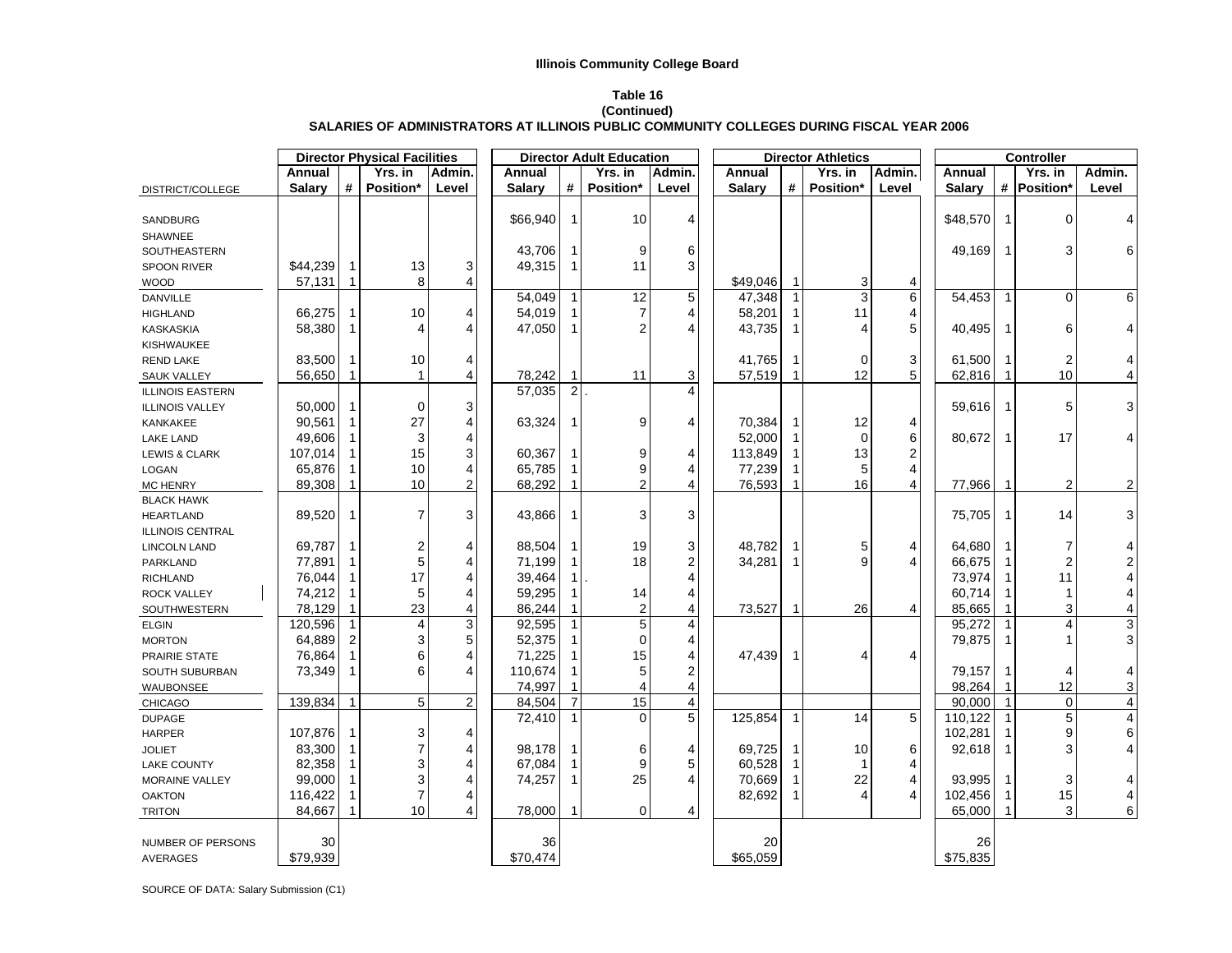**Illinois Community College Board**

**Table 16**
**(Continued)**
**SALARIES OF ADMINISTRATORS AT ILLINOIS PUBLIC COMMUNITY COLLEGES DURING FISCAL YEAR 2006**

| | Director Physical Facilities | | | | Director Adult Education | | | | Director Athletics | | | | Controller | | | |
|---|---|---|---|---|---|---|---|---|---|---|---|---|---|---|---|---|
| DISTRICT/COLLEGE | Annual Salary | # | Yrs. in Position* | Admin. Level | Annual Salary | # | Yrs. in Position* | Admin. Level | Annual Salary | # | Yrs. in Position* | Admin. Level | Annual Salary | # | Yrs. in Position* | Admin. Level |
| SANDBURG | | | | | $66,940 | 1 | 10 | 4 | | | | | $48,570 | 1 | 0 | 4 |
| SHAWNEE | | | | | | | | | | | | | | | | |
| SOUTHEASTERN | | | | | 43,706 | 1 | 9 | 6 | | | | | 49,169 | 1 | 3 | 6 |
| SPOON RIVER | $44,239 | 1 | 13 | 3 | 49,315 | 1 | 11 | 3 | | | | | | | | |
| WOOD | 57,131 | 1 | 8 | 4 | | | | | $49,046 | 1 | 3 | 4 | | | | |
| DANVILLE | | | | | 54,049 | 1 | 12 | 5 | 47,348 | 1 | 3 | 6 | 54,453 | 1 | 0 | 6 |
| HIGHLAND | 66,275 | 1 | 10 | 4 | 54,019 | 1 | 7 | 4 | 58,201 | 1 | 11 | 4 | | | | |
| KASKASKIA | 58,380 | 1 | 4 | 4 | 47,050 | 1 | 2 | 4 | 43,735 | 1 | 4 | 5 | 40,495 | 1 | 6 | 4 |
| KISHWAUKEE | | | | | | | | | | | | | | | | |
| REND LAKE | 83,500 | 1 | 10 | 4 | | | | | 41,765 | 1 | 0 | 3 | 61,500 | 1 | 2 | 4 |
| SAUK VALLEY | 56,650 | 1 | 1 | 4 | 78,242 | 1 | 11 | 3 | 57,519 | 1 | 12 | 5 | 62,816 | 1 | 10 | 4 |
| ILLINOIS EASTERN | | | | | 57,035 | 2 | . | 4 | | | | | | | | |
| ILLINOIS VALLEY | 50,000 | 1 | 0 | 3 | | | | | | | | | 59,616 | 1 | 5 | 3 |
| KANKAKEE | 90,561 | 1 | 27 | 4 | 63,324 | 1 | 9 | 4 | 70,384 | 1 | 12 | 4 | | | | |
| LAKE LAND | 49,606 | 1 | 3 | 4 | | | | | 52,000 | 1 | 0 | 6 | 80,672 | 1 | 17 | 4 |
| LEWIS & CLARK | 107,014 | 1 | 15 | 3 | 60,367 | 1 | 9 | 4 | 113,849 | 1 | 13 | 2 | | | | |
| LOGAN | 65,876 | 1 | 10 | 4 | 65,785 | 1 | 9 | 4 | 77,239 | 1 | 5 | 4 | | | | |
| MC HENRY | 89,308 | 1 | 10 | 2 | 68,292 | 1 | 2 | 4 | 76,593 | 1 | 16 | 4 | 77,966 | 1 | 2 | 2 |
| BLACK HAWK | | | | | | | | | | | | | | | | |
| HEARTLAND | 89,520 | 1 | 7 | 3 | 43,866 | 1 | 3 | 3 | | | | | 75,705 | 1 | 14 | 3 |
| ILLINOIS CENTRAL | | | | | | | | | | | | | | | | |
| LINCOLN LAND | 69,787 | 1 | 2 | 4 | 88,504 | 1 | 19 | 3 | 48,782 | 1 | 5 | 4 | 64,680 | 1 | 7 | 4 |
| PARKLAND | 77,891 | 1 | 5 | 4 | 71,199 | 1 | 18 | 2 | 34,281 | 1 | 9 | 4 | 66,675 | 1 | 2 | 2 |
| RICHLAND | 76,044 | 1 | 17 | 4 | 39,464 | 1 | . | 4 | | | | | 73,974 | 1 | 11 | 4 |
| ROCK VALLEY | 74,212 | 1 | 5 | 4 | 59,295 | 1 | 14 | 4 | | | | | 60,714 | 1 | 1 | 4 |
| SOUTHWESTERN | 78,129 | 1 | 23 | 4 | 86,244 | 1 | 2 | 4 | 73,527 | 1 | 26 | 4 | 85,665 | 1 | 3 | 4 |
| ELGIN | 120,596 | 1 | 4 | 3 | 92,595 | 1 | 5 | 4 | | | | | 95,272 | 1 | 4 | 3 |
| MORTON | 64,889 | 2 | 3 | 5 | 52,375 | 1 | 0 | 4 | | | | | 79,875 | 1 | 1 | 3 |
| PRAIRIE STATE | 76,864 | 1 | 6 | 4 | 71,225 | 1 | 15 | 4 | 47,439 | 1 | 4 | 4 | | | | |
| SOUTH SUBURBAN | 73,349 | 1 | 6 | 4 | 110,674 | 1 | 5 | 2 | | | | | 79,157 | 1 | 4 | 4 |
| WAUBONSEE | | | | | 74,997 | 1 | 4 | 4 | | | | | 98,264 | 1 | 12 | 3 |
| CHICAGO | 139,834 | 1 | 5 | 2 | 84,504 | 7 | 15 | 4 | | | | | 90,000 | 1 | 0 | 4 |
| DUPAGE | | | | | 72,410 | 1 | 0 | 5 | 125,854 | 1 | 14 | 5 | 110,122 | 1 | 5 | 4 |
| HARPER | 107,876 | 1 | 3 | 4 | | | | | | | | | 102,281 | 1 | 9 | 6 |
| JOLIET | 83,300 | 1 | 7 | 4 | 98,178 | 1 | 6 | 4 | 69,725 | 1 | 10 | 6 | 92,618 | 1 | 3 | 4 |
| LAKE COUNTY | 82,358 | 1 | 3 | 4 | 67,084 | 1 | 9 | 5 | 60,528 | 1 | 1 | 4 | | | | |
| MORAINE VALLEY | 99,000 | 1 | 3 | 4 | 74,257 | 1 | 25 | 4 | 70,669 | 1 | 22 | 4 | 93,995 | 1 | 3 | 4 |
| OAKTON | 116,422 | 1 | 7 | 4 | | | | | 82,692 | 1 | 4 | 4 | 102,456 | 1 | 15 | 4 |
| TRITON | 84,667 | 1 | 10 | 4 | 78,000 | 1 | 0 | 4 | | | | | 65,000 | 1 | 3 | 6 |
| NUMBER OF PERSONS | 30 | | | | 36 | | | | 20 | | | | 26 | | | |
| AVERAGES | $79,939 | | | | $70,474 | | | | $65,059 | | | | $75,835 | | | |

SOURCE OF DATA: Salary Submission (C1)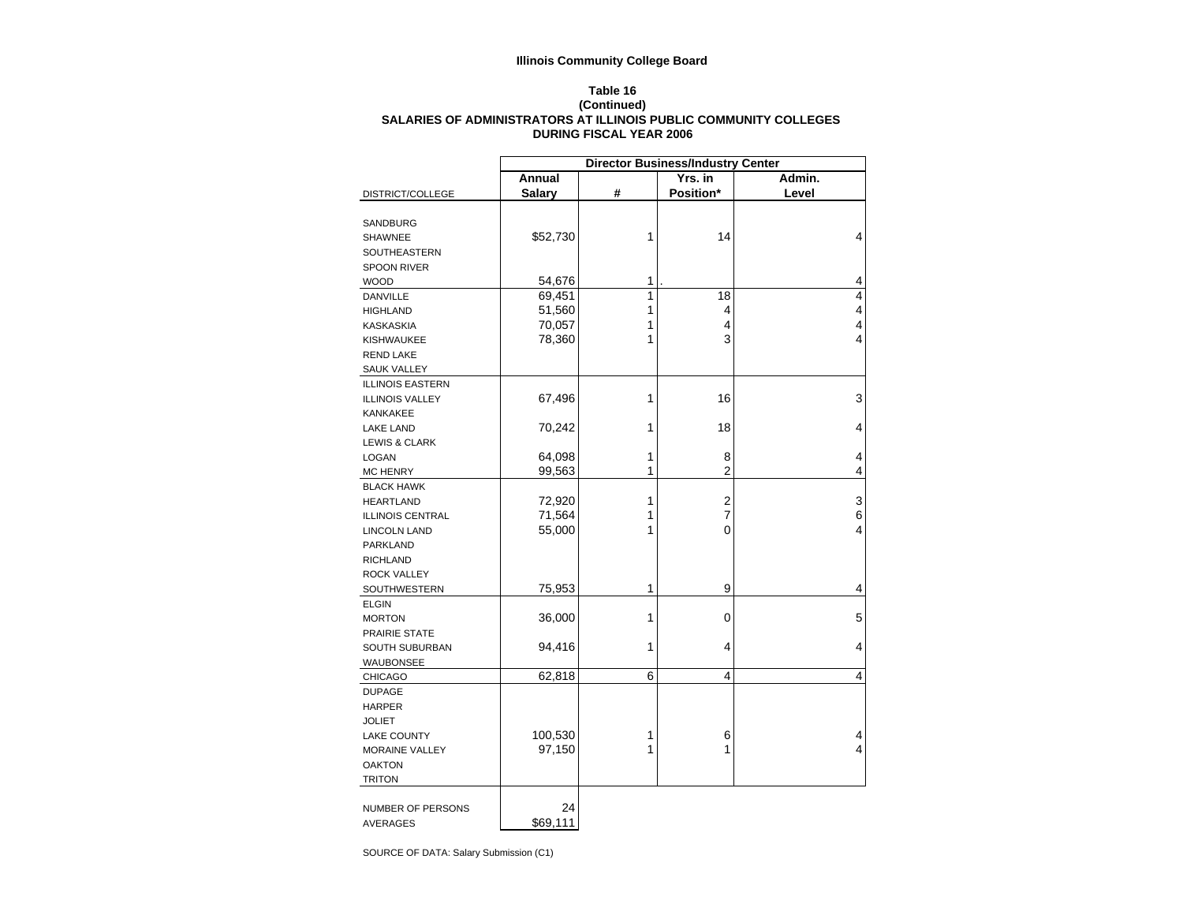**Illinois Community College Board**

**Table 16**
**(Continued)**
**SALARIES OF ADMINISTRATORS AT ILLINOIS PUBLIC COMMUNITY COLLEGES**
**DURING FISCAL YEAR 2006**

| | Director Business/Industry Center | | | |
|---|---|---|---|---|
| DISTRICT/COLLEGE | Annual Salary | # | Yrs. in Position* | Admin. Level |
| SANDBURG | | | | |
| SHAWNEE | $52,730 | 1 | 14 | 4 |
| SOUTHEASTERN | | | | |
| SPOON RIVER | | | | |
| WOOD | 54,676 | 1 | . | 4 |
| DANVILLE | 69,451 | 1 | 18 | 4 |
| HIGHLAND | 51,560 | 1 | 4 | 4 |
| KASKASKIA | 70,057 | 1 | 4 | 4 |
| KISHWAUKEE | 78,360 | 1 | 3 | 4 |
| REND LAKE | | | | |
| SAUK VALLEY | | | | |
| ILLINOIS EASTERN | | | | |
| ILLINOIS VALLEY | 67,496 | 1 | 16 | 3 |
| KANKAKEE | | | | |
| LAKE LAND | 70,242 | 1 | 18 | 4 |
| LEWIS & CLARK | | | | |
| LOGAN | 64,098 | 1 | 8 | 4 |
| MC HENRY | 99,563 | 1 | 2 | 4 |
| BLACK HAWK | | | | |
| HEARTLAND | 72,920 | 1 | 2 | 3 |
| ILLINOIS CENTRAL | 71,564 | 1 | 7 | 6 |
| LINCOLN LAND | 55,000 | 1 | 0 | 4 |
| PARKLAND | | | | |
| RICHLAND | | | | |
| ROCK VALLEY | | | | |
| SOUTHWESTERN | 75,953 | 1 | 9 | 4 |
| ELGIN | | | | |
| MORTON | 36,000 | 1 | 0 | 5 |
| PRAIRIE STATE | | | | |
| SOUTH SUBURBAN | 94,416 | 1 | 4 | 4 |
| WAUBONSEE | | | | |
| CHICAGO | 62,818 | 6 | 4 | 4 |
| DUPAGE | | | | |
| HARPER | | | | |
| JOLIET | | | | |
| LAKE COUNTY | 100,530 | 1 | 6 | 4 |
| MORAINE VALLEY | 97,150 | 1 | 1 | 4 |
| OAKTON | | | | |
| TRITON | | | | |
| NUMBER OF PERSONS | 24 | | | |
| AVERAGES | $69,111 | | | |

SOURCE OF DATA: Salary Submission (C1)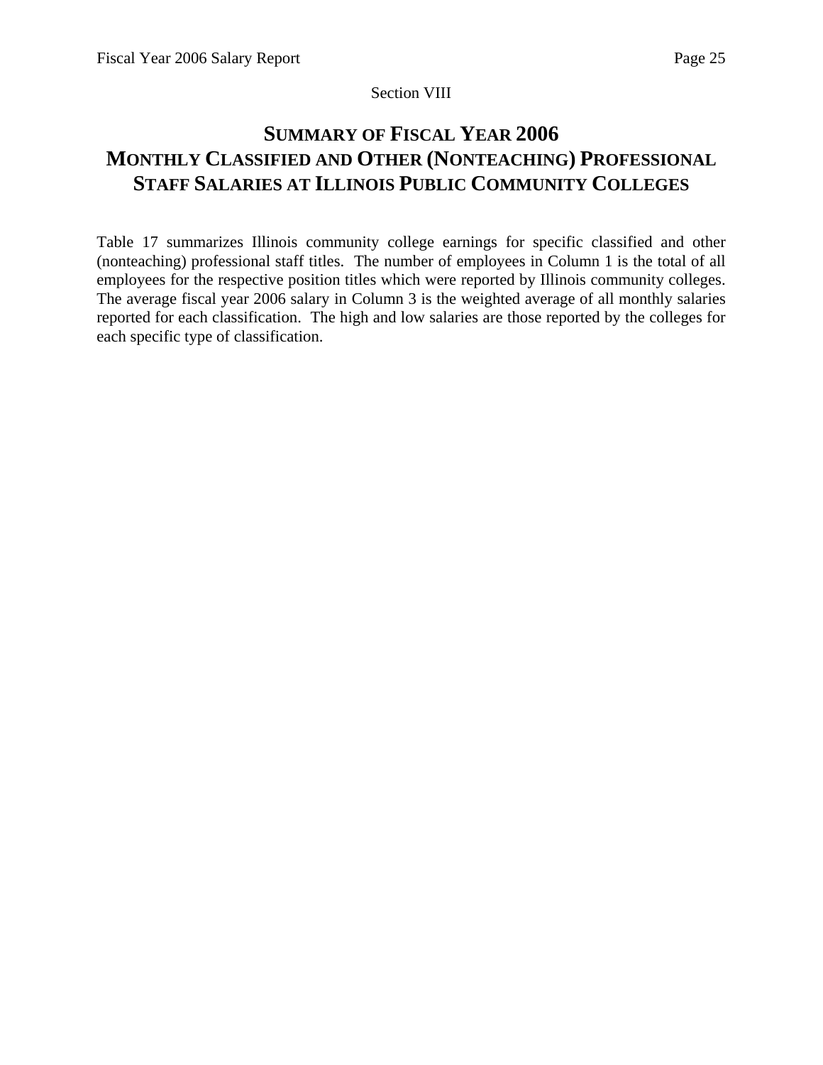Section VIII

# SUMMARY OF FISCAL YEAR 2006 MONTHLY CLASSIFIED AND OTHER (NONTEACHING) PROFESSIONAL STAFF SALARIES AT ILLINOIS PUBLIC COMMUNITY COLLEGES

Table 17 summarizes Illinois community college earnings for specific classified and other (nonteaching) professional staff titles. The number of employees in Column 1 is the total of all employees for the respective position titles which were reported by Illinois community colleges. The average fiscal year 2006 salary in Column 3 is the weighted average of all monthly salaries reported for each classification. The high and low salaries are those reported by the colleges for each specific type of classification.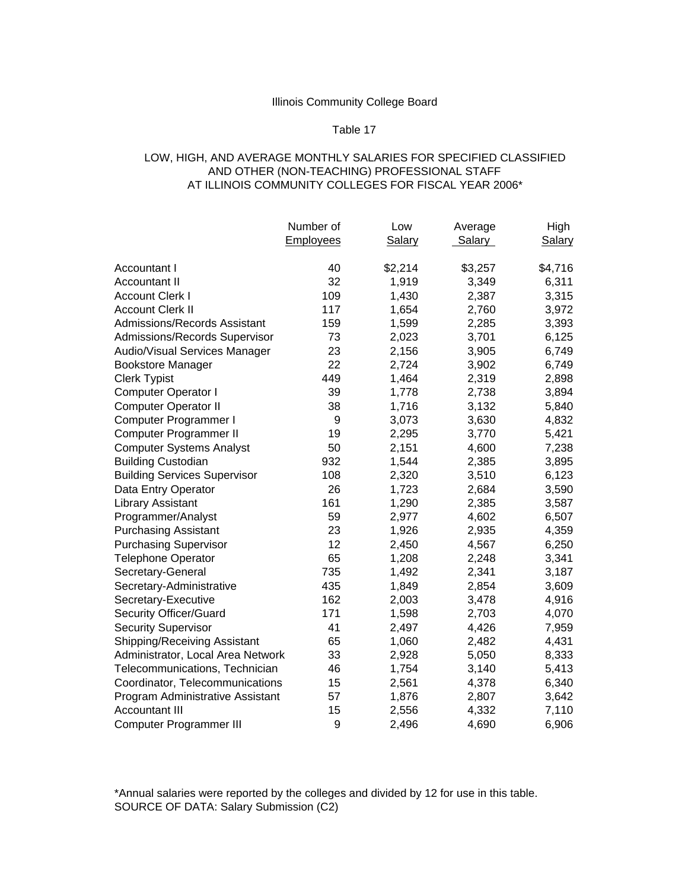Illinois Community College Board

Table 17

LOW, HIGH, AND AVERAGE MONTHLY SALARIES FOR SPECIFIED CLASSIFIED AND OTHER (NON-TEACHING) PROFESSIONAL STAFF AT ILLINOIS COMMUNITY COLLEGES FOR FISCAL YEAR 2006*

| | Number of Employees | Low Salary | Average Salary | High Salary |
|---|---|---|---|---|
| Accountant I | 40 | $2,214 | $3,257 | $4,716 |
| Accountant II | 32 | 1,919 | 3,349 | 6,311 |
| Account Clerk I | 109 | 1,430 | 2,387 | 3,315 |
| Account Clerk II | 117 | 1,654 | 2,760 | 3,972 |
| Admissions/Records Assistant | 159 | 1,599 | 2,285 | 3,393 |
| Admissions/Records Supervisor | 73 | 2,023 | 3,701 | 6,125 |
| Audio/Visual Services Manager | 23 | 2,156 | 3,905 | 6,749 |
| Bookstore Manager | 22 | 2,724 | 3,902 | 6,749 |
| Clerk Typist | 449 | 1,464 | 2,319 | 2,898 |
| Computer Operator I | 39 | 1,778 | 2,738 | 3,894 |
| Computer Operator II | 38 | 1,716 | 3,132 | 5,840 |
| Computer Programmer I | 9 | 3,073 | 3,630 | 4,832 |
| Computer Programmer II | 19 | 2,295 | 3,770 | 5,421 |
| Computer Systems Analyst | 50 | 2,151 | 4,600 | 7,238 |
| Building Custodian | 932 | 1,544 | 2,385 | 3,895 |
| Building Services Supervisor | 108 | 2,320 | 3,510 | 6,123 |
| Data Entry Operator | 26 | 1,723 | 2,684 | 3,590 |
| Library Assistant | 161 | 1,290 | 2,385 | 3,587 |
| Programmer/Analyst | 59 | 2,977 | 4,602 | 6,507 |
| Purchasing Assistant | 23 | 1,926 | 2,935 | 4,359 |
| Purchasing Supervisor | 12 | 2,450 | 4,567 | 6,250 |
| Telephone Operator | 65 | 1,208 | 2,248 | 3,341 |
| Secretary-General | 735 | 1,492 | 2,341 | 3,187 |
| Secretary-Administrative | 435 | 1,849 | 2,854 | 3,609 |
| Secretary-Executive | 162 | 2,003 | 3,478 | 4,916 |
| Security Officer/Guard | 171 | 1,598 | 2,703 | 4,070 |
| Security Supervisor | 41 | 2,497 | 4,426 | 7,959 |
| Shipping/Receiving Assistant | 65 | 1,060 | 2,482 | 4,431 |
| Administrator, Local Area Network | 33 | 2,928 | 5,050 | 8,333 |
| Telecommunications, Technician | 46 | 1,754 | 3,140 | 5,413 |
| Coordinator, Telecommunications | 15 | 2,561 | 4,378 | 6,340 |
| Program Administrative Assistant | 57 | 1,876 | 2,807 | 3,642 |
| Accountant III | 15 | 2,556 | 4,332 | 7,110 |
| Computer Programmer III | 9 | 2,496 | 4,690 | 6,906 |

*Annual salaries were reported by the colleges and divided by 12 for use in this table.
SOURCE OF DATA: Salary Submission (C2)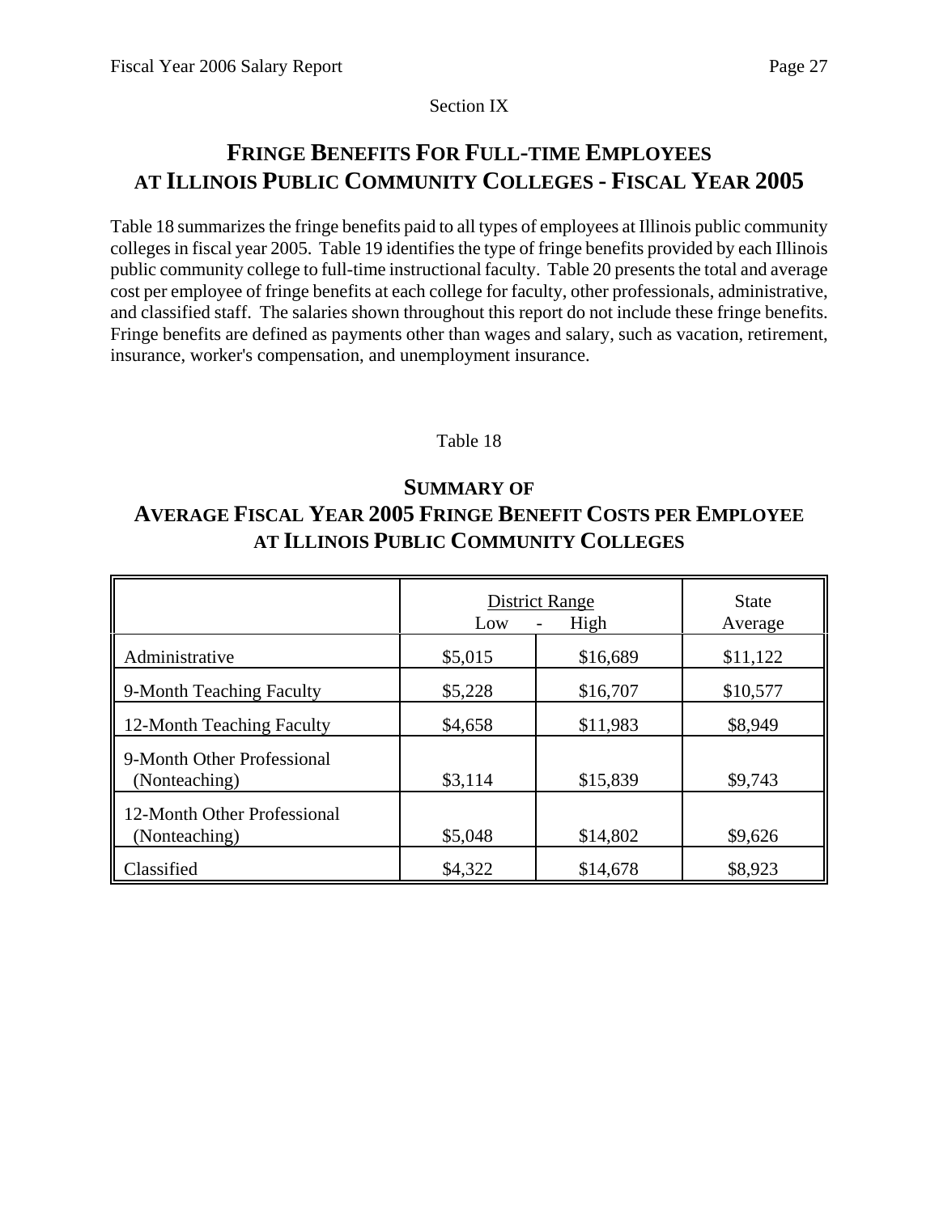Section IX

## FRINGE BENEFITS FOR FULL-TIME EMPLOYEES AT ILLINOIS PUBLIC COMMUNITY COLLEGES - FISCAL YEAR 2005

Table 18 summarizes the fringe benefits paid to all types of employees at Illinois public community colleges in fiscal year 2005. Table 19 identifies the type of fringe benefits provided by each Illinois public community college to full-time instructional faculty. Table 20 presents the total and average cost per employee of fringe benefits at each college for faculty, other professionals, administrative, and classified staff. The salaries shown throughout this report do not include these fringe benefits. Fringe benefits are defined as payments other than wages and salary, such as vacation, retirement, insurance, worker's compensation, and unemployment insurance.

Table 18

### SUMMARY OF AVERAGE FISCAL YEAR 2005 FRINGE BENEFIT COSTS PER EMPLOYEE AT ILLINOIS PUBLIC COMMUNITY COLLEGES

| | District Range | | State |
|---|---|---|---|
| | Low | High | Average |
| Administrative | $5,015 | $16,689 | $11,122 |
| 9-Month Teaching Faculty | $5,228 | $16,707 | $10,577 |
| 12-Month Teaching Faculty | $4,658 | $11,983 | $8,949 |
| 9-Month Other Professional (Nonteaching) | $3,114 | $15,839 | $9,743 |
| 12-Month Other Professional (Nonteaching) | $5,048 | $14,802 | $9,626 |
| Classified | $4,322 | $14,678 | $8,923 |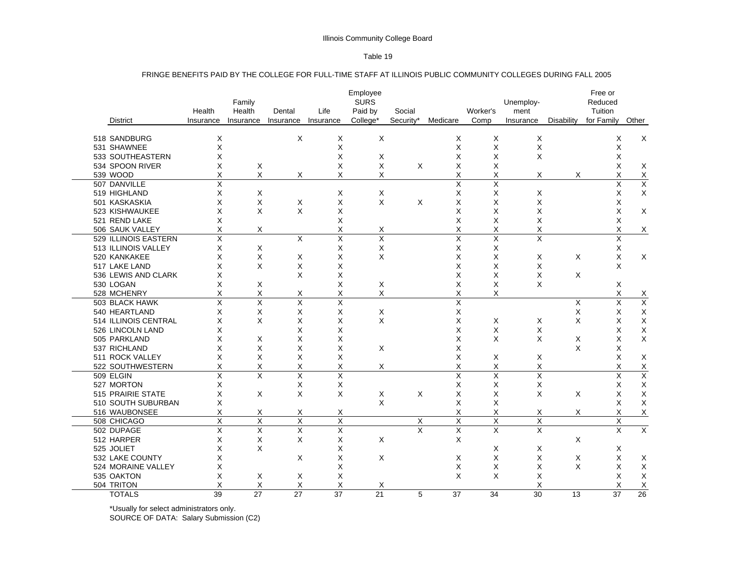Illinois Community College Board

Table 19

FRINGE BENEFITS PAID BY THE COLLEGE FOR FULL-TIME STAFF AT ILLINOIS PUBLIC COMMUNITY COLLEGES DURING FALL 2005

| District | Health Insurance | Family Health Insurance | Dental Insurance | Life Insurance | Employee SURS Paid by College* | Social Security* | Medicare | Worker's Comp | Unemploy-ment Insurance | Disability | Free or Reduced Tuition for Family | Other |
|---|---|---|---|---|---|---|---|---|---|---|---|---|
| 518 SANDBURG | X | | X | X | X | | X | X | X | | X | X |
| 531 SHAWNEE | X | | | X | | | X | X | X | | X | |
| 533 SOUTHEASTERN | X | | | X | X | | X | X | X | | X | |
| 534 SPOON RIVER | X | X | | X | X | X | X | X | | | X | X |
| 539 WOOD | X | X | X | X | X | | X | X | X | X | X | X |
| 507 DANVILLE | X | | | | | | X | X | | | X | X |
| 519 HIGHLAND | X | X | | X | X | | X | X | X | | X | X |
| 501 KASKASKIA | X | X | X | X | X | X | X | X | X | | X | |
| 523 KISHWAUKEE | X | X | X | X | | | X | X | X | | X | X |
| 521 REND LAKE | X | | | X | | | X | X | X | | X | |
| 506 SAUK VALLEY | X | X | | X | X | | X | X | X | | X | X |
| 529 ILLINOIS EASTERN | X | | X | X | X | | X | X | X | | X | |
| 513 ILLINOIS VALLEY | X | X | | X | X | | X | X | | | X | |
| 520 KANKAKEE | X | X | X | X | X | | X | X | X | X | X | X |
| 517 LAKE LAND | X | X | X | X | | | X | X | X | | X | |
| 536 LEWIS AND CLARK | X | | X | X | | | X | X | X | X | | |
| 530 LOGAN | X | X | | X | X | | X | X | X | | X | |
| 528 MCHENRY | X | X | X | X | X | | X | X | | | X | X |
| 503 BLACK HAWK | X | X | X | X | | | X | | | X | X | X |
| 540 HEARTLAND | X | X | X | X | X | | X | | | X | X | X |
| 514 ILLINOIS CENTRAL | X | X | X | X | X | | X | X | X | X | X | X |
| 526 LINCOLN LAND | X | | X | X | | | X | X | X | | X | X |
| 505 PARKLAND | X | X | X | X | | | X | X | X | X | X | X |
| 537 RICHLAND | X | X | X | X | X | | X | | | X | X | |
| 511 ROCK VALLEY | X | X | X | X | | | X | X | X | | X | X |
| 522 SOUTHWESTERN | X | X | X | X | X | | X | X | X | | X | X |
| 509 ELGIN | X | X | X | X | | | X | X | X | | X | X |
| 527 MORTON | X | | X | X | | | X | X | X | | X | X |
| 515 PRAIRIE STATE | X | X | X | X | X | X | X | X | X | X | X | X |
| 510 SOUTH SUBURBAN | X | | | | X | | X | X | | | X | X |
| 516 WAUBONSEE | X | X | X | X | | | X | X | X | X | X | X |
| 508 CHICAGO | X | X | X | X | | X | X | X | X | | X | |
| 502 DUPAGE | X | X | X | X | | X | X | X | X | | X | X |
| 512 HARPER | X | X | X | X | X | | X | | | X | | |
| 525 JOLIET | X | X | | X | | | | X | X | | X | |
| 532 LAKE COUNTY | X | | X | X | X | | X | X | X | X | X | X |
| 524 MORAINE VALLEY | X | | | X | | | X | X | X | X | X | X |
| 535 OAKTON | X | X | X | X | | | X | X | X | | X | X |
| 504 TRITON | X | X | X | X | X | | | | X | | X | X |
| TOTALS | 39 | 27 | 27 | 37 | 21 | 5 | 37 | 34 | 30 | 13 | 37 | 26 |

*Usually for select administrators only.

SOURCE OF DATA: Salary Submission (C2)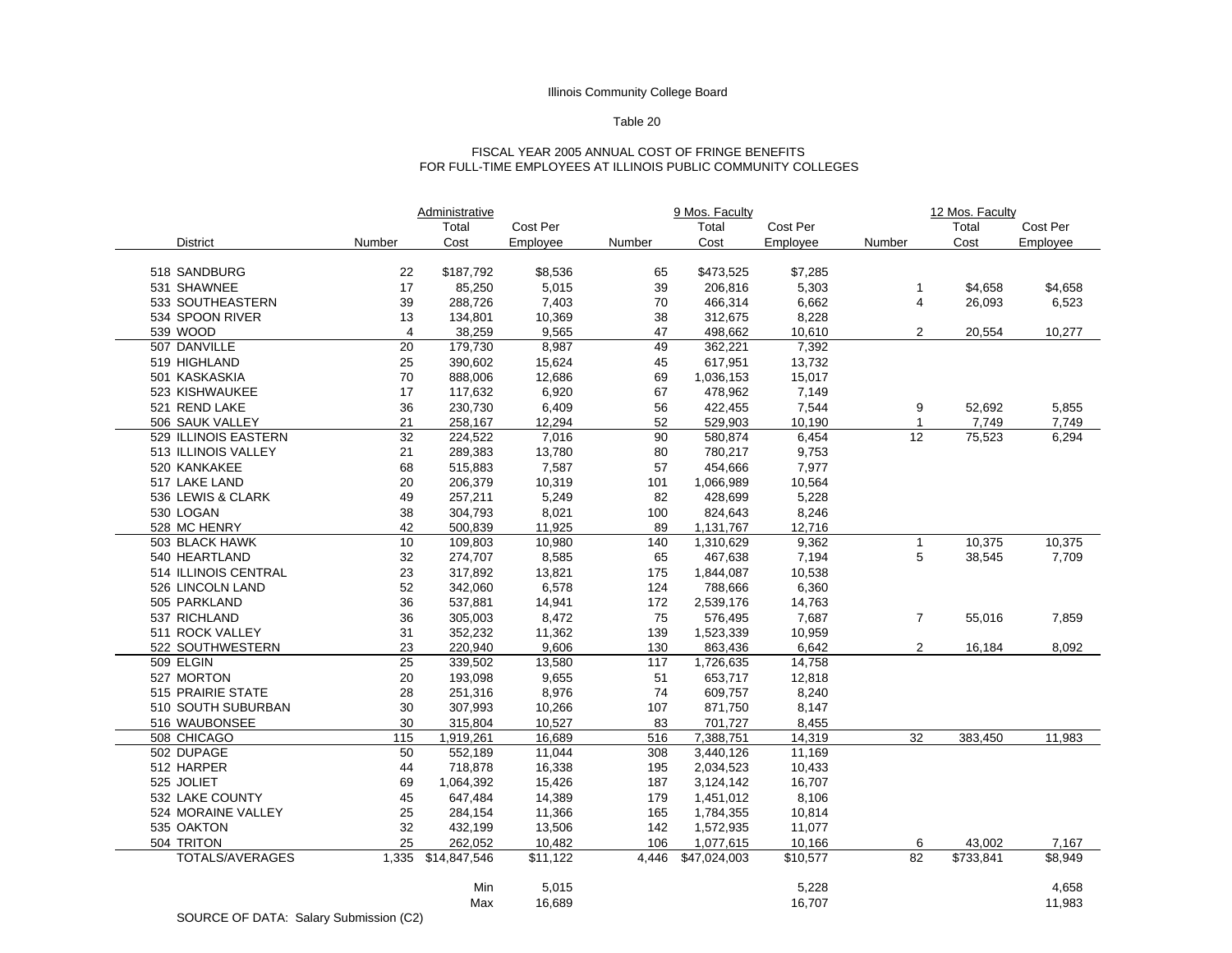Illinois Community College Board

Table 20

FISCAL YEAR 2005 ANNUAL COST OF FRINGE BENEFITS
FOR FULL-TIME EMPLOYEES AT ILLINOIS PUBLIC COMMUNITY COLLEGES

| | Administrative | | | 9 Mos. Faculty | | | 12 Mos. Faculty | | |
|---|---|---|---|---|---|---|---|---|---|
| District | Number | Total Cost | Cost Per Employee | Number | Total Cost | Cost Per Employee | Number | Total Cost | Cost Per Employee |
| 518 SANDBURG | 22 | $187,792 | $8,536 | 65 | $473,525 | $7,285 | | | |
| 531 SHAWNEE | 17 | 85,250 | 5,015 | 39 | 206,816 | 5,303 | 1 | $4,658 | $4,658 |
| 533 SOUTHEASTERN | 39 | 288,726 | 7,403 | 70 | 466,314 | 6,662 | 4 | 26,093 | 6,523 |
| 534 SPOON RIVER | 13 | 134,801 | 10,369 | 38 | 312,675 | 8,228 | | | |
| 539 WOOD | 4 | 38,259 | 9,565 | 47 | 498,662 | 10,610 | 2 | 20,554 | 10,277 |
| 507 DANVILLE | 20 | 179,730 | 8,987 | 49 | 362,221 | 7,392 | | | |
| 519 HIGHLAND | 25 | 390,602 | 15,624 | 45 | 617,951 | 13,732 | | | |
| 501 KASKASKIA | 70 | 888,006 | 12,686 | 69 | 1,036,153 | 15,017 | | | |
| 523 KISHWAUKEE | 17 | 117,632 | 6,920 | 67 | 478,962 | 7,149 | | | |
| 521 REND LAKE | 36 | 230,730 | 6,409 | 56 | 422,455 | 7,544 | 9 | 52,692 | 5,855 |
| 506 SAUK VALLEY | 21 | 258,167 | 12,294 | 52 | 529,903 | 10,190 | 1 | 7,749 | 7,749 |
| 529 ILLINOIS EASTERN | 32 | 224,522 | 7,016 | 90 | 580,874 | 6,454 | 12 | 75,523 | 6,294 |
| 513 ILLINOIS VALLEY | 21 | 289,383 | 13,780 | 80 | 780,217 | 9,753 | | | |
| 520 KANKAKEE | 68 | 515,883 | 7,587 | 57 | 454,666 | 7,977 | | | |
| 517 LAKE LAND | 20 | 206,379 | 10,319 | 101 | 1,066,989 | 10,564 | | | |
| 536 LEWIS & CLARK | 49 | 257,211 | 5,249 | 82 | 428,699 | 5,228 | | | |
| 530 LOGAN | 38 | 304,793 | 8,021 | 100 | 824,643 | 8,246 | | | |
| 528 MC HENRY | 42 | 500,839 | 11,925 | 89 | 1,131,767 | 12,716 | | | |
| 503 BLACK HAWK | 10 | 109,803 | 10,980 | 140 | 1,310,629 | 9,362 | 1 | 10,375 | 10,375 |
| 540 HEARTLAND | 32 | 274,707 | 8,585 | 65 | 467,638 | 7,194 | 5 | 38,545 | 7,709 |
| 514 ILLINOIS CENTRAL | 23 | 317,892 | 13,821 | 175 | 1,844,087 | 10,538 | | | |
| 526 LINCOLN LAND | 52 | 342,060 | 6,578 | 124 | 788,666 | 6,360 | | | |
| 505 PARKLAND | 36 | 537,881 | 14,941 | 172 | 2,539,176 | 14,763 | | | |
| 537 RICHLAND | 36 | 305,003 | 8,472 | 75 | 576,495 | 7,687 | 7 | 55,016 | 7,859 |
| 511 ROCK VALLEY | 31 | 352,232 | 11,362 | 139 | 1,523,339 | 10,959 | | | |
| 522 SOUTHWESTERN | 23 | 220,940 | 9,606 | 130 | 863,436 | 6,642 | 2 | 16,184 | 8,092 |
| 509 ELGIN | 25 | 339,502 | 13,580 | 117 | 1,726,635 | 14,758 | | | |
| 527 MORTON | 20 | 193,098 | 9,655 | 51 | 653,717 | 12,818 | | | |
| 515 PRAIRIE STATE | 28 | 251,316 | 8,976 | 74 | 609,757 | 8,240 | | | |
| 510 SOUTH SUBURBAN | 30 | 307,993 | 10,266 | 107 | 871,750 | 8,147 | | | |
| 516 WAUBONSEE | 30 | 315,804 | 10,527 | 83 | 701,727 | 8,455 | | | |
| 508 CHICAGO | 115 | 1,919,261 | 16,689 | 516 | 7,388,751 | 14,319 | 32 | 383,450 | 11,983 |
| 502 DUPAGE | 50 | 552,189 | 11,044 | 308 | 3,440,126 | 11,169 | | | |
| 512 HARPER | 44 | 718,878 | 16,338 | 195 | 2,034,523 | 10,433 | | | |
| 525 JOLIET | 69 | 1,064,392 | 15,426 | 187 | 3,124,142 | 16,707 | | | |
| 532 LAKE COUNTY | 45 | 647,484 | 14,389 | 179 | 1,451,012 | 8,106 | | | |
| 524 MORAINE VALLEY | 25 | 284,154 | 11,366 | 165 | 1,784,355 | 10,814 | | | |
| 535 OAKTON | 32 | 432,199 | 13,506 | 142 | 1,572,935 | 11,077 | | | |
| 504 TRITON | 25 | 262,052 | 10,482 | 106 | 1,077,615 | 10,166 | 6 | 43,002 | 7,167 |
| TOTALS/AVERAGES | 1,335 | $14,847,546 | $11,122 | 4,446 | $47,024,003 | $10,577 | 82 | $733,841 | $8,949 |
| | | Min | 5,015 | | | 5,228 | | | 4,658 |
| | | Max | 16,689 | | | 16,707 | | | 11,983 |

SOURCE OF DATA: Salary Submission (C2)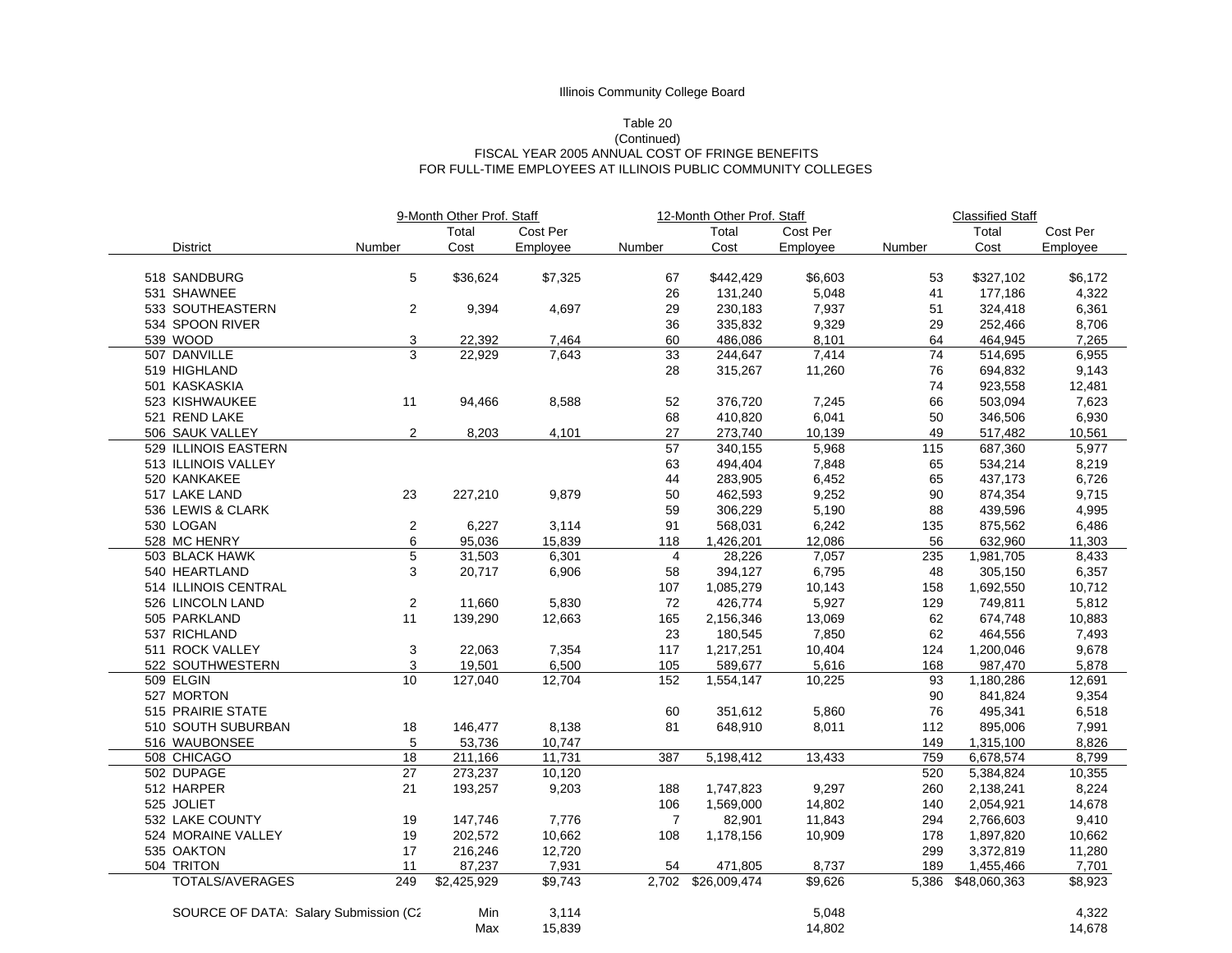Illinois Community College Board

Table 20
(Continued)
FISCAL YEAR 2005 ANNUAL COST OF FRINGE BENEFITS
FOR FULL-TIME EMPLOYEES AT ILLINOIS PUBLIC COMMUNITY COLLEGES

| District | 9-Month Other Prof. Staff | | | 12-Month Other Prof. Staff | | | Classified Staff | | |
|---|---|---|---|---|---|---|---|---|---|
| | Number | Total Cost | Cost Per Employee | Number | Total Cost | Cost Per Employee | Number | Total Cost | Cost Per Employee |
| 518 SANDBURG | 5 | $36,624 | $7,325 | 67 | $442,429 | $6,603 | 53 | $327,102 | $6,172 |
| 531 SHAWNEE | | | | 26 | 131,240 | 5,048 | 41 | 177,186 | 4,322 |
| 533 SOUTHEASTERN | 2 | 9,394 | 4,697 | 29 | 230,183 | 7,937 | 51 | 324,418 | 6,361 |
| 534 SPOON RIVER | | | | 36 | 335,832 | 9,329 | 29 | 252,466 | 8,706 |
| 539 WOOD | 3 | 22,392 | 7,464 | 60 | 486,086 | 8,101 | 64 | 464,945 | 7,265 |
| 507 DANVILLE | 3 | 22,929 | 7,643 | 33 | 244,647 | 7,414 | 74 | 514,695 | 6,955 |
| 519 HIGHLAND | | | | 28 | 315,267 | 11,260 | 76 | 694,832 | 9,143 |
| 501 KASKASKIA | | | | | | | 74 | 923,558 | 12,481 |
| 523 KISHWAUKEE | 11 | 94,466 | 8,588 | 52 | 376,720 | 7,245 | 66 | 503,094 | 7,623 |
| 521 REND LAKE | | | | 68 | 410,820 | 6,041 | 50 | 346,506 | 6,930 |
| 506 SAUK VALLEY | 2 | 8,203 | 4,101 | 27 | 273,740 | 10,139 | 49 | 517,482 | 10,561 |
| 529 ILLINOIS EASTERN | | | | 57 | 340,155 | 5,968 | 115 | 687,360 | 5,977 |
| 513 ILLINOIS VALLEY | | | | 63 | 494,404 | 7,848 | 65 | 534,214 | 8,219 |
| 520 KANKAKEE | | | | 44 | 283,905 | 6,452 | 65 | 437,173 | 6,726 |
| 517 LAKE LAND | 23 | 227,210 | 9,879 | 50 | 462,593 | 9,252 | 90 | 874,354 | 9,715 |
| 536 LEWIS & CLARK | | | | 59 | 306,229 | 5,190 | 88 | 439,596 | 4,995 |
| 530 LOGAN | 2 | 6,227 | 3,114 | 91 | 568,031 | 6,242 | 135 | 875,562 | 6,486 |
| 528 MC HENRY | 6 | 95,036 | 15,839 | 118 | 1,426,201 | 12,086 | 56 | 632,960 | 11,303 |
| 503 BLACK HAWK | 5 | 31,503 | 6,301 | 4 | 28,226 | 7,057 | 235 | 1,981,705 | 8,433 |
| 540 HEARTLAND | 3 | 20,717 | 6,906 | 58 | 394,127 | 6,795 | 48 | 305,150 | 6,357 |
| 514 ILLINOIS CENTRAL | | | | 107 | 1,085,279 | 10,143 | 158 | 1,692,550 | 10,712 |
| 526 LINCOLN LAND | 2 | 11,660 | 5,830 | 72 | 426,774 | 5,927 | 129 | 749,811 | 5,812 |
| 505 PARKLAND | 11 | 139,290 | 12,663 | 165 | 2,156,346 | 13,069 | 62 | 674,748 | 10,883 |
| 537 RICHLAND | | | | 23 | 180,545 | 7,850 | 62 | 464,556 | 7,493 |
| 511 ROCK VALLEY | 3 | 22,063 | 7,354 | 117 | 1,217,251 | 10,404 | 124 | 1,200,046 | 9,678 |
| 522 SOUTHWESTERN | 3 | 19,501 | 6,500 | 105 | 589,677 | 5,616 | 168 | 987,470 | 5,878 |
| 509 ELGIN | 10 | 127,040 | 12,704 | 152 | 1,554,147 | 10,225 | 93 | 1,180,286 | 12,691 |
| 527 MORTON | | | | | | | 90 | 841,824 | 9,354 |
| 515 PRAIRIE STATE | | | | 60 | 351,612 | 5,860 | 76 | 495,341 | 6,518 |
| 510 SOUTH SUBURBAN | 18 | 146,477 | 8,138 | 81 | 648,910 | 8,011 | 112 | 895,006 | 7,991 |
| 516 WAUBONSEE | 5 | 53,736 | 10,747 | | | | 149 | 1,315,100 | 8,826 |
| 508 CHICAGO | 18 | 211,166 | 11,731 | 387 | 5,198,412 | 13,433 | 759 | 6,678,574 | 8,799 |
| 502 DUPAGE | 27 | 273,237 | 10,120 | | | | 520 | 5,384,824 | 10,355 |
| 512 HARPER | 21 | 193,257 | 9,203 | 188 | 1,747,823 | 9,297 | 260 | 2,138,241 | 8,224 |
| 525 JOLIET | | | | 106 | 1,569,000 | 14,802 | 140 | 2,054,921 | 14,678 |
| 532 LAKE COUNTY | 19 | 147,746 | 7,776 | 7 | 82,901 | 11,843 | 294 | 2,766,603 | 9,410 |
| 524 MORAINE VALLEY | 19 | 202,572 | 10,662 | 108 | 1,178,156 | 10,909 | 178 | 1,897,820 | 10,662 |
| 535 OAKTON | 17 | 216,246 | 12,720 | | | | 299 | 3,372,819 | 11,280 |
| 504 TRITON | 11 | 87,237 | 7,931 | 54 | 471,805 | 8,737 | 189 | 1,455,466 | 7,701 |
| TOTALS/AVERAGES | 249 | $2,425,929 | $9,743 | 2,702 | $26,009,474 | $9,626 | 5,386 | $48,060,363 | $8,923 |
| SOURCE OF DATA: Salary Submission (C2 | | Min | 3,114 | | | 5,048 | | | 4,322 |
| | | Max | 15,839 | | | 14,802 | | | 14,678 |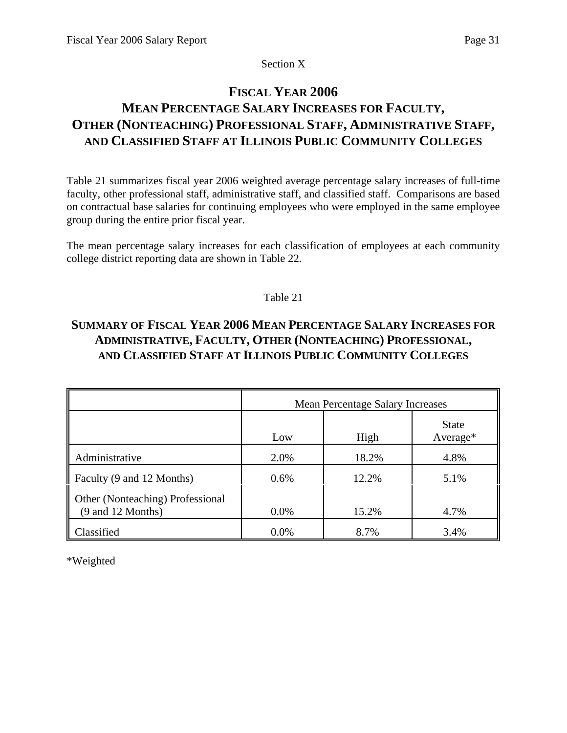Section X

# FISCAL YEAR 2006
## MEAN PERCENTAGE SALARY INCREASES FOR FACULTY, OTHER (NONTEACHING) PROFESSIONAL STAFF, ADMINISTRATIVE STAFF, AND CLASSIFIED STAFF AT ILLINOIS PUBLIC COMMUNITY COLLEGES

Table 21 summarizes fiscal year 2006 weighted average percentage salary increases of full-time faculty, other professional staff, administrative staff, and classified staff. Comparisons are based on contractual base salaries for continuing employees who were employed in the same employee group during the entire prior fiscal year.

The mean percentage salary increases for each classification of employees at each community college district reporting data are shown in Table 22.

Table 21

### SUMMARY OF FISCAL YEAR 2006 MEAN PERCENTAGE SALARY INCREASES FOR ADMINISTRATIVE, FACULTY, OTHER (NONTEACHING) PROFESSIONAL, AND CLASSIFIED STAFF AT ILLINOIS PUBLIC COMMUNITY COLLEGES

| | Mean Percentage Salary Increases | | |
|---|---|---|---|
| | Low | High | State Average* |
| Administrative | 2.0% | 18.2% | 4.8% |
| Faculty (9 and 12 Months) | 0.6% | 12.2% | 5.1% |
| Other (Nonteaching) Professional (9 and 12 Months) | 0.0% | 15.2% | 4.7% |
| Classified | 0.0% | 8.7% | 3.4% |

*Weighted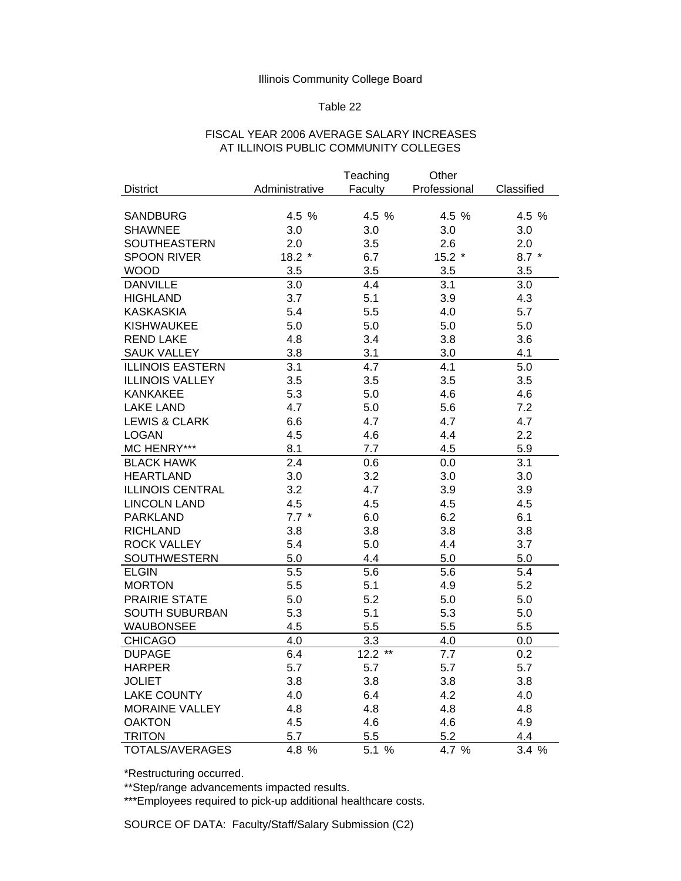Illinois Community College Board

Table 22

FISCAL YEAR 2006 AVERAGE SALARY INCREASES
AT ILLINOIS PUBLIC COMMUNITY COLLEGES

| District | Administrative | Teaching Faculty | Other Professional | Classified |
|---|---|---|---|---|
| SANDBURG | 4.5 % | 4.5 % | 4.5 % | 4.5 % |
| SHAWNEE | 3.0 | 3.0 | 3.0 | 3.0 |
| SOUTHEASTERN | 2.0 | 3.5 | 2.6 | 2.0 |
| SPOON RIVER | 18.2 * | 6.7 | 15.2 * | 8.7 * |
| WOOD | 3.5 | 3.5 | 3.5 | 3.5 |
| DANVILLE | 3.0 | 4.4 | 3.1 | 3.0 |
| HIGHLAND | 3.7 | 5.1 | 3.9 | 4.3 |
| KASKASKIA | 5.4 | 5.5 | 4.0 | 5.7 |
| KISHWAUKEE | 5.0 | 5.0 | 5.0 | 5.0 |
| REND LAKE | 4.8 | 3.4 | 3.8 | 3.6 |
| SAUK VALLEY | 3.8 | 3.1 | 3.0 | 4.1 |
| ILLINOIS EASTERN | 3.1 | 4.7 | 4.1 | 5.0 |
| ILLINOIS VALLEY | 3.5 | 3.5 | 3.5 | 3.5 |
| KANKAKEE | 5.3 | 5.0 | 4.6 | 4.6 |
| LAKE LAND | 4.7 | 5.0 | 5.6 | 7.2 |
| LEWIS & CLARK | 6.6 | 4.7 | 4.7 | 4.7 |
| LOGAN | 4.5 | 4.6 | 4.4 | 2.2 |
| MC HENRY*** | 8.1 | 7.7 | 4.5 | 5.9 |
| BLACK HAWK | 2.4 | 0.6 | 0.0 | 3.1 |
| HEARTLAND | 3.0 | 3.2 | 3.0 | 3.0 |
| ILLINOIS CENTRAL | 3.2 | 4.7 | 3.9 | 3.9 |
| LINCOLN LAND | 4.5 | 4.5 | 4.5 | 4.5 |
| PARKLAND | 7.7 * | 6.0 | 6.2 | 6.1 |
| RICHLAND | 3.8 | 3.8 | 3.8 | 3.8 |
| ROCK VALLEY | 5.4 | 5.0 | 4.4 | 3.7 |
| SOUTHWESTERN | 5.0 | 4.4 | 5.0 | 5.0 |
| ELGIN | 5.5 | 5.6 | 5.6 | 5.4 |
| MORTON | 5.5 | 5.1 | 4.9 | 5.2 |
| PRAIRIE STATE | 5.0 | 5.2 | 5.0 | 5.0 |
| SOUTH SUBURBAN | 5.3 | 5.1 | 5.3 | 5.0 |
| WAUBONSEE | 4.5 | 5.5 | 5.5 | 5.5 |
| CHICAGO | 4.0 | 3.3 | 4.0 | 0.0 |
| DUPAGE | 6.4 | 12.2 ** | 7.7 | 0.2 |
| HARPER | 5.7 | 5.7 | 5.7 | 5.7 |
| JOLIET | 3.8 | 3.8 | 3.8 | 3.8 |
| LAKE COUNTY | 4.0 | 6.4 | 4.2 | 4.0 |
| MORAINE VALLEY | 4.8 | 4.8 | 4.8 | 4.8 |
| OAKTON | 4.5 | 4.6 | 4.6 | 4.9 |
| TRITON | 5.7 | 5.5 | 5.2 | 4.4 |
| TOTALS/AVERAGES | 4.8 % | 5.1 % | 4.7 % | 3.4 % |

*Restructuring occurred.

**Step/range advancements impacted results.

***Employees required to pick-up additional healthcare costs.

SOURCE OF DATA: Faculty/Staff/Salary Submission (C2)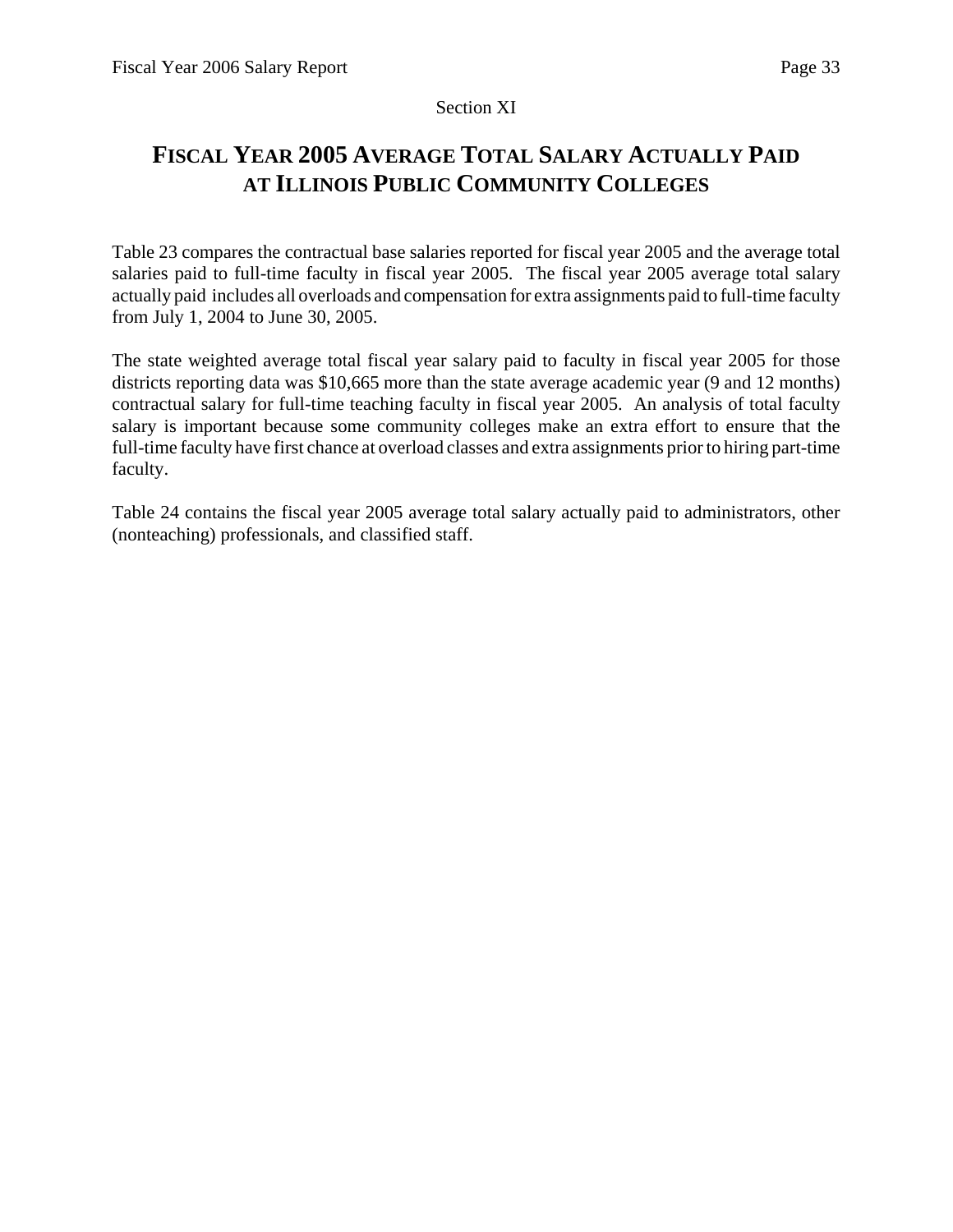Section XI

# FISCAL YEAR 2005 AVERAGE TOTAL SALARY ACTUALLY PAID AT ILLINOIS PUBLIC COMMUNITY COLLEGES

Table 23 compares the contractual base salaries reported for fiscal year 2005 and the average total salaries paid to full-time faculty in fiscal year 2005. The fiscal year 2005 average total salary actually paid includes all overloads and compensation for extra assignments paid to full-time faculty from July 1, 2004 to June 30, 2005.

The state weighted average total fiscal year salary paid to faculty in fiscal year 2005 for those districts reporting data was $10,665 more than the state average academic year (9 and 12 months) contractual salary for full-time teaching faculty in fiscal year 2005. An analysis of total faculty salary is important because some community colleges make an extra effort to ensure that the full-time faculty have first chance at overload classes and extra assignments prior to hiring part-time faculty.

Table 24 contains the fiscal year 2005 average total salary actually paid to administrators, other (nonteaching) professionals, and classified staff.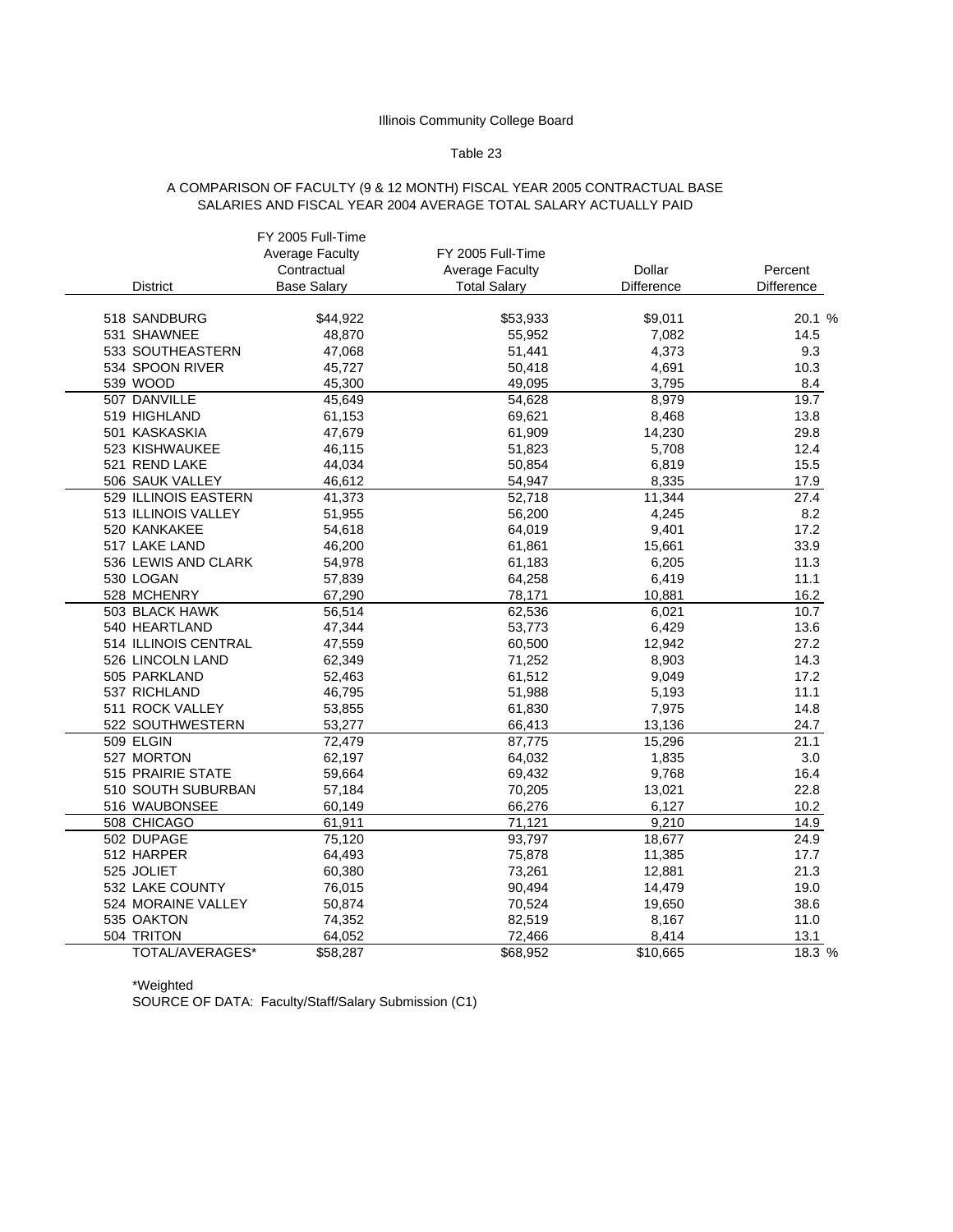Illinois Community College Board

Table 23

A COMPARISON OF FACULTY (9 & 12 MONTH) FISCAL YEAR 2005 CONTRACTUAL BASE SALARIES AND FISCAL YEAR 2004 AVERAGE TOTAL SALARY ACTUALLY PAID

| District | FY 2005 Full-Time Average Faculty Contractual Base Salary | FY 2005 Full-Time Average Faculty Total Salary | Dollar Difference | Percent Difference |
|---|---|---|---|---|
| 518 SANDBURG | $44,922 | $53,933 | $9,011 | 20.1 % |
| 531 SHAWNEE | 48,870 | 55,952 | 7,082 | 14.5 |
| 533 SOUTHEASTERN | 47,068 | 51,441 | 4,373 | 9.3 |
| 534 SPOON RIVER | 45,727 | 50,418 | 4,691 | 10.3 |
| 539 WOOD | 45,300 | 49,095 | 3,795 | 8.4 |
| 507 DANVILLE | 45,649 | 54,628 | 8,979 | 19.7 |
| 519 HIGHLAND | 61,153 | 69,621 | 8,468 | 13.8 |
| 501 KASKASKIA | 47,679 | 61,909 | 14,230 | 29.8 |
| 523 KISHWAUKEE | 46,115 | 51,823 | 5,708 | 12.4 |
| 521 REND LAKE | 44,034 | 50,854 | 6,819 | 15.5 |
| 506 SAUK VALLEY | 46,612 | 54,947 | 8,335 | 17.9 |
| 529 ILLINOIS EASTERN | 41,373 | 52,718 | 11,344 | 27.4 |
| 513 ILLINOIS VALLEY | 51,955 | 56,200 | 4,245 | 8.2 |
| 520 KANKAKEE | 54,618 | 64,019 | 9,401 | 17.2 |
| 517 LAKE LAND | 46,200 | 61,861 | 15,661 | 33.9 |
| 536 LEWIS AND CLARK | 54,978 | 61,183 | 6,205 | 11.3 |
| 530 LOGAN | 57,839 | 64,258 | 6,419 | 11.1 |
| 528 MCHENRY | 67,290 | 78,171 | 10,881 | 16.2 |
| 503 BLACK HAWK | 56,514 | 62,536 | 6,021 | 10.7 |
| 540 HEARTLAND | 47,344 | 53,773 | 6,429 | 13.6 |
| 514 ILLINOIS CENTRAL | 47,559 | 60,500 | 12,942 | 27.2 |
| 526 LINCOLN LAND | 62,349 | 71,252 | 8,903 | 14.3 |
| 505 PARKLAND | 52,463 | 61,512 | 9,049 | 17.2 |
| 537 RICHLAND | 46,795 | 51,988 | 5,193 | 11.1 |
| 511 ROCK VALLEY | 53,855 | 61,830 | 7,975 | 14.8 |
| 522 SOUTHWESTERN | 53,277 | 66,413 | 13,136 | 24.7 |
| 509 ELGIN | 72,479 | 87,775 | 15,296 | 21.1 |
| 527 MORTON | 62,197 | 64,032 | 1,835 | 3.0 |
| 515 PRAIRIE STATE | 59,664 | 69,432 | 9,768 | 16.4 |
| 510 SOUTH SUBURBAN | 57,184 | 70,205 | 13,021 | 22.8 |
| 516 WAUBONSEE | 60,149 | 66,276 | 6,127 | 10.2 |
| 508 CHICAGO | 61,911 | 71,121 | 9,210 | 14.9 |
| 502 DUPAGE | 75,120 | 93,797 | 18,677 | 24.9 |
| 512 HARPER | 64,493 | 75,878 | 11,385 | 17.7 |
| 525 JOLIET | 60,380 | 73,261 | 12,881 | 21.3 |
| 532 LAKE COUNTY | 76,015 | 90,494 | 14,479 | 19.0 |
| 524 MORAINE VALLEY | 50,874 | 70,524 | 19,650 | 38.6 |
| 535 OAKTON | 74,352 | 82,519 | 8,167 | 11.0 |
| 504 TRITON | 64,052 | 72,466 | 8,414 | 13.1 |
| TOTAL/AVERAGES* | $58,287 | $68,952 | $10,665 | 18.3 % |

*Weighted

SOURCE OF DATA: Faculty/Staff/Salary Submission (C1)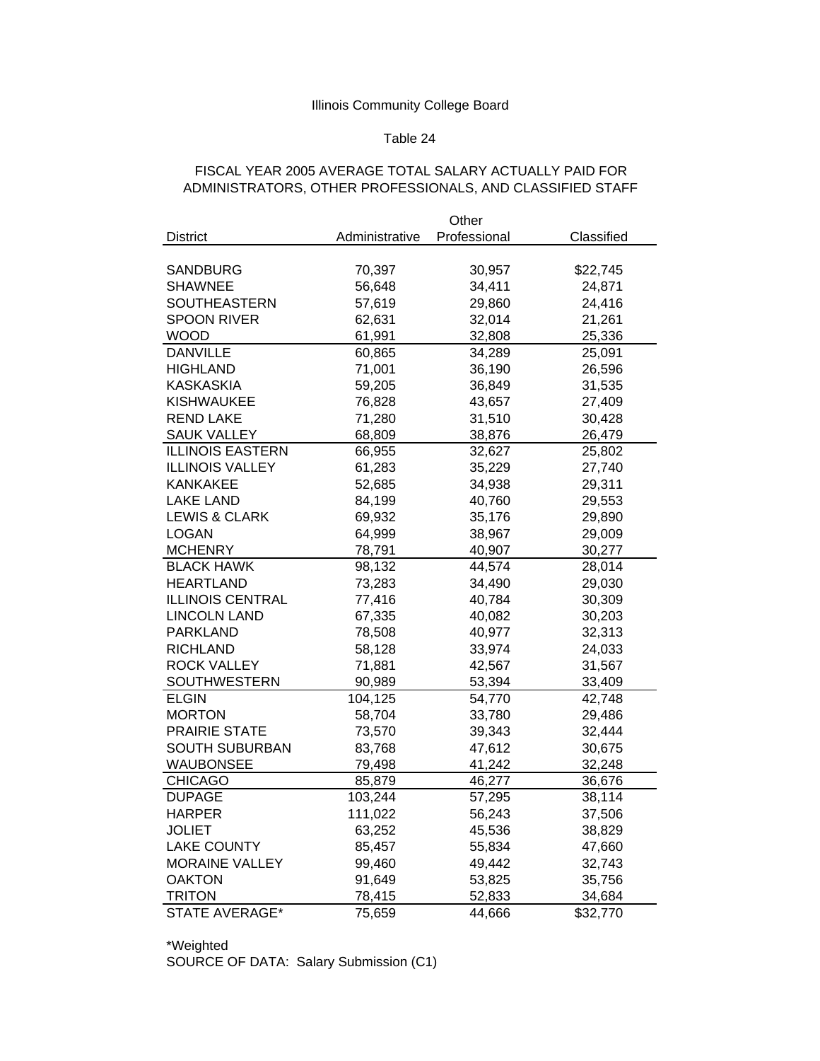Illinois Community College Board

Table 24

FISCAL YEAR 2005 AVERAGE TOTAL SALARY ACTUALLY PAID FOR ADMINISTRATORS, OTHER PROFESSIONALS, AND CLASSIFIED STAFF

| District | Administrative | Other Professional | Classified |
|---|---|---|---|
| SANDBURG | 70,397 | 30,957 | $22,745 |
| SHAWNEE | 56,648 | 34,411 | 24,871 |
| SOUTHEASTERN | 57,619 | 29,860 | 24,416 |
| SPOON RIVER | 62,631 | 32,014 | 21,261 |
| WOOD | 61,991 | 32,808 | 25,336 |
| DANVILLE | 60,865 | 34,289 | 25,091 |
| HIGHLAND | 71,001 | 36,190 | 26,596 |
| KASKASKIA | 59,205 | 36,849 | 31,535 |
| KISHWAUKEE | 76,828 | 43,657 | 27,409 |
| REND LAKE | 71,280 | 31,510 | 30,428 |
| SAUK VALLEY | 68,809 | 38,876 | 26,479 |
| ILLINOIS EASTERN | 66,955 | 32,627 | 25,802 |
| ILLINOIS VALLEY | 61,283 | 35,229 | 27,740 |
| KANKAKEE | 52,685 | 34,938 | 29,311 |
| LAKE LAND | 84,199 | 40,760 | 29,553 |
| LEWIS & CLARK | 69,932 | 35,176 | 29,890 |
| LOGAN | 64,999 | 38,967 | 29,009 |
| MCHENRY | 78,791 | 40,907 | 30,277 |
| BLACK HAWK | 98,132 | 44,574 | 28,014 |
| HEARTLAND | 73,283 | 34,490 | 29,030 |
| ILLINOIS CENTRAL | 77,416 | 40,784 | 30,309 |
| LINCOLN LAND | 67,335 | 40,082 | 30,203 |
| PARKLAND | 78,508 | 40,977 | 32,313 |
| RICHLAND | 58,128 | 33,974 | 24,033 |
| ROCK VALLEY | 71,881 | 42,567 | 31,567 |
| SOUTHWESTERN | 90,989 | 53,394 | 33,409 |
| ELGIN | 104,125 | 54,770 | 42,748 |
| MORTON | 58,704 | 33,780 | 29,486 |
| PRAIRIE STATE | 73,570 | 39,343 | 32,444 |
| SOUTH SUBURBAN | 83,768 | 47,612 | 30,675 |
| WAUBONSEE | 79,498 | 41,242 | 32,248 |
| CHICAGO | 85,879 | 46,277 | 36,676 |
| DUPAGE | 103,244 | 57,295 | 38,114 |
| HARPER | 111,022 | 56,243 | 37,506 |
| JOLIET | 63,252 | 45,536 | 38,829 |
| LAKE COUNTY | 85,457 | 55,834 | 47,660 |
| MORAINE VALLEY | 99,460 | 49,442 | 32,743 |
| OAKTON | 91,649 | 53,825 | 35,756 |
| TRITON | 78,415 | 52,833 | 34,684 |
| STATE AVERAGE* | 75,659 | 44,666 | $32,770 |

*Weighted

SOURCE OF DATA: Salary Submission (C1)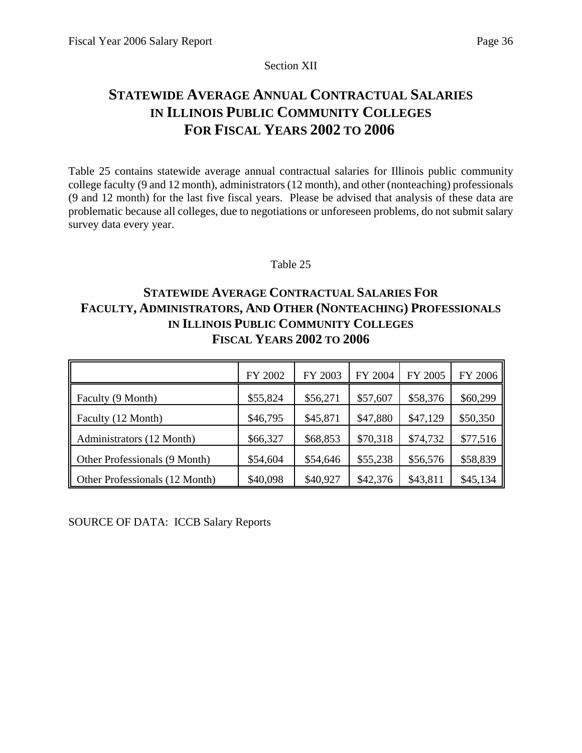Section XII

# STATEWIDE AVERAGE ANNUAL CONTRACTUAL SALARIES IN ILLINOIS PUBLIC COMMUNITY COLLEGES FOR FISCAL YEARS 2002 TO 2006

Table 25 contains statewide average annual contractual salaries for Illinois public community college faculty (9 and 12 month), administrators (12 month), and other (nonteaching) professionals (9 and 12 month) for the last five fiscal years. Please be advised that analysis of these data are problematic because all colleges, due to negotiations or unforeseen problems, do not submit salary survey data every year.

Table 25

## STATEWIDE AVERAGE CONTRACTUAL SALARIES FOR FACULTY, ADMINISTRATORS, AND OTHER (NONTEACHING) PROFESSIONALS IN ILLINOIS PUBLIC COMMUNITY COLLEGES FISCAL YEARS 2002 TO 2006

| | FY 2002 | FY 2003 | FY 2004 | FY 2005 | FY 2006 |
|---|---|---|---|---|---|
| Faculty (9 Month) | $55,824 | $56,271 | $57,607 | $58,376 | $60,299 |
| Faculty (12 Month) | $46,795 | $45,871 | $47,880 | $47,129 | $50,350 |
| Administrators (12 Month) | $66,327 | $68,853 | $70,318 | $74,732 | $77,516 |
| Other Professionals (9 Month) | $54,604 | $54,646 | $55,238 | $56,576 | $58,839 |
| Other Professionals (12 Month) | $40,098 | $40,927 | $42,376 | $43,811 | $45,134 |

SOURCE OF DATA: ICCB Salary Reports